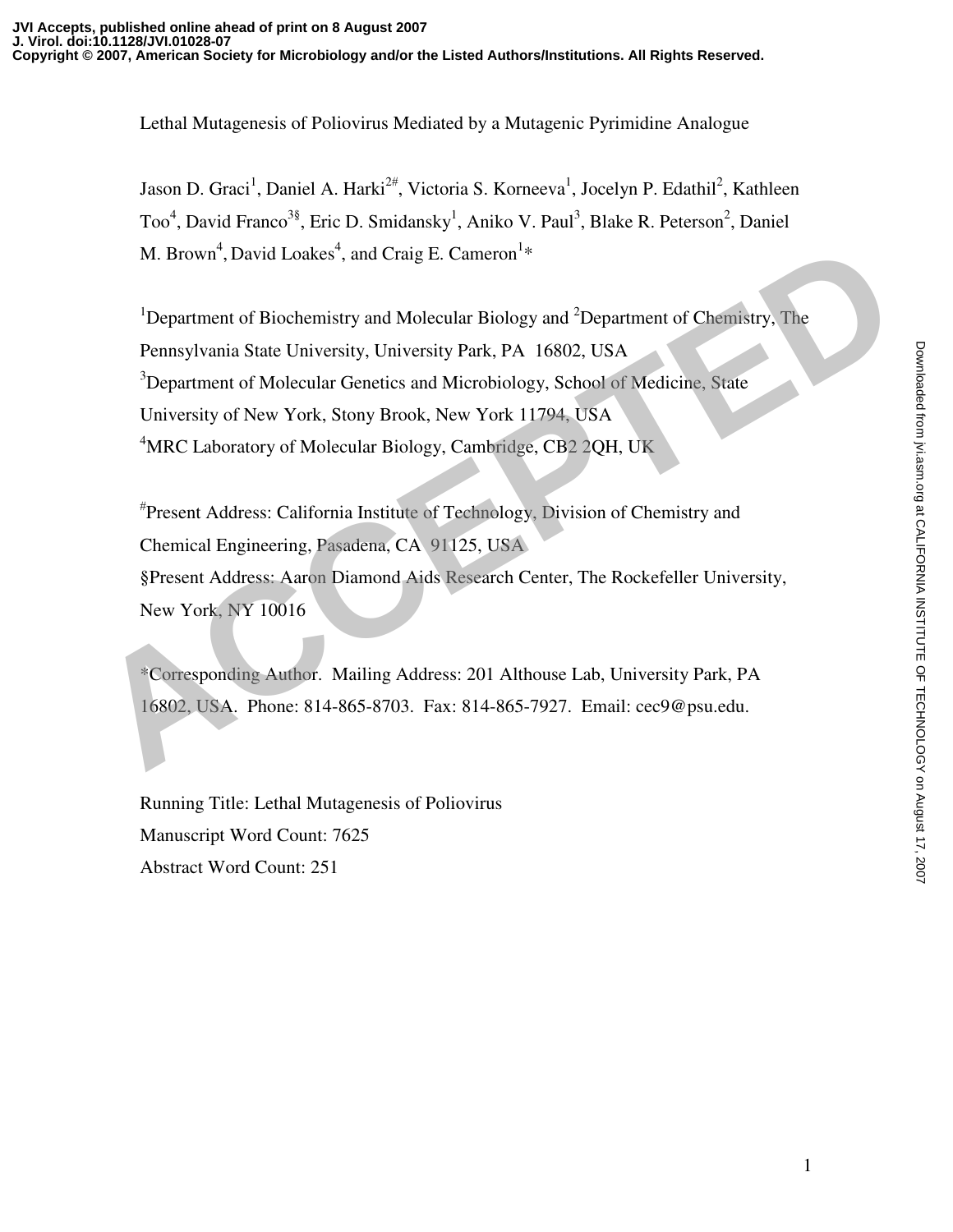JVI Accepts, published online ahead of print on 8 August 2007
J. Virol. doi:10.1128/JVI.01028-07
Copyright © 2007, American Society for Microbiology and/or the Listed Authors/Institutions. All Rights Reserved.

# Lethal Mutagenesis of Poliovirus Mediated by a Mutagenic Pyrimidine Analogue

Jason D. Graci[1], Daniel A. Harki[2#], Victoria S. Korneeva[1], Jocelyn P. Edathil[2], Kathleen Too[4], David Franco[3§], Eric D. Smidansky[1], Aniko V. Paul[3], Blake R. Peterson[2], Daniel M. Brown[4], David Loakes[4], and Craig E. Cameron[1]*

[1]Department of Biochemistry and Molecular Biology and [2]Department of Chemistry, The Pennsylvania State University, University Park, PA 16802, USA

[3]Department of Molecular Genetics and Microbiology, School of Medicine, State University of New York, Stony Brook, New York 11794, USA

[4]MRC Laboratory of Molecular Biology, Cambridge, CB2 2QH, UK

[#]Present Address: California Institute of Technology, Division of Chemistry and Chemical Engineering, Pasadena, CA 91125, USA

§Present Address: Aaron Diamond Aids Research Center, The Rockefeller University, New York, NY 10016

*Corresponding Author. Mailing Address: 201 Althouse Lab, University Park, PA 16802, USA. Phone: 814-865-8703. Fax: 814-865-7927. Email: cec9@psu.edu.

Running Title: Lethal Mutagenesis of Poliovirus

Manuscript Word Count: 7625

Abstract Word Count: 251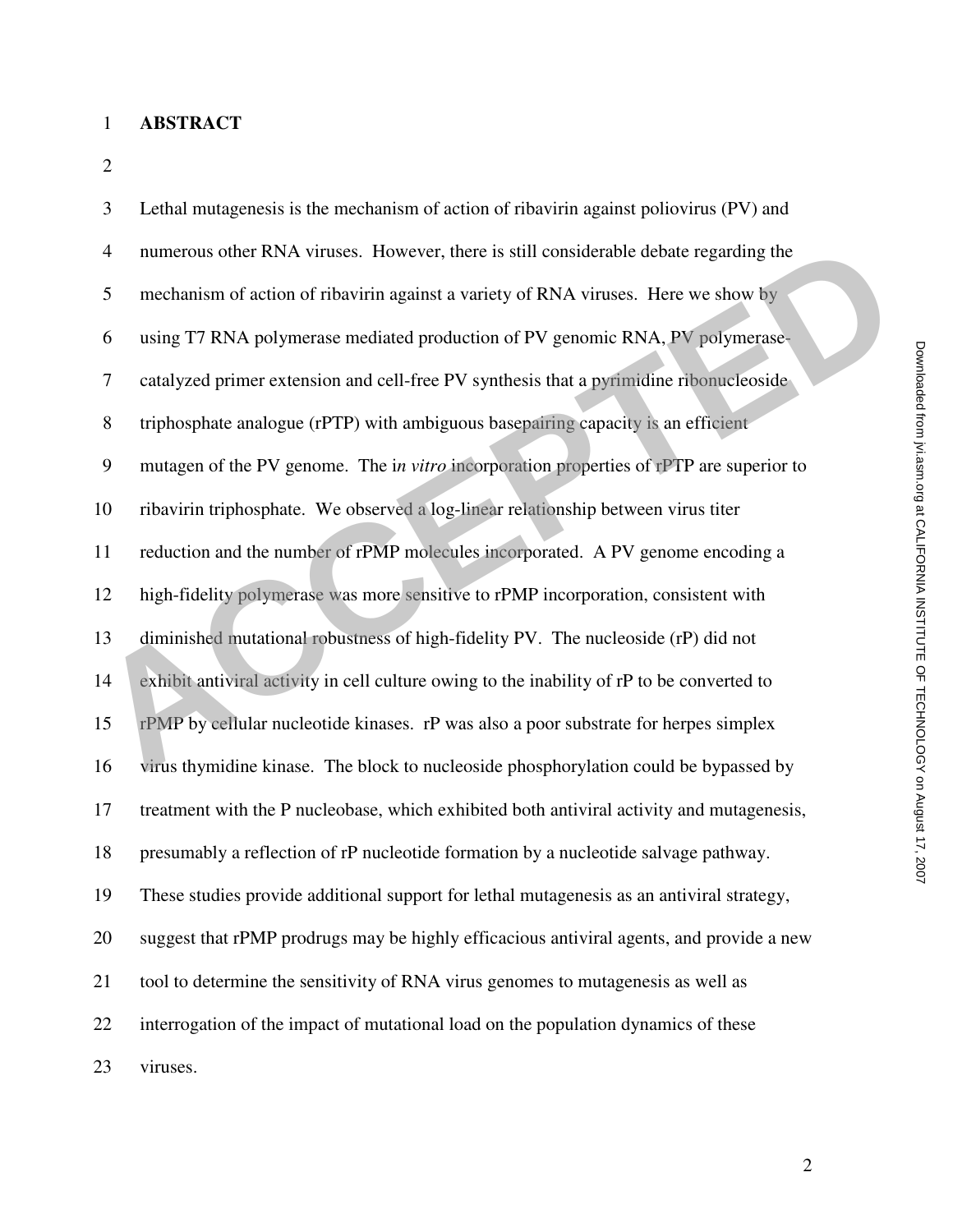# ABSTRACT

Lethal mutagenesis is the mechanism of action of ribavirin against poliovirus (PV) and numerous other RNA viruses. However, there is still considerable debate regarding the mechanism of action of ribavirin against a variety of RNA viruses. Here we show by using T7 RNA polymerase mediated production of PV genomic RNA, PV polymerase-catalyzed primer extension and cell-free PV synthesis that a pyrimidine ribonucleoside triphosphate analogue (rPTP) with ambiguous basepairing capacity is an efficient mutagen of the PV genome. The i*n vitro* incorporation properties of rPTP are superior to ribavirin triphosphate. We observed a log-linear relationship between virus titer reduction and the number of rPMP molecules incorporated. A PV genome encoding a high-fidelity polymerase was more sensitive to rPMP incorporation, consistent with diminished mutational robustness of high-fidelity PV. The nucleoside (rP) did not exhibit antiviral activity in cell culture owing to the inability of rP to be converted to rPMP by cellular nucleotide kinases. rP was also a poor substrate for herpes simplex virus thymidine kinase. The block to nucleoside phosphorylation could be bypassed by treatment with the P nucleobase, which exhibited both antiviral activity and mutagenesis, presumably a reflection of rP nucleotide formation by a nucleotide salvage pathway. These studies provide additional support for lethal mutagenesis as an antiviral strategy, suggest that rPMP prodrugs may be highly efficacious antiviral agents, and provide a new tool to determine the sensitivity of RNA virus genomes to mutagenesis as well as interrogation of the impact of mutational load on the population dynamics of these viruses.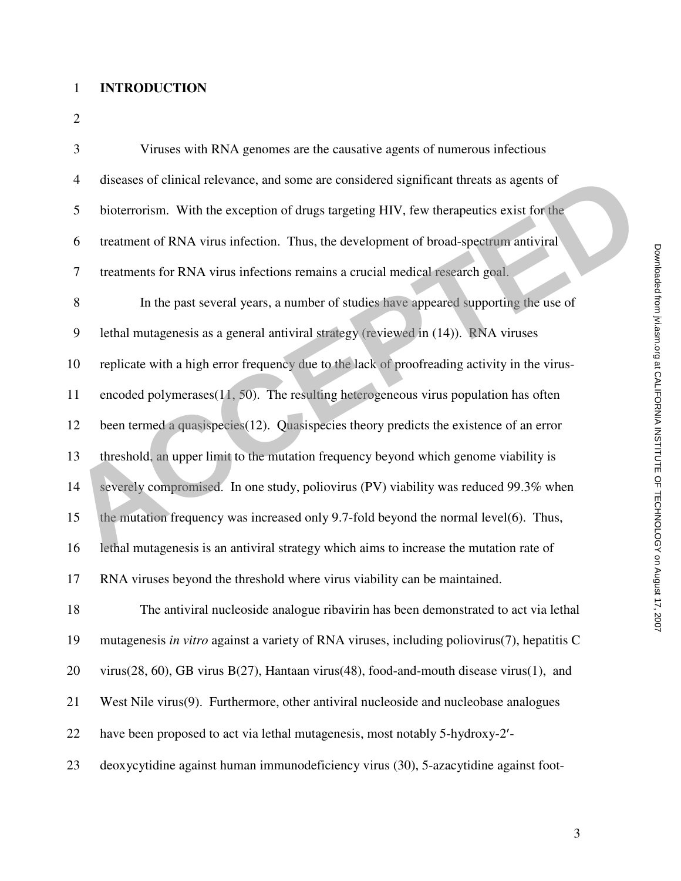## INTRODUCTION

Viruses with RNA genomes are the causative agents of numerous infectious diseases of clinical relevance, and some are considered significant threats as agents of bioterrorism. With the exception of drugs targeting HIV, few therapeutics exist for the treatment of RNA virus infection. Thus, the development of broad-spectrum antiviral treatments for RNA virus infections remains a crucial medical research goal.

In the past several years, a number of studies have appeared supporting the use of lethal mutagenesis as a general antiviral strategy (reviewed in (14)). RNA viruses replicate with a high error frequency due to the lack of proofreading activity in the virus-encoded polymerases(11, 50). The resulting heterogeneous virus population has often been termed a quasispecies(12). Quasispecies theory predicts the existence of an error threshold, an upper limit to the mutation frequency beyond which genome viability is severely compromised. In one study, poliovirus (PV) viability was reduced 99.3% when the mutation frequency was increased only 9.7-fold beyond the normal level(6). Thus, lethal mutagenesis is an antiviral strategy which aims to increase the mutation rate of RNA viruses beyond the threshold where virus viability can be maintained.

The antiviral nucleoside analogue ribavirin has been demonstrated to act via lethal mutagenesis *in vitro* against a variety of RNA viruses, including poliovirus(7), hepatitis C virus(28, 60), GB virus B(27), Hantaan virus(48), food-and-mouth disease virus(1), and West Nile virus(9). Furthermore, other antiviral nucleoside and nucleobase analogues have been proposed to act via lethal mutagenesis, most notably 5-hydroxy-2′-deoxycytidine against human immunodeficiency virus (30), 5-azacytidine against foot-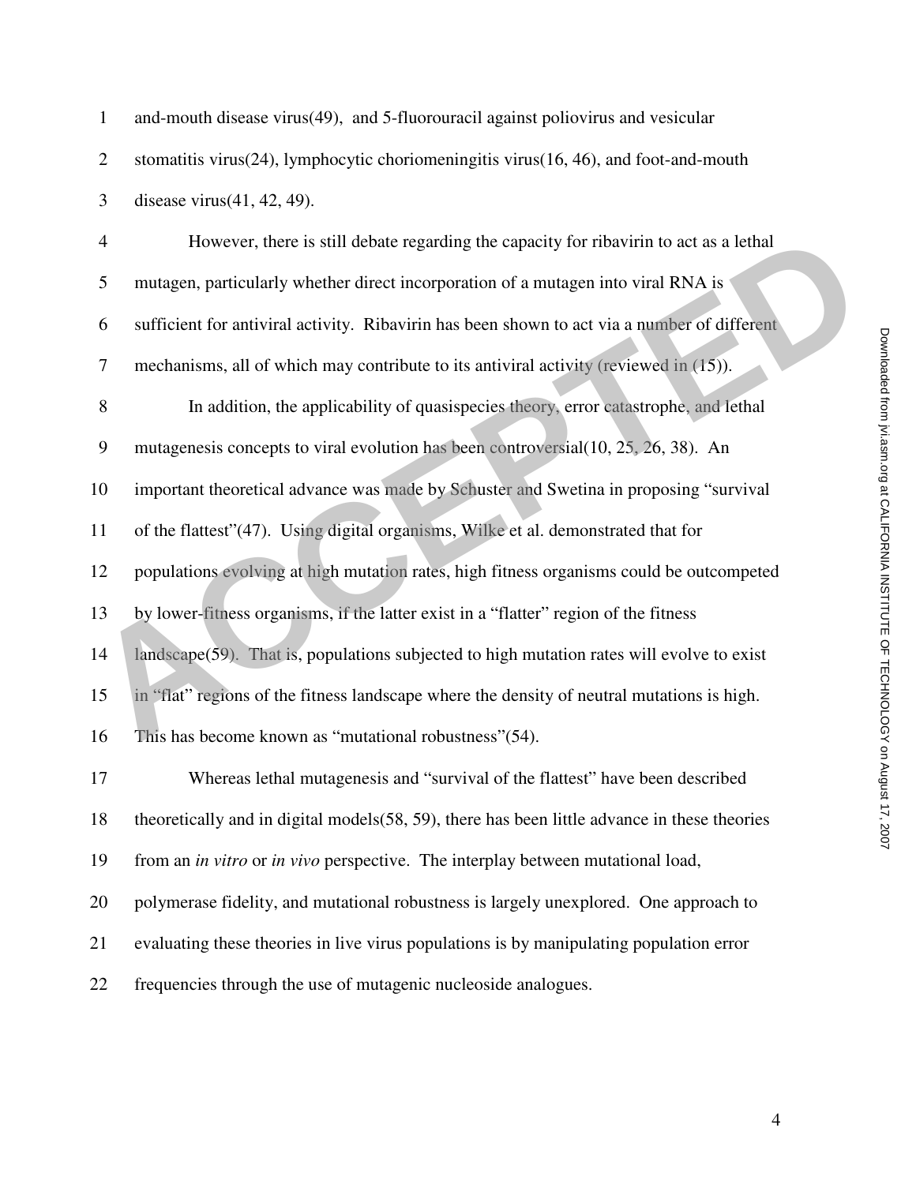and-mouth disease virus(49), and 5-fluorouracil against poliovirus and vesicular stomatitis virus(24), lymphocytic choriomeningitis virus(16, 46), and foot-and-mouth disease virus(41, 42, 49).

However, there is still debate regarding the capacity for ribavirin to act as a lethal mutagen, particularly whether direct incorporation of a mutagen into viral RNA is sufficient for antiviral activity. Ribavirin has been shown to act via a number of different mechanisms, all of which may contribute to its antiviral activity (reviewed in (15)).

In addition, the applicability of quasispecies theory, error catastrophe, and lethal mutagenesis concepts to viral evolution has been controversial(10, 25, 26, 38). An important theoretical advance was made by Schuster and Swetina in proposing "survival of the flattest"(47). Using digital organisms, Wilke et al. demonstrated that for populations evolving at high mutation rates, high fitness organisms could be outcompeted by lower-fitness organisms, if the latter exist in a "flatter" region of the fitness landscape(59). That is, populations subjected to high mutation rates will evolve to exist in "flat" regions of the fitness landscape where the density of neutral mutations is high. This has become known as "mutational robustness"(54).

Whereas lethal mutagenesis and "survival of the flattest" have been described theoretically and in digital models(58, 59), there has been little advance in these theories from an *in vitro* or *in vivo* perspective. The interplay between mutational load, polymerase fidelity, and mutational robustness is largely unexplored. One approach to evaluating these theories in live virus populations is by manipulating population error frequencies through the use of mutagenic nucleoside analogues.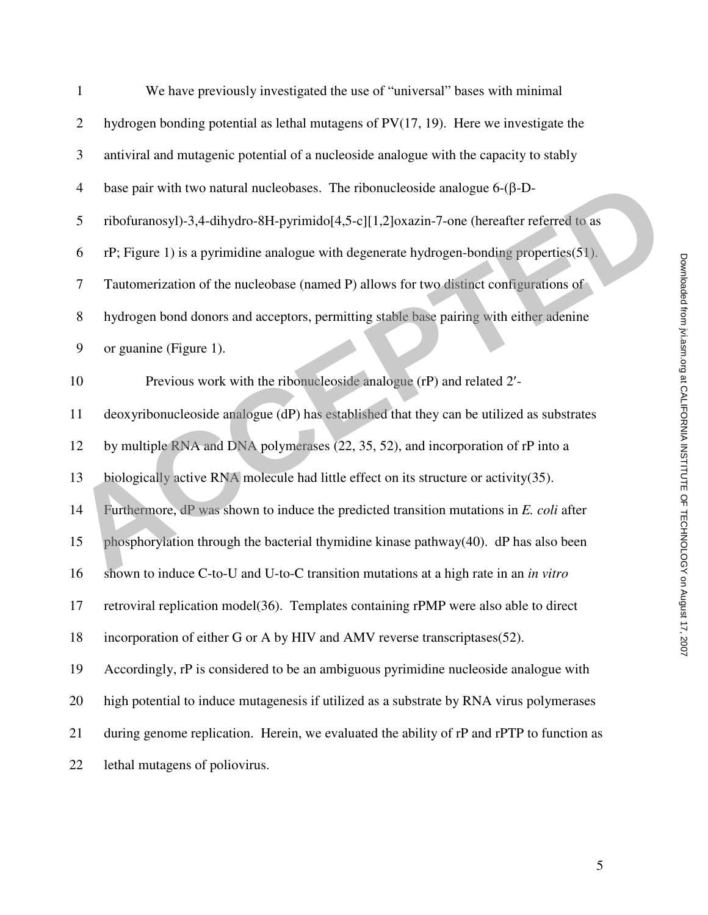We have previously investigated the use of "universal" bases with minimal hydrogen bonding potential as lethal mutagens of PV(17, 19). Here we investigate the antiviral and mutagenic potential of a nucleoside analogue with the capacity to stably base pair with two natural nucleobases. The ribonucleoside analogue 6-(β-D-ribofuranosyl)-3,4-dihydro-8H-pyrimido[4,5-c][1,2]oxazin-7-one (hereafter referred to as rP; Figure 1) is a pyrimidine analogue with degenerate hydrogen-bonding properties(51). Tautomerization of the nucleobase (named P) allows for two distinct configurations of hydrogen bond donors and acceptors, permitting stable base pairing with either adenine or guanine (Figure 1).

Previous work with the ribonucleoside analogue (rP) and related 2′-deoxyribonucleoside analogue (dP) has established that they can be utilized as substrates by multiple RNA and DNA polymerases (22, 35, 52), and incorporation of rP into a biologically active RNA molecule had little effect on its structure or activity(35). Furthermore, dP was shown to induce the predicted transition mutations in *E. coli* after phosphorylation through the bacterial thymidine kinase pathway(40). dP has also been shown to induce C-to-U and U-to-C transition mutations at a high rate in an *in vitro* retroviral replication model(36). Templates containing rPMP were also able to direct incorporation of either G or A by HIV and AMV reverse transcriptases(52). Accordingly, rP is considered to be an ambiguous pyrimidine nucleoside analogue with high potential to induce mutagenesis if utilized as a substrate by RNA virus polymerases during genome replication. Herein, we evaluated the ability of rP and rPTP to function as lethal mutagens of poliovirus.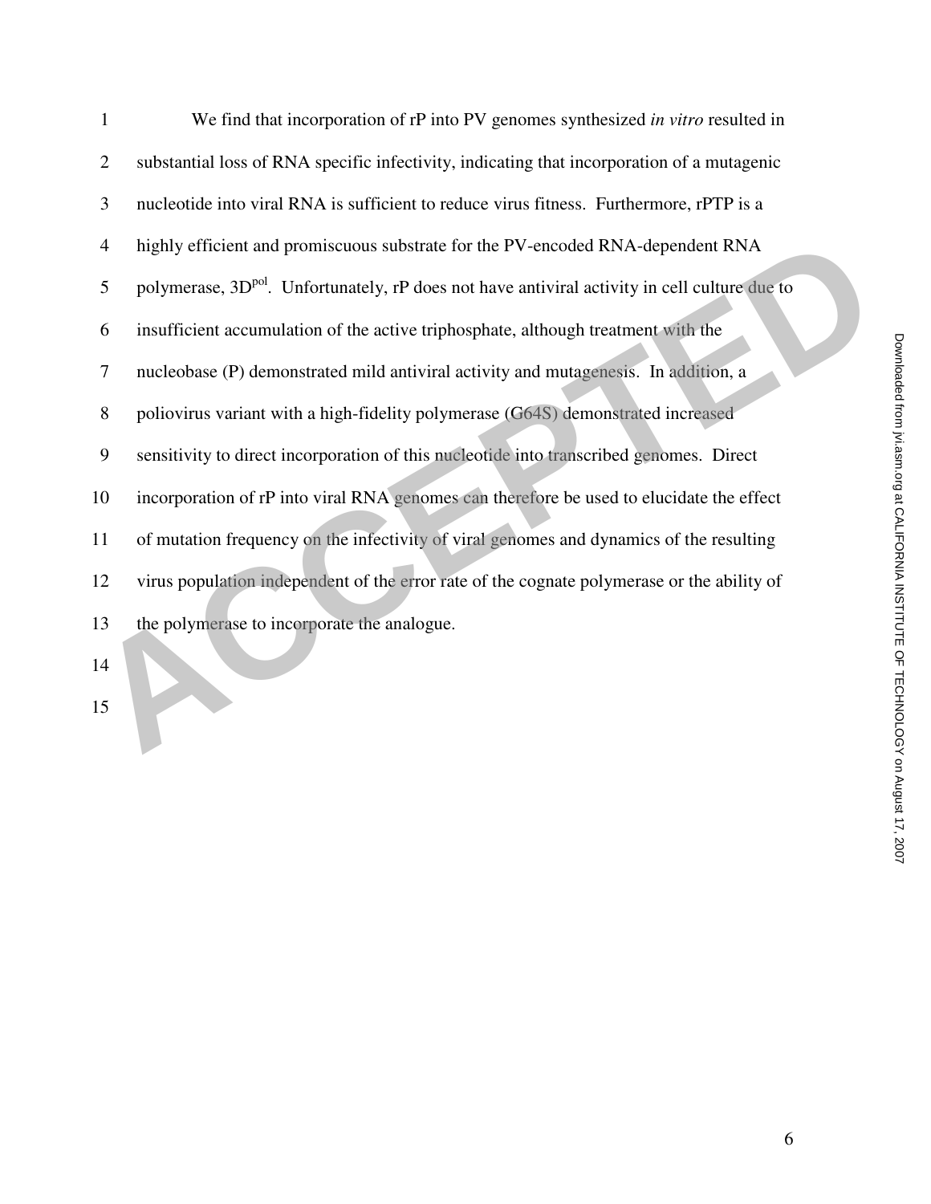We find that incorporation of rP into PV genomes synthesized *in vitro* resulted in substantial loss of RNA specific infectivity, indicating that incorporation of a mutagenic nucleotide into viral RNA is sufficient to reduce virus fitness. Furthermore, rPTP is a highly efficient and promiscuous substrate for the PV-encoded RNA-dependent RNA polymerase, $3D^{pol}$. Unfortunately, rP does not have antiviral activity in cell culture due to insufficient accumulation of the active triphosphate, although treatment with the nucleobase (P) demonstrated mild antiviral activity and mutagenesis. In addition, a poliovirus variant with a high-fidelity polymerase (G64S) demonstrated increased sensitivity to direct incorporation of this nucleotide into transcribed genomes. Direct incorporation of rP into viral RNA genomes can therefore be used to elucidate the effect of mutation frequency on the infectivity of viral genomes and dynamics of the resulting virus population independent of the error rate of the cognate polymerase or the ability of the polymerase to incorporate the analogue.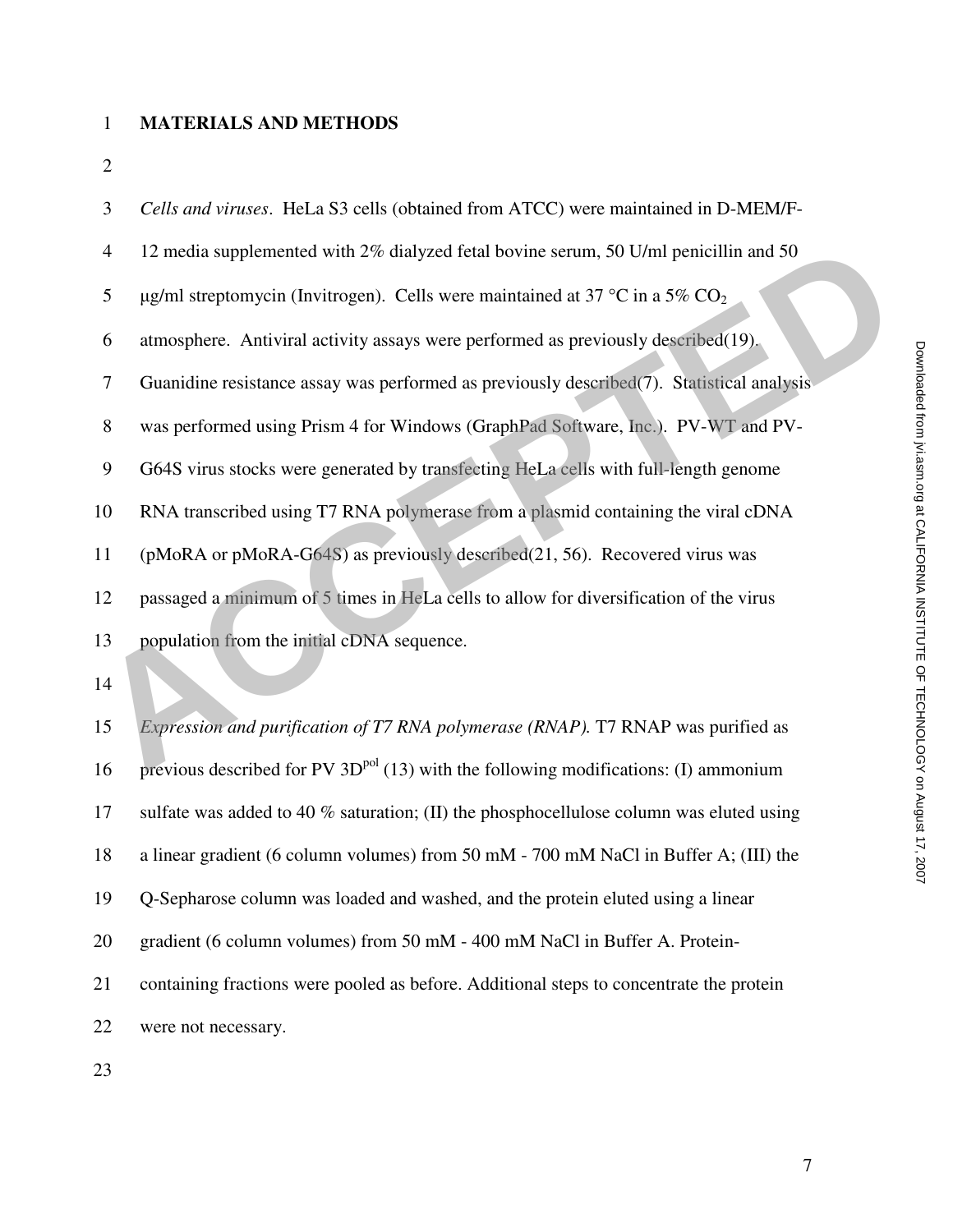## MATERIALS AND METHODS

*Cells and viruses*. HeLa S3 cells (obtained from ATCC) were maintained in D-MEM/F-12 media supplemented with 2% dialyzed fetal bovine serum, 50 U/ml penicillin and 50 μg/ml streptomycin (Invitrogen). Cells were maintained at 37 °C in a 5% $CO_2$ atmosphere. Antiviral activity assays were performed as previously described(19). Guanidine resistance assay was performed as previously described(7). Statistical analysis was performed using Prism 4 for Windows (GraphPad Software, Inc.). PV-WT and PV-G64S virus stocks were generated by transfecting HeLa cells with full-length genome RNA transcribed using T7 RNA polymerase from a plasmid containing the viral cDNA (pMoRA or pMoRA-G64S) as previously described(21, 56). Recovered virus was passaged a minimum of 5 times in HeLa cells to allow for diversification of the virus population from the initial cDNA sequence.

*Expression and purification of T7 RNA polymerase (RNAP).* T7 RNAP was purified as previous described for PV $3D^{pol}$ (13) with the following modifications: (I) ammonium sulfate was added to 40 % saturation; (II) the phosphocellulose column was eluted using a linear gradient (6 column volumes) from 50 mM - 700 mM NaCl in Buffer A; (III) the Q-Sepharose column was loaded and washed, and the protein eluted using a linear gradient (6 column volumes) from 50 mM - 400 mM NaCl in Buffer A. Protein-containing fractions were pooled as before. Additional steps to concentrate the protein were not necessary.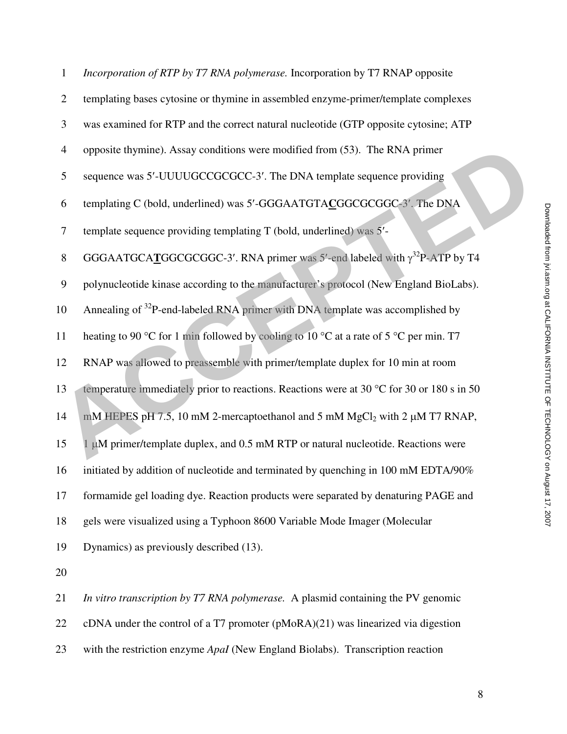*Incorporation of RTP by T7 RNA polymerase.* Incorporation by T7 RNAP opposite templating bases cytosine or thymine in assembled enzyme-primer/template complexes was examined for RTP and the correct natural nucleotide (GTP opposite cytosine; ATP opposite thymine). Assay conditions were modified from (53). The RNA primer sequence was 5′-UUUUGCCGCGCC-3′. The DNA template sequence providing templating C (bold, underlined) was 5′-GGGAATGTA**<u>C</u>**GGCGCGGC-3′. The DNA template sequence providing templating T (bold, underlined) was 5′-GGGAATGCA**<u>T</u>**GGCGCGGC-3′. RNA primer was 5′-end labeled with $\gamma^{32}$P-ATP by T4 polynucleotide kinase according to the manufacturer's protocol (New England BioLabs). Annealing of $^{32}$P-end-labeled RNA primer with DNA template was accomplished by heating to 90 °C for 1 min followed by cooling to 10 °C at a rate of 5 °C per min. T7 RNAP was allowed to preassemble with primer/template duplex for 10 min at room temperature immediately prior to reactions. Reactions were at 30 °C for 30 or 180 s in 50 mM HEPES pH 7.5, 10 mM 2-mercaptoethanol and 5 mM $MgCl_2$ with 2 μM T7 RNAP, 1 μM primer/template duplex, and 0.5 mM RTP or natural nucleotide. Reactions were initiated by addition of nucleotide and terminated by quenching in 100 mM EDTA/90% formamide gel loading dye. Reaction products were separated by denaturing PAGE and gels were visualized using a Typhoon 8600 Variable Mode Imager (Molecular Dynamics) as previously described (13).

*In vitro transcription by T7 RNA polymerase.* A plasmid containing the PV genomic cDNA under the control of a T7 promoter (pMoRA)(21) was linearized via digestion with the restriction enzyme *ApaI* (New England Biolabs). Transcription reaction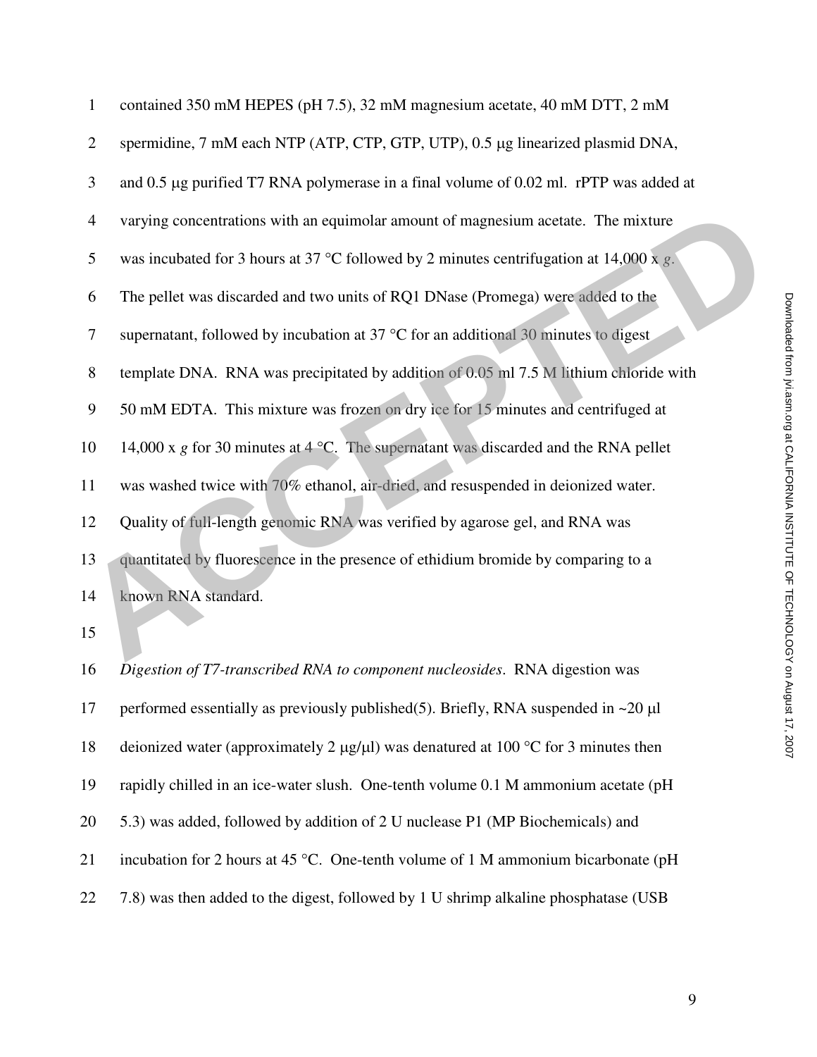contained 350 mM HEPES (pH 7.5), 32 mM magnesium acetate, 40 mM DTT, 2 mM spermidine, 7 mM each NTP (ATP, CTP, GTP, UTP), 0.5 μg linearized plasmid DNA, and 0.5 μg purified T7 RNA polymerase in a final volume of 0.02 ml. rPTP was added at varying concentrations with an equimolar amount of magnesium acetate. The mixture was incubated for 3 hours at 37 °C followed by 2 minutes centrifugation at 14,000 x *g*. The pellet was discarded and two units of RQ1 DNase (Promega) were added to the supernatant, followed by incubation at 37 °C for an additional 30 minutes to digest template DNA. RNA was precipitated by addition of 0.05 ml 7.5 M lithium chloride with 50 mM EDTA. This mixture was frozen on dry ice for 15 minutes and centrifuged at 14,000 x *g* for 30 minutes at 4 °C. The supernatant was discarded and the RNA pellet was washed twice with 70% ethanol, air-dried, and resuspended in deionized water. Quality of full-length genomic RNA was verified by agarose gel, and RNA was quantitated by fluorescence in the presence of ethidium bromide by comparing to a known RNA standard.

*Digestion of T7-transcribed RNA to component nucleosides*. RNA digestion was performed essentially as previously published(5). Briefly, RNA suspended in ~20 μl deionized water (approximately 2 μg/μl) was denatured at 100 °C for 3 minutes then rapidly chilled in an ice-water slush. One-tenth volume 0.1 M ammonium acetate (pH 5.3) was added, followed by addition of 2 U nuclease P1 (MP Biochemicals) and incubation for 2 hours at 45 °C. One-tenth volume of 1 M ammonium bicarbonate (pH 7.8) was then added to the digest, followed by 1 U shrimp alkaline phosphatase (USB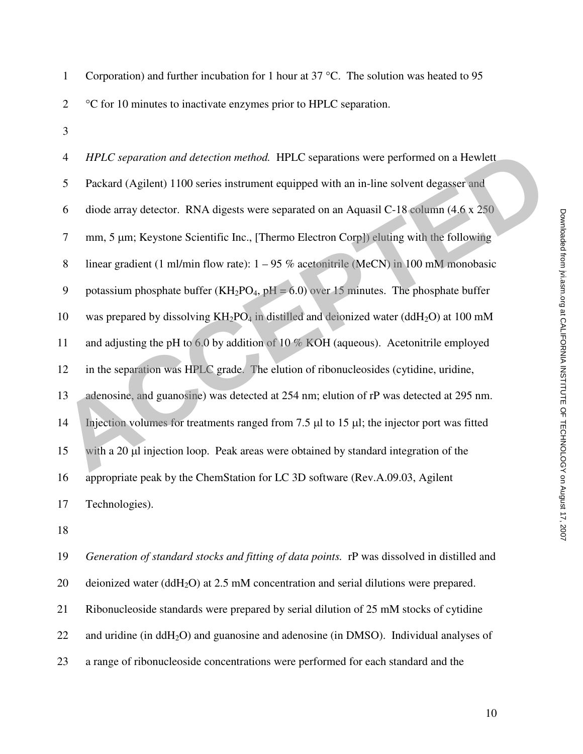Corporation) and further incubation for 1 hour at 37 °C. The solution was heated to 95 °C for 10 minutes to inactivate enzymes prior to HPLC separation.

*HPLC separation and detection method.* HPLC separations were performed on a Hewlett Packard (Agilent) 1100 series instrument equipped with an in-line solvent degasser and diode array detector. RNA digests were separated on an Aquasil C-18 column (4.6 x 250 mm, 5 μm; Keystone Scientific Inc., [Thermo Electron Corp]) eluting with the following linear gradient (1 ml/min flow rate): 1 – 95 % acetonitrile (MeCN) in 100 mM monobasic potassium phosphate buffer ($KH_2PO_4$, pH = 6.0) over 15 minutes. The phosphate buffer was prepared by dissolving $KH_2PO_4$ in distilled and deionized water ($ddH_2O$) at 100 mM and adjusting the pH to 6.0 by addition of 10 % KOH (aqueous). Acetonitrile employed in the separation was HPLC grade. The elution of ribonucleosides (cytidine, uridine, adenosine, and guanosine) was detected at 254 nm; elution of rP was detected at 295 nm. Injection volumes for treatments ranged from 7.5 μl to 15 μl; the injector port was fitted with a 20 μl injection loop. Peak areas were obtained by standard integration of the appropriate peak by the ChemStation for LC 3D software (Rev.A.09.03, Agilent Technologies).

*Generation of standard stocks and fitting of data points.* rP was dissolved in distilled and deionized water ($ddH_2O$) at 2.5 mM concentration and serial dilutions were prepared. Ribonucleoside standards were prepared by serial dilution of 25 mM stocks of cytidine and uridine (in $ddH_2O$) and guanosine and adenosine (in DMSO). Individual analyses of a range of ribonucleoside concentrations were performed for each standard and the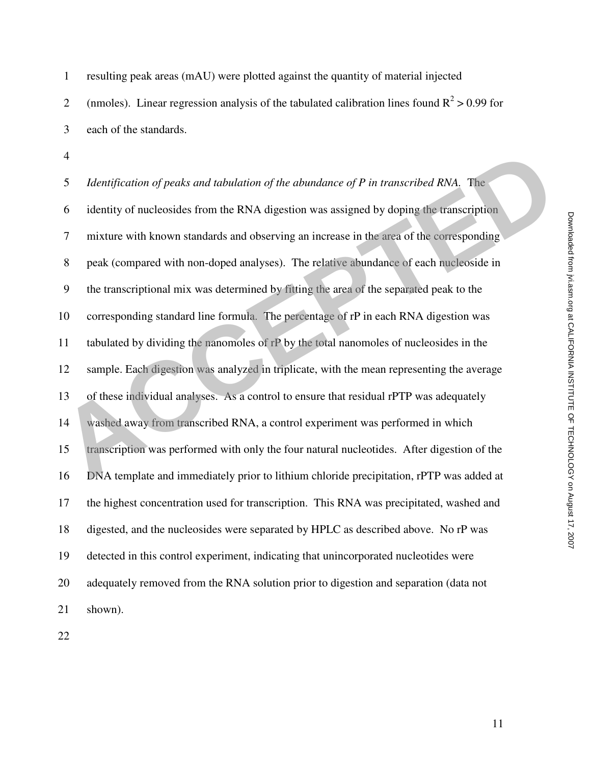resulting peak areas (mAU) were plotted against the quantity of material injected (nmoles). Linear regression analysis of the tabulated calibration lines found $R^2 > 0.99$ for each of the standards.

*Identification of peaks and tabulation of the abundance of P in transcribed RNA.* The identity of nucleosides from the RNA digestion was assigned by doping the transcription mixture with known standards and observing an increase in the area of the corresponding peak (compared with non-doped analyses). The relative abundance of each nucleoside in the transcriptional mix was determined by fitting the area of the separated peak to the corresponding standard line formula. The percentage of rP in each RNA digestion was tabulated by dividing the nanomoles of rP by the total nanomoles of nucleosides in the sample. Each digestion was analyzed in triplicate, with the mean representing the average of these individual analyses. As a control to ensure that residual rPTP was adequately washed away from transcribed RNA, a control experiment was performed in which transcription was performed with only the four natural nucleotides. After digestion of the DNA template and immediately prior to lithium chloride precipitation, rPTP was added at the highest concentration used for transcription. This RNA was precipitated, washed and digested, and the nucleosides were separated by HPLC as described above. No rP was detected in this control experiment, indicating that unincorporated nucleotides were adequately removed from the RNA solution prior to digestion and separation (data not shown).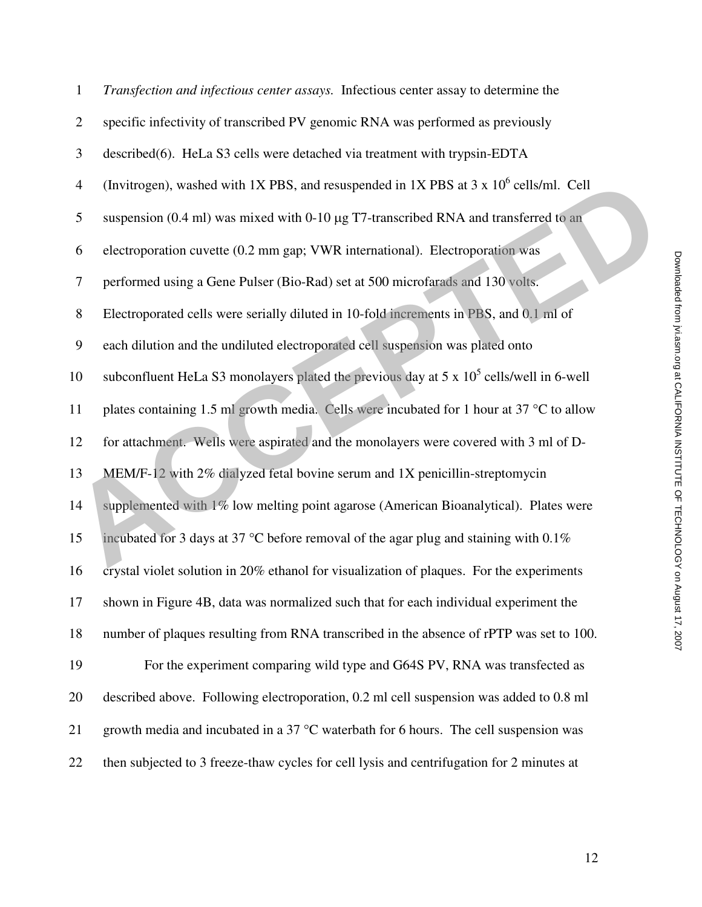*Transfection and infectious center assays.* Infectious center assay to determine the specific infectivity of transcribed PV genomic RNA was performed as previously described(6). HeLa S3 cells were detached via treatment with trypsin-EDTA (Invitrogen), washed with 1X PBS, and resuspended in 1X PBS at $3 \times 10^6$ cells/ml. Cell suspension (0.4 ml) was mixed with 0-10 μg T7-transcribed RNA and transferred to an electroporation cuvette (0.2 mm gap; VWR international). Electroporation was performed using a Gene Pulser (Bio-Rad) set at 500 microfarads and 130 volts. Electroporated cells were serially diluted in 10-fold increments in PBS, and 0.1 ml of each dilution and the undiluted electroporated cell suspension was plated onto subconfluent HeLa S3 monolayers plated the previous day at $5 \times 10^5$ cells/well in 6-well plates containing 1.5 ml growth media. Cells were incubated for 1 hour at 37 °C to allow for attachment. Wells were aspirated and the monolayers were covered with 3 ml of D-MEM/F-12 with 2% dialyzed fetal bovine serum and 1X penicillin-streptomycin supplemented with 1% low melting point agarose (American Bioanalytical). Plates were incubated for 3 days at 37 °C before removal of the agar plug and staining with 0.1% crystal violet solution in 20% ethanol for visualization of plaques. For the experiments shown in Figure 4B, data was normalized such that for each individual experiment the number of plaques resulting from RNA transcribed in the absence of rPTP was set to 100.

For the experiment comparing wild type and G64S PV, RNA was transfected as described above. Following electroporation, 0.2 ml cell suspension was added to 0.8 ml growth media and incubated in a 37 °C waterbath for 6 hours. The cell suspension was then subjected to 3 freeze-thaw cycles for cell lysis and centrifugation for 2 minutes at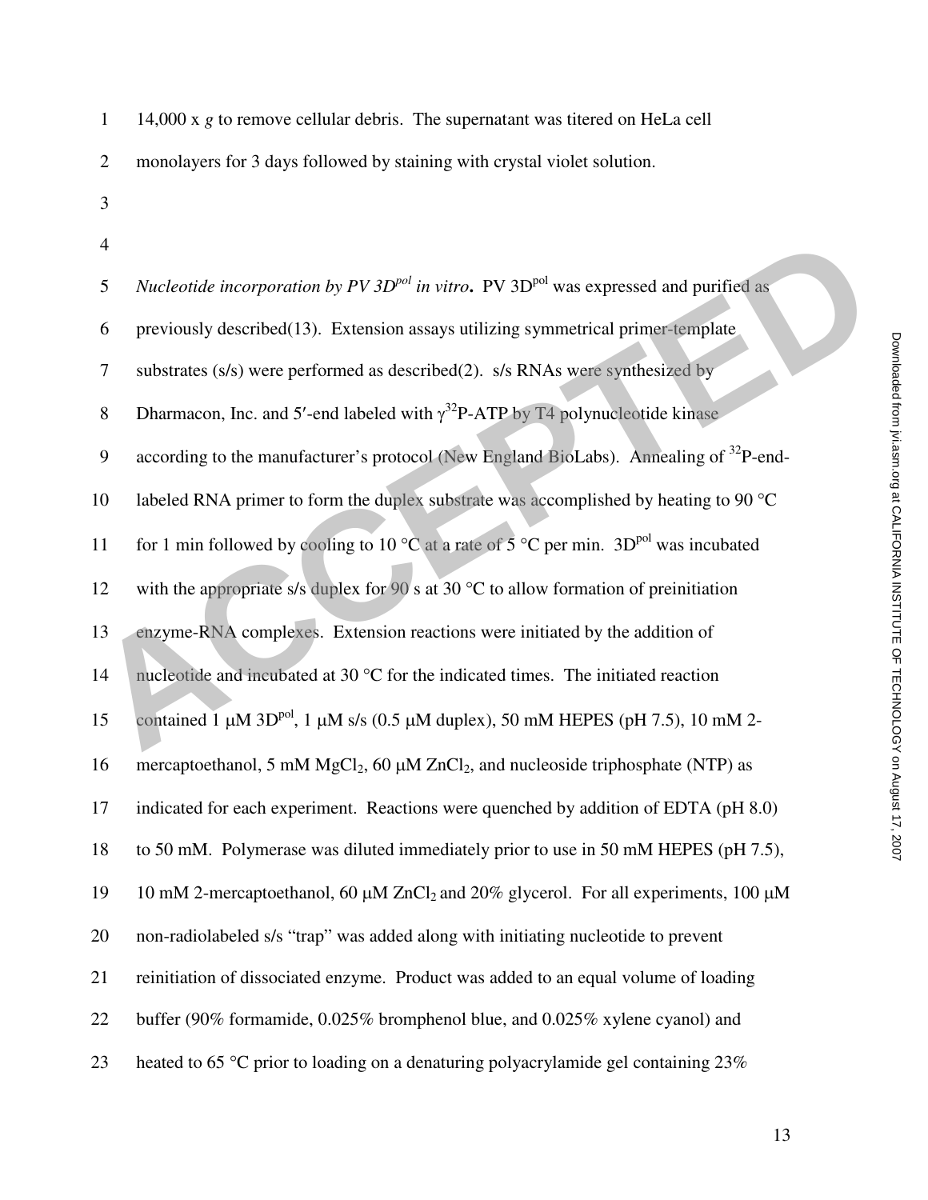14,000 x *g* to remove cellular debris. The supernatant was titered on HeLa cell monolayers for 3 days followed by staining with crystal violet solution.

***Nucleotide incorporation by PV 3D$^{pol}$ in vitro*.** PV 3D$^{pol}$ was expressed and purified as previously described(13). Extension assays utilizing symmetrical primer-template substrates (s/s) were performed as described(2). s/s RNAs were synthesized by Dharmacon, Inc. and 5′-end labeled with $\gamma^{32}$P-ATP by T4 polynucleotide kinase according to the manufacturer's protocol (New England BioLabs). Annealing of $^{32}$P-end-labeled RNA primer to form the duplex substrate was accomplished by heating to 90 °C for 1 min followed by cooling to 10 °C at a rate of 5 °C per min. 3D$^{pol}$ was incubated with the appropriate s/s duplex for 90 s at 30 °C to allow formation of preinitiation enzyme-RNA complexes. Extension reactions were initiated by the addition of nucleotide and incubated at 30 °C for the indicated times. The initiated reaction contained 1 μM 3D$^{pol}$, 1 μM s/s (0.5 μM duplex), 50 mM HEPES (pH 7.5), 10 mM 2-mercaptoethanol, 5 mM $MgCl_2$, 60 μM $ZnCl_2$, and nucleoside triphosphate (NTP) as indicated for each experiment. Reactions were quenched by addition of EDTA (pH 8.0) to 50 mM. Polymerase was diluted immediately prior to use in 50 mM HEPES (pH 7.5), 10 mM 2-mercaptoethanol, 60 μM $ZnCl_2$ and 20% glycerol. For all experiments, 100 μM non-radiolabeled s/s "trap" was added along with initiating nucleotide to prevent reinitiation of dissociated enzyme. Product was added to an equal volume of loading buffer (90% formamide, 0.025% bromphenol blue, and 0.025% xylene cyanol) and heated to 65 °C prior to loading on a denaturing polyacrylamide gel containing 23%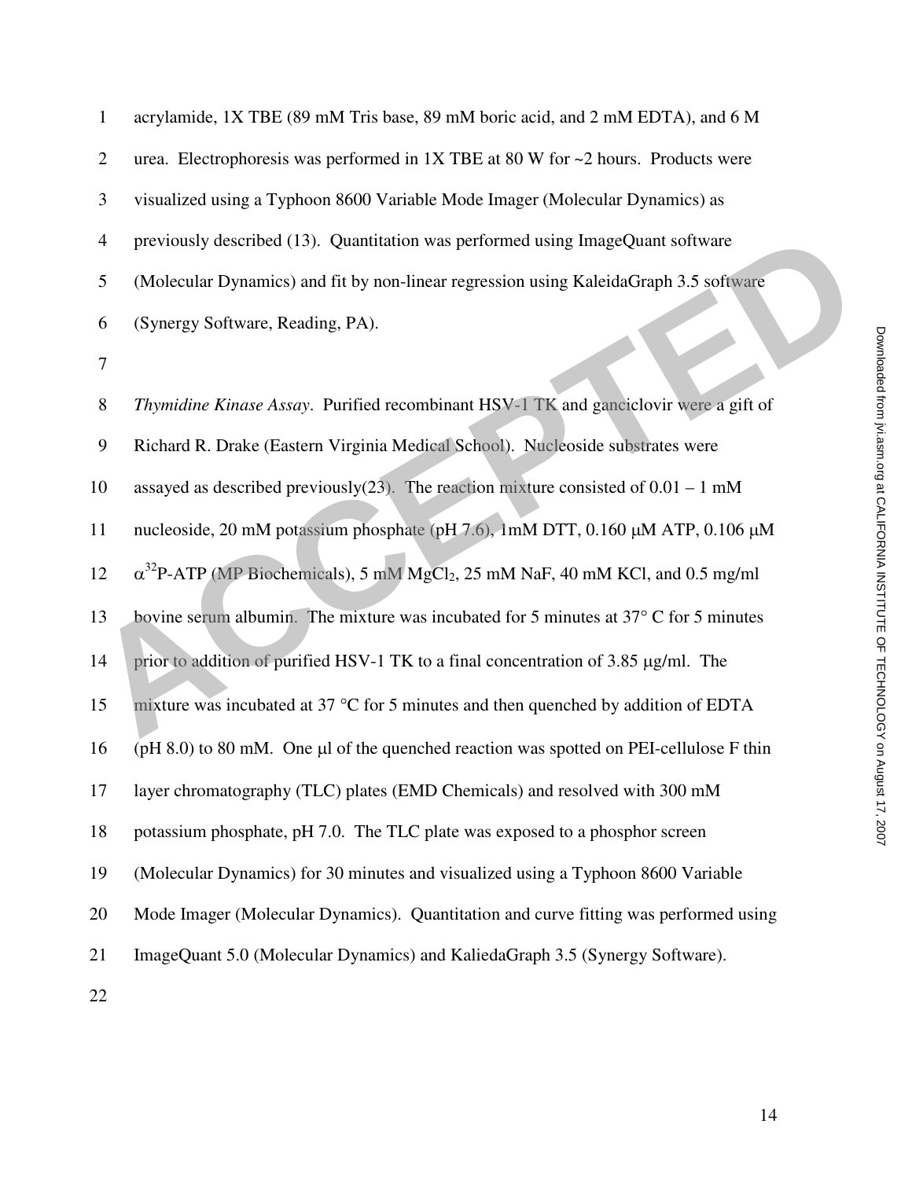acrylamide, 1X TBE (89 mM Tris base, 89 mM boric acid, and 2 mM EDTA), and 6 M urea. Electrophoresis was performed in 1X TBE at 80 W for ~2 hours. Products were visualized using a Typhoon 8600 Variable Mode Imager (Molecular Dynamics) as previously described (13). Quantitation was performed using ImageQuant software (Molecular Dynamics) and fit by non-linear regression using KaleidaGraph 3.5 software (Synergy Software, Reading, PA).

*Thymidine Kinase Assay*. Purified recombinant HSV-1 TK and ganciclovir were a gift of Richard R. Drake (Eastern Virginia Medical School). Nucleoside substrates were assayed as described previously(23). The reaction mixture consisted of 0.01 – 1 mM nucleoside, 20 mM potassium phosphate (pH 7.6), 1mM DTT, 0.160 μM ATP, 0.106 μM $\alpha^{32}$P-ATP (MP Biochemicals), 5 mM $MgCl_2$, 25 mM NaF, 40 mM KCl, and 0.5 mg/ml bovine serum albumin. The mixture was incubated for 5 minutes at 37° C for 5 minutes prior to addition of purified HSV-1 TK to a final concentration of 3.85 μg/ml. The mixture was incubated at 37 °C for 5 minutes and then quenched by addition of EDTA (pH 8.0) to 80 mM. One μl of the quenched reaction was spotted on PEI-cellulose F thin layer chromatography (TLC) plates (EMD Chemicals) and resolved with 300 mM potassium phosphate, pH 7.0. The TLC plate was exposed to a phosphor screen (Molecular Dynamics) for 30 minutes and visualized using a Typhoon 8600 Variable Mode Imager (Molecular Dynamics). Quantitation and curve fitting was performed using ImageQuant 5.0 (Molecular Dynamics) and KaliedaGraph 3.5 (Synergy Software).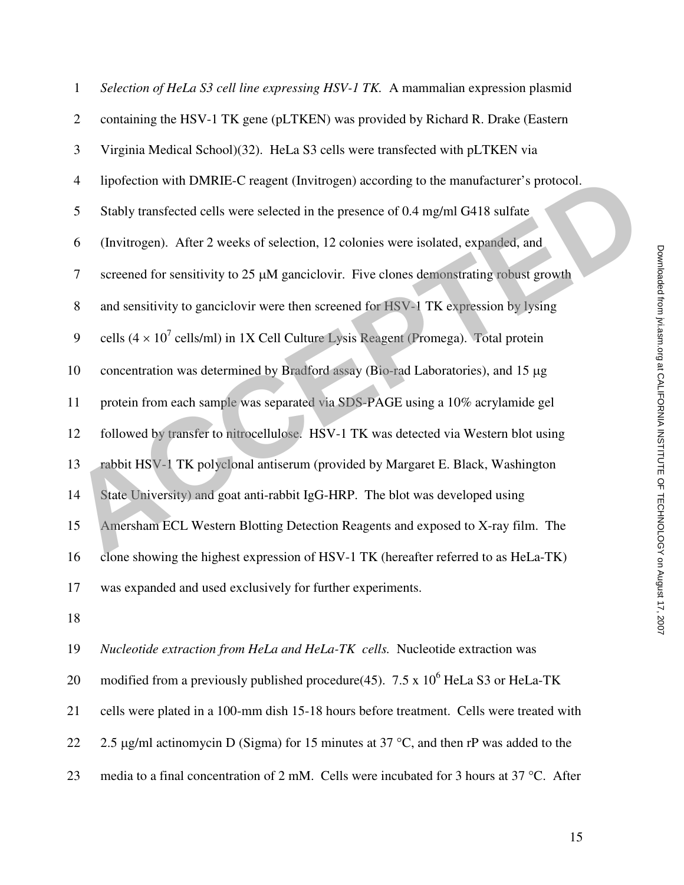*Selection of HeLa S3 cell line expressing HSV-1 TK.* A mammalian expression plasmid containing the HSV-1 TK gene (pLTKEN) was provided by Richard R. Drake (Eastern Virginia Medical School)(32). HeLa S3 cells were transfected with pLTKEN via lipofection with DMRIE-C reagent (Invitrogen) according to the manufacturer's protocol. Stably transfected cells were selected in the presence of 0.4 mg/ml G418 sulfate (Invitrogen). After 2 weeks of selection, 12 colonies were isolated, expanded, and screened for sensitivity to 25 μM ganciclovir. Five clones demonstrating robust growth and sensitivity to ganciclovir were then screened for HSV-1 TK expression by lysing cells ($4 \times 10^7$ cells/ml) in 1X Cell Culture Lysis Reagent (Promega). Total protein concentration was determined by Bradford assay (Bio-rad Laboratories), and 15 μg protein from each sample was separated via SDS-PAGE using a 10% acrylamide gel followed by transfer to nitrocellulose. HSV-1 TK was detected via Western blot using rabbit HSV-1 TK polyclonal antiserum (provided by Margaret E. Black, Washington State University) and goat anti-rabbit IgG-HRP. The blot was developed using Amersham ECL Western Blotting Detection Reagents and exposed to X-ray film. The clone showing the highest expression of HSV-1 TK (hereafter referred to as HeLa-TK) was expanded and used exclusively for further experiments.

*Nucleotide extraction from HeLa and HeLa-TK cells.* Nucleotide extraction was modified from a previously published procedure(45). $7.5 \times 10^6$ HeLa S3 or HeLa-TK cells were plated in a 100-mm dish 15-18 hours before treatment. Cells were treated with 2.5 μg/ml actinomycin D (Sigma) for 15 minutes at 37 °C, and then rP was added to the media to a final concentration of 2 mM. Cells were incubated for 3 hours at 37 °C. After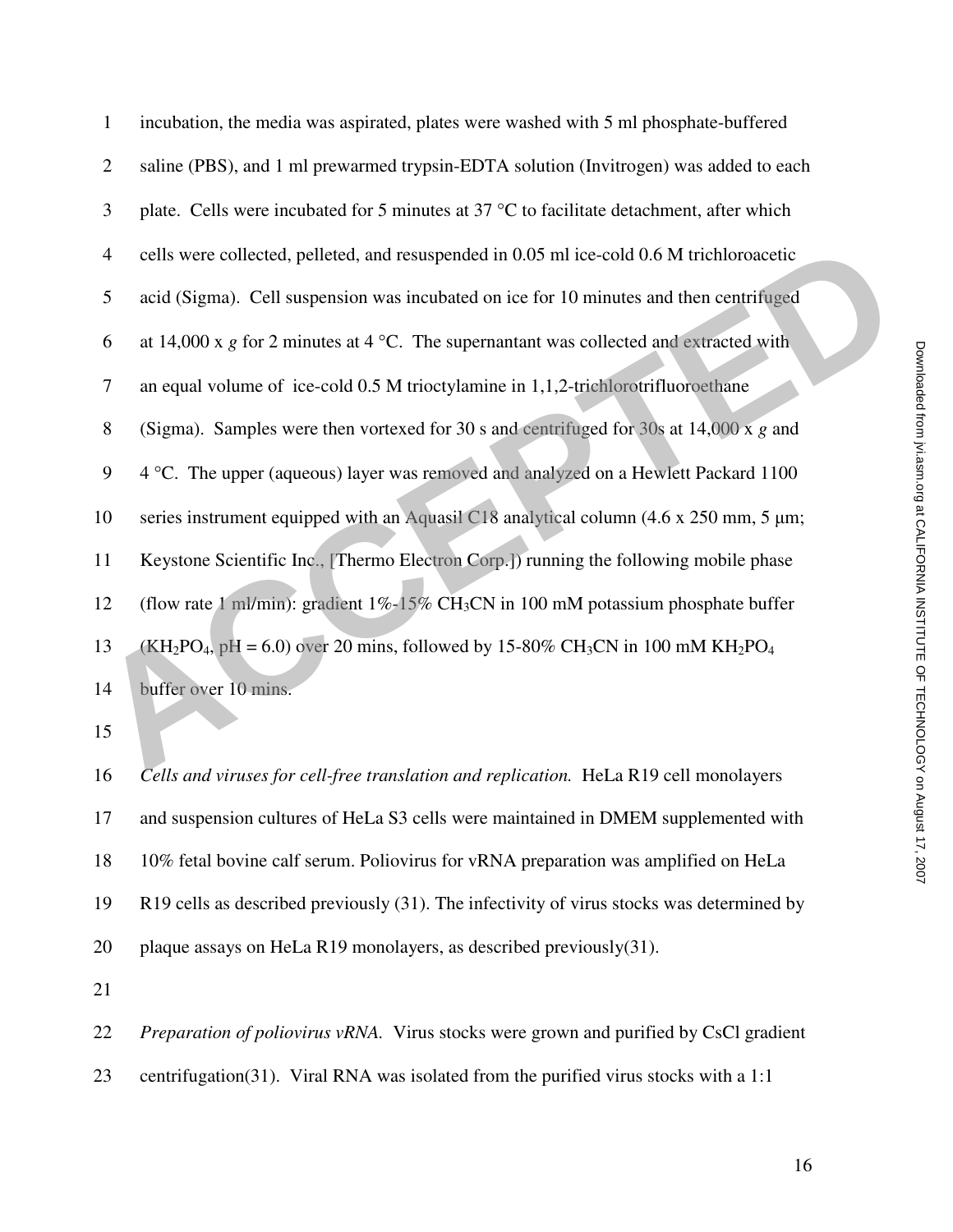incubation, the media was aspirated, plates were washed with 5 ml phosphate-buffered saline (PBS), and 1 ml prewarmed trypsin-EDTA solution (Invitrogen) was added to each plate. Cells were incubated for 5 minutes at 37 °C to facilitate detachment, after which cells were collected, pelleted, and resuspended in 0.05 ml ice-cold 0.6 M trichloroacetic acid (Sigma). Cell suspension was incubated on ice for 10 minutes and then centrifuged at 14,000 x *g* for 2 minutes at 4 °C. The supernantant was collected and extracted with an equal volume of ice-cold 0.5 M trioctylamine in 1,1,2-trichlorotrifluoroethane (Sigma). Samples were then vortexed for 30 s and centrifuged for 30s at 14,000 x *g* and 4 °C. The upper (aqueous) layer was removed and analyzed on a Hewlett Packard 1100 series instrument equipped with an Aquasil C18 analytical column (4.6 x 250 mm, 5 μm; Keystone Scientific Inc., [Thermo Electron Corp.]) running the following mobile phase (flow rate 1 ml/min): gradient 1%-15% $CH_3CN$ in 100 mM potassium phosphate buffer ($KH_2PO_4$, pH = 6.0) over 20 mins, followed by 15-80% $CH_3CN$ in 100 mM $KH_2PO_4$ buffer over 10 mins.

*Cells and viruses for cell-free translation and replication.* HeLa R19 cell monolayers and suspension cultures of HeLa S3 cells were maintained in DMEM supplemented with 10% fetal bovine calf serum. Poliovirus for vRNA preparation was amplified on HeLa R19 cells as described previously (31). The infectivity of virus stocks was determined by plaque assays on HeLa R19 monolayers, as described previously(31).

*Preparation of poliovirus vRNA.* Virus stocks were grown and purified by CsCl gradient centrifugation(31). Viral RNA was isolated from the purified virus stocks with a 1:1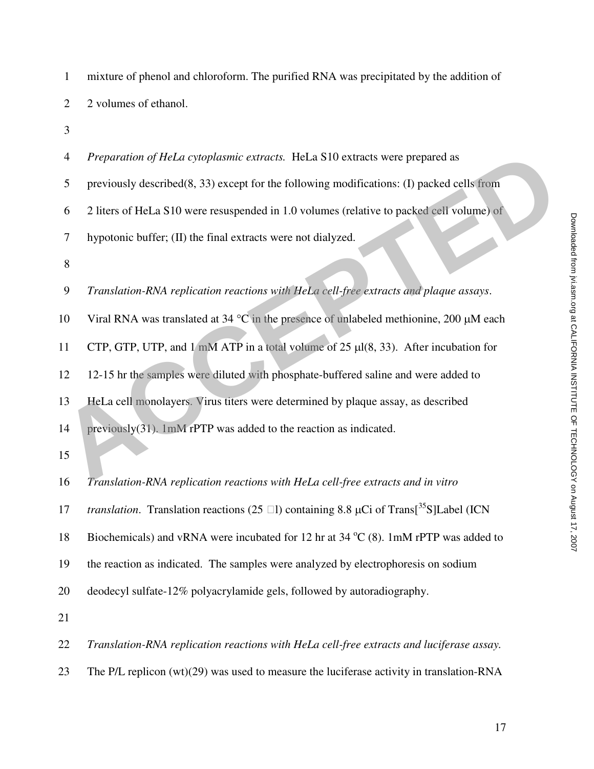mixture of phenol and chloroform. The purified RNA was precipitated by the addition of 2 volumes of ethanol.

*Preparation of HeLa cytoplasmic extracts.* HeLa S10 extracts were prepared as previously described(8, 33) except for the following modifications: (I) packed cells from 2 liters of HeLa S10 were resuspended in 1.0 volumes (relative to packed cell volume) of hypotonic buffer; (II) the final extracts were not dialyzed.

*Translation-RNA replication reactions with HeLa cell-free extracts and plaque assays*. Viral RNA was translated at 34 °C in the presence of unlabeled methionine, 200 μM each CTP, GTP, UTP, and 1 mM ATP in a total volume of 25 μl(8, 33). After incubation for 12-15 hr the samples were diluted with phosphate-buffered saline and were added to HeLa cell monolayers. Virus titers were determined by plaque assay, as described previously(31). 1mM rPTP was added to the reaction as indicated.

*Translation-RNA replication reactions with HeLa cell-free extracts and in vitro translation*. Translation reactions (25 l) containing 8.8 μCi of Trans[$^{35}$S]Label (ICN Biochemicals) and vRNA were incubated for 12 hr at 34 $^{o}$C (8). 1mM rPTP was added to the reaction as indicated. The samples were analyzed by electrophoresis on sodium deodecyl sulfate-12% polyacrylamide gels, followed by autoradiography.

*Translation-RNA replication reactions with HeLa cell-free extracts and luciferase assay.* The P/L replicon (wt)(29) was used to measure the luciferase activity in translation-RNA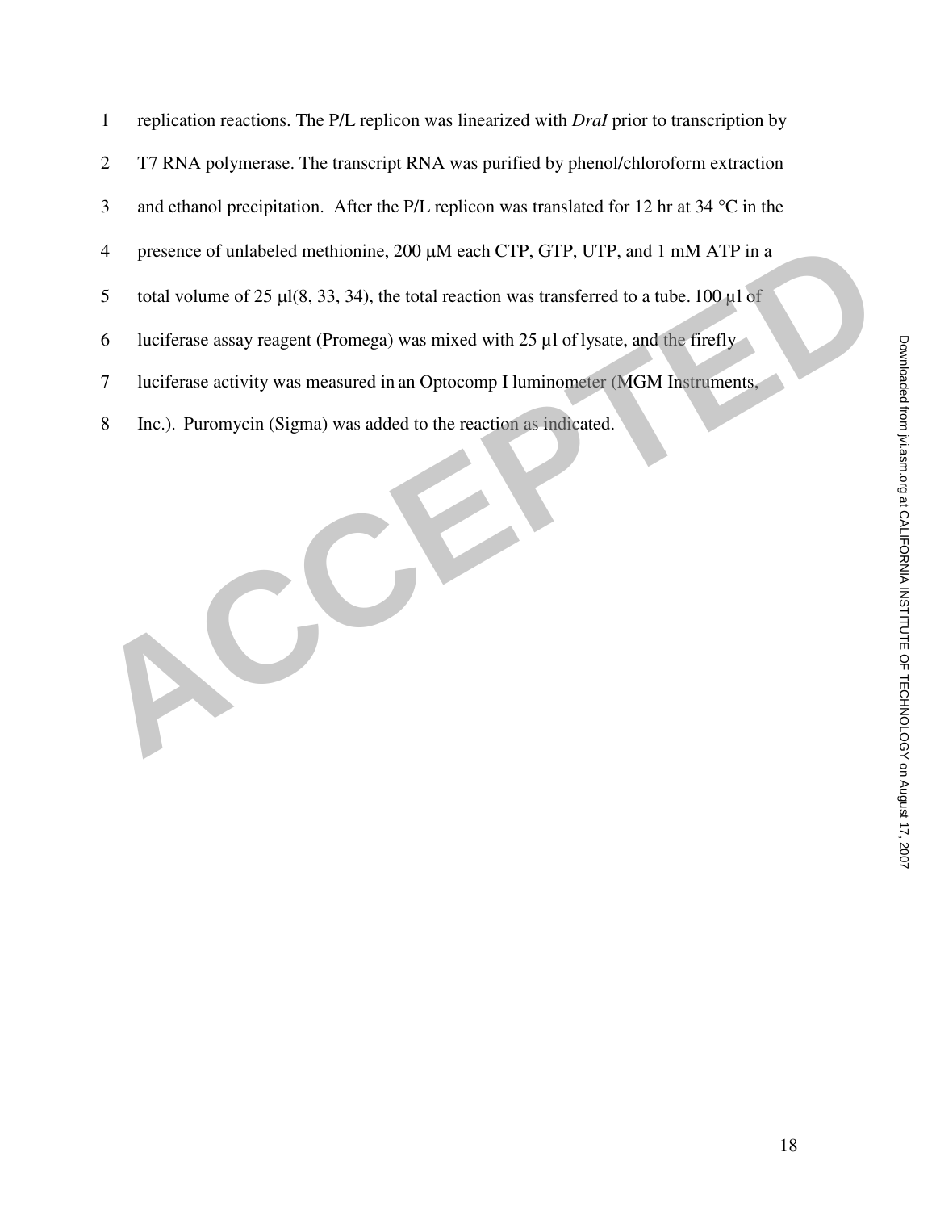replication reactions. The P/L replicon was linearized with *DraI* prior to transcription by T7 RNA polymerase. The transcript RNA was purified by phenol/chloroform extraction and ethanol precipitation. After the P/L replicon was translated for 12 hr at 34 °C in the presence of unlabeled methionine, 200 μM each CTP, GTP, UTP, and 1 mM ATP in a total volume of 25 μl(8, 33, 34), the total reaction was transferred to a tube. 100 µl of luciferase assay reagent (Promega) was mixed with 25 µl of lysate, and the firefly luciferase activity was measured in an Optocomp I luminometer (MGM Instruments, Inc.). Puromycin (Sigma) was added to the reaction as indicated.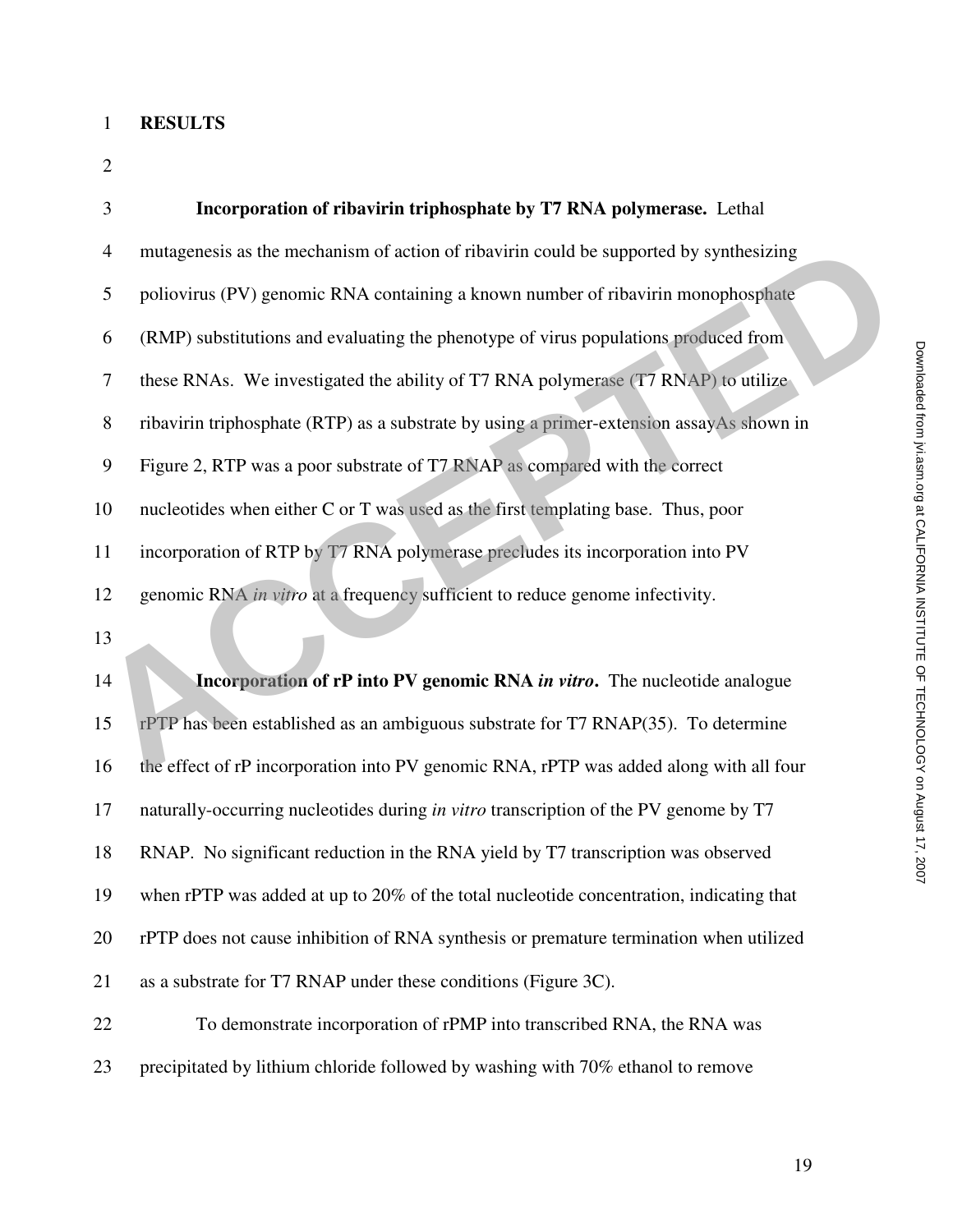## RESULTS

**Incorporation of ribavirin triphosphate by T7 RNA polymerase.** Lethal mutagenesis as the mechanism of action of ribavirin could be supported by synthesizing poliovirus (PV) genomic RNA containing a known number of ribavirin monophosphate (RMP) substitutions and evaluating the phenotype of virus populations produced from these RNAs. We investigated the ability of T7 RNA polymerase (T7 RNAP) to utilize ribavirin triphosphate (RTP) as a substrate by using a primer-extension assayAs shown in Figure 2, RTP was a poor substrate of T7 RNAP as compared with the correct nucleotides when either C or T was used as the first templating base. Thus, poor incorporation of RTP by T7 RNA polymerase precludes its incorporation into PV genomic RNA *in vitro* at a frequency sufficient to reduce genome infectivity.

**Incorporation of rP into PV genomic RNA *in vitro*.** The nucleotide analogue rPTP has been established as an ambiguous substrate for T7 RNAP(35). To determine the effect of rP incorporation into PV genomic RNA, rPTP was added along with all four naturally-occurring nucleotides during *in vitro* transcription of the PV genome by T7 RNAP. No significant reduction in the RNA yield by T7 transcription was observed when rPTP was added at up to 20% of the total nucleotide concentration, indicating that rPTP does not cause inhibition of RNA synthesis or premature termination when utilized as a substrate for T7 RNAP under these conditions (Figure 3C).

To demonstrate incorporation of rPMP into transcribed RNA, the RNA was precipitated by lithium chloride followed by washing with 70% ethanol to remove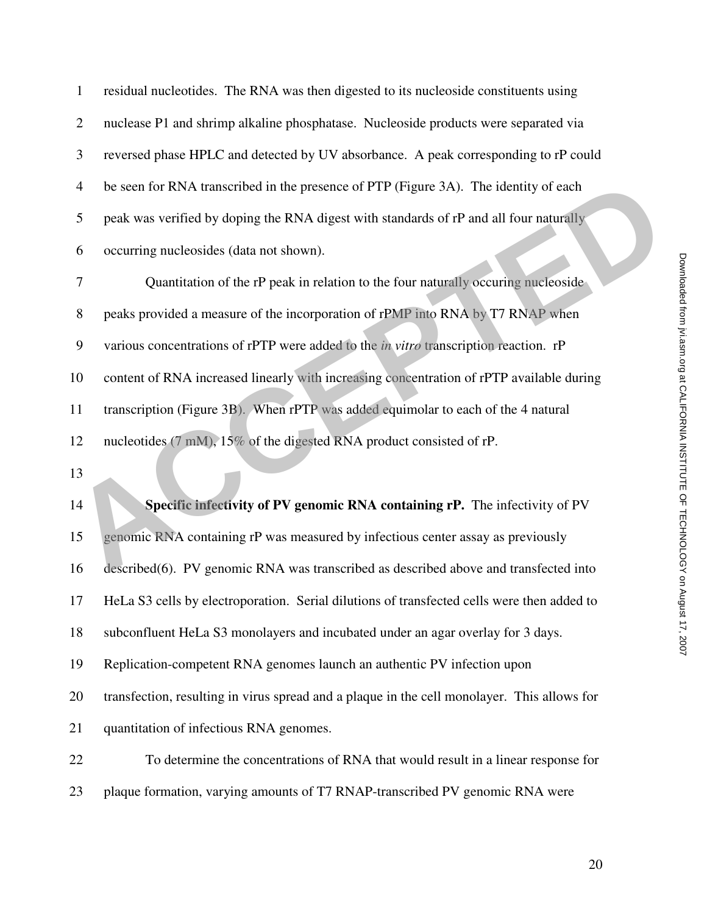residual nucleotides. The RNA was then digested to its nucleoside constituents using nuclease P1 and shrimp alkaline phosphatase. Nucleoside products were separated via reversed phase HPLC and detected by UV absorbance. A peak corresponding to rP could be seen for RNA transcribed in the presence of PTP (Figure 3A). The identity of each peak was verified by doping the RNA digest with standards of rP and all four naturally occurring nucleosides (data not shown).

Quantitation of the rP peak in relation to the four naturally occuring nucleoside peaks provided a measure of the incorporation of rPMP into RNA by T7 RNAP when various concentrations of rPTP were added to the *in vitro* transcription reaction. rP content of RNA increased linearly with increasing concentration of rPTP available during transcription (Figure 3B). When rPTP was added equimolar to each of the 4 natural nucleotides (7 mM), 15% of the digested RNA product consisted of rP.

**Specific infectivity of PV genomic RNA containing rP.** The infectivity of PV genomic RNA containing rP was measured by infectious center assay as previously described(6). PV genomic RNA was transcribed as described above and transfected into HeLa S3 cells by electroporation. Serial dilutions of transfected cells were then added to subconfluent HeLa S3 monolayers and incubated under an agar overlay for 3 days. Replication-competent RNA genomes launch an authentic PV infection upon transfection, resulting in virus spread and a plaque in the cell monolayer. This allows for quantitation of infectious RNA genomes.

To determine the concentrations of RNA that would result in a linear response for plaque formation, varying amounts of T7 RNAP-transcribed PV genomic RNA were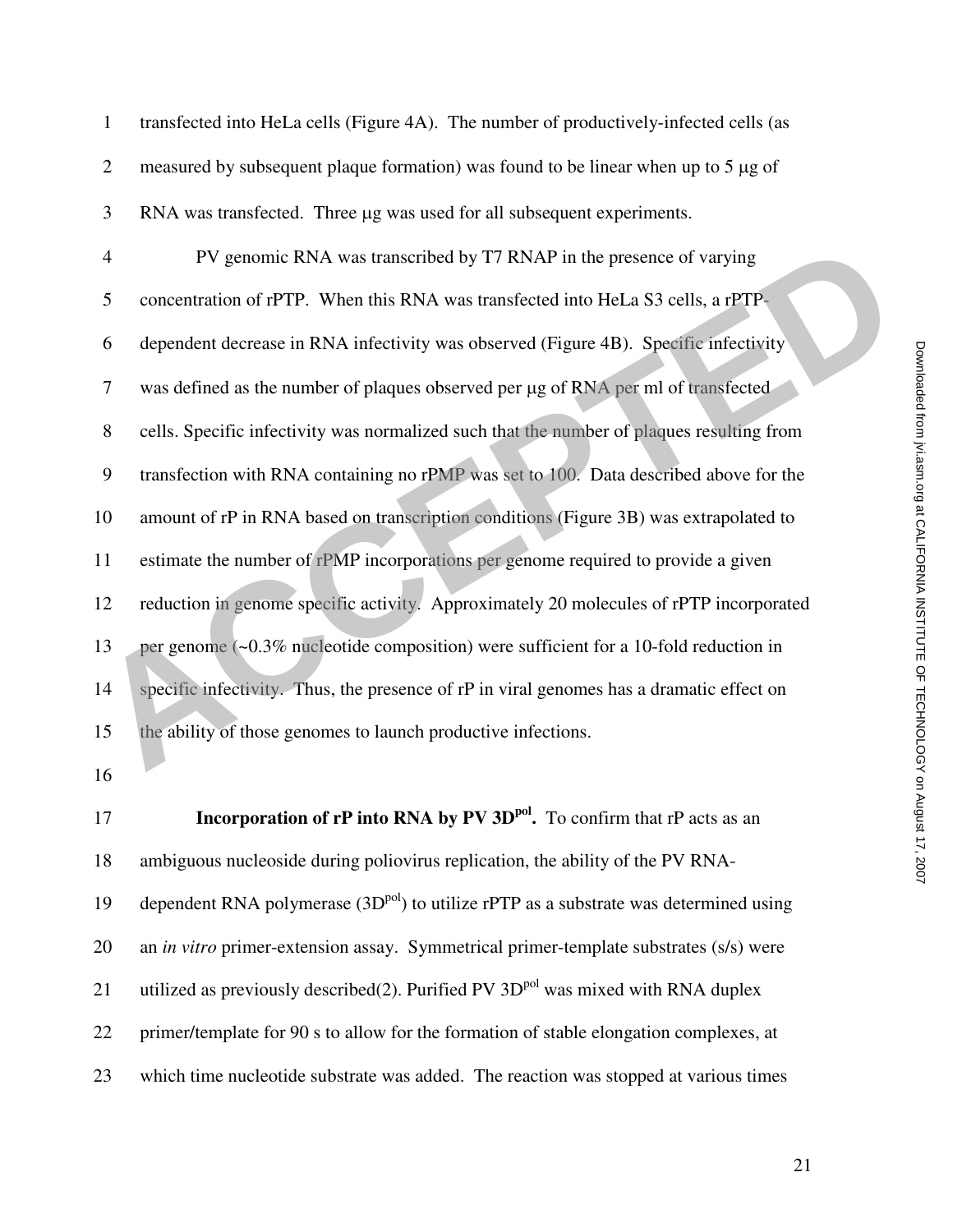transfected into HeLa cells (Figure 4A). The number of productively-infected cells (as measured by subsequent plaque formation) was found to be linear when up to 5 μg of RNA was transfected. Three μg was used for all subsequent experiments.

PV genomic RNA was transcribed by T7 RNAP in the presence of varying concentration of rPTP. When this RNA was transfected into HeLa S3 cells, a rPTP-dependent decrease in RNA infectivity was observed (Figure 4B). Specific infectivity was defined as the number of plaques observed per μg of RNA per ml of transfected cells. Specific infectivity was normalized such that the number of plaques resulting from transfection with RNA containing no rPMP was set to 100. Data described above for the amount of rP in RNA based on transcription conditions (Figure 3B) was extrapolated to estimate the number of rPMP incorporations per genome required to provide a given reduction in genome specific activity. Approximately 20 molecules of rPTP incorporated per genome (~0.3% nucleotide composition) were sufficient for a 10-fold reduction in specific infectivity. Thus, the presence of rP in viral genomes has a dramatic effect on the ability of those genomes to launch productive infections.

**Incorporation of rP into RNA by PV $3D^{pol}$.** To confirm that rP acts as an ambiguous nucleoside during poliovirus replication, the ability of the PV RNA-dependent RNA polymerase ($3D^{pol}$) to utilize rPTP as a substrate was determined using an *in vitro* primer-extension assay. Symmetrical primer-template substrates (s/s) were utilized as previously described(2). Purified PV $3D^{pol}$ was mixed with RNA duplex primer/template for 90 s to allow for the formation of stable elongation complexes, at which time nucleotide substrate was added. The reaction was stopped at various times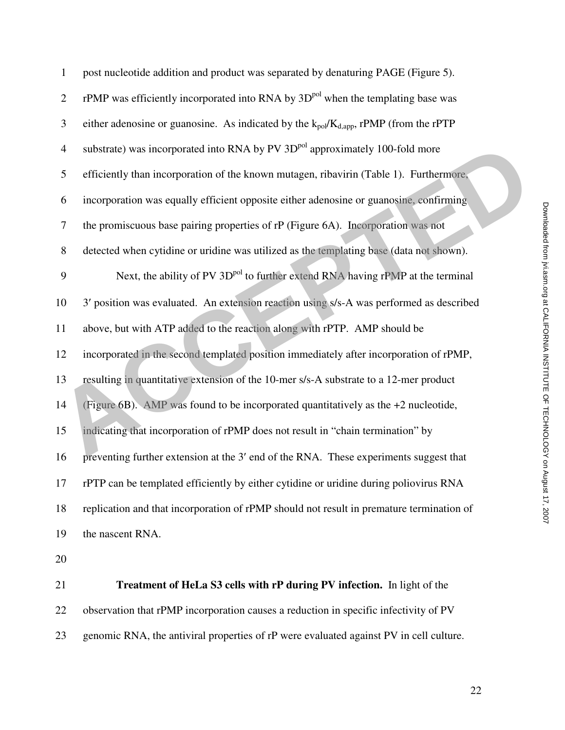post nucleotide addition and product was separated by denaturing PAGE (Figure 5). rPMP was efficiently incorporated into RNA by 3D$^{pol}$ when the templating base was either adenosine or guanosine. As indicated by the $k_{pol}/K_{d,app}$, rPMP (from the rPTP substrate) was incorporated into RNA by PV 3D$^{pol}$ approximately 100-fold more efficiently than incorporation of the known mutagen, ribavirin (Table 1). Furthermore, incorporation was equally efficient opposite either adenosine or guanosine, confirming the promiscuous base pairing properties of rP (Figure 6A). Incorporation was not detected when cytidine or uridine was utilized as the templating base (data not shown).

Next, the ability of PV 3D$^{pol}$ to further extend RNA having rPMP at the terminal 3′ position was evaluated. An extension reaction using s/s-A was performed as described above, but with ATP added to the reaction along with rPTP. AMP should be incorporated in the second templated position immediately after incorporation of rPMP, resulting in quantitative extension of the 10-mer s/s-A substrate to a 12-mer product (Figure 6B). AMP was found to be incorporated quantitatively as the +2 nucleotide, indicating that incorporation of rPMP does not result in "chain termination" by preventing further extension at the 3′ end of the RNA. These experiments suggest that rPTP can be templated efficiently by either cytidine or uridine during poliovirus RNA replication and that incorporation of rPMP should not result in premature termination of the nascent RNA.

**Treatment of HeLa S3 cells with rP during PV infection.** In light of the observation that rPMP incorporation causes a reduction in specific infectivity of PV genomic RNA, the antiviral properties of rP were evaluated against PV in cell culture.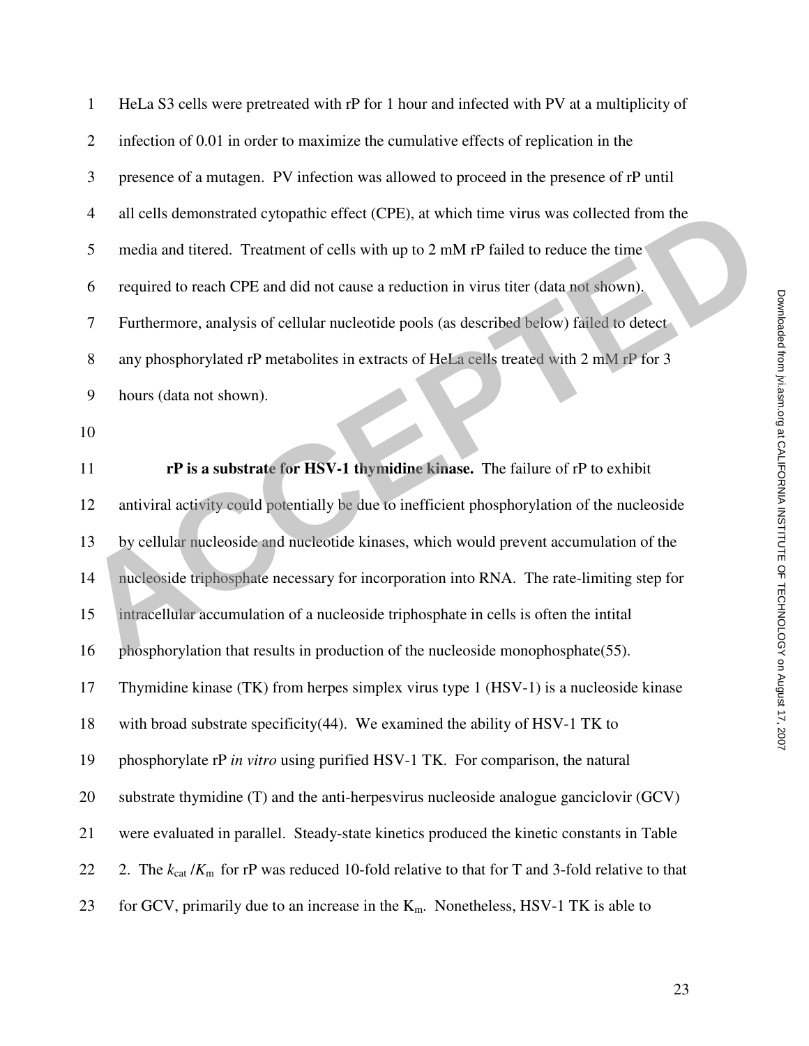HeLa S3 cells were pretreated with rP for 1 hour and infected with PV at a multiplicity of infection of 0.01 in order to maximize the cumulative effects of replication in the presence of a mutagen. PV infection was allowed to proceed in the presence of rP until all cells demonstrated cytopathic effect (CPE), at which time virus was collected from the media and titered. Treatment of cells with up to 2 mM rP failed to reduce the time required to reach CPE and did not cause a reduction in virus titer (data not shown). Furthermore, analysis of cellular nucleotide pools (as described below) failed to detect any phosphorylated rP metabolites in extracts of HeLa cells treated with 2 mM rP for 3 hours (data not shown).

**rP is a substrate for HSV-1 thymidine kinase.** The failure of rP to exhibit antiviral activity could potentially be due to inefficient phosphorylation of the nucleoside by cellular nucleoside and nucleotide kinases, which would prevent accumulation of the nucleoside triphosphate necessary for incorporation into RNA. The rate-limiting step for intracellular accumulation of a nucleoside triphosphate in cells is often the intital phosphorylation that results in production of the nucleoside monophosphate(55). Thymidine kinase (TK) from herpes simplex virus type 1 (HSV-1) is a nucleoside kinase with broad substrate specificity(44). We examined the ability of HSV-1 TK to phosphorylate rP *in vitro* using purified HSV-1 TK. For comparison, the natural substrate thymidine (T) and the anti-herpesvirus nucleoside analogue ganciclovir (GCV) were evaluated in parallel. Steady-state kinetics produced the kinetic constants in Table 2. The $k_{cat}/K_m$ for rP was reduced 10-fold relative to that for T and 3-fold relative to that for GCV, primarily due to an increase in the $K_m$. Nonetheless, HSV-1 TK is able to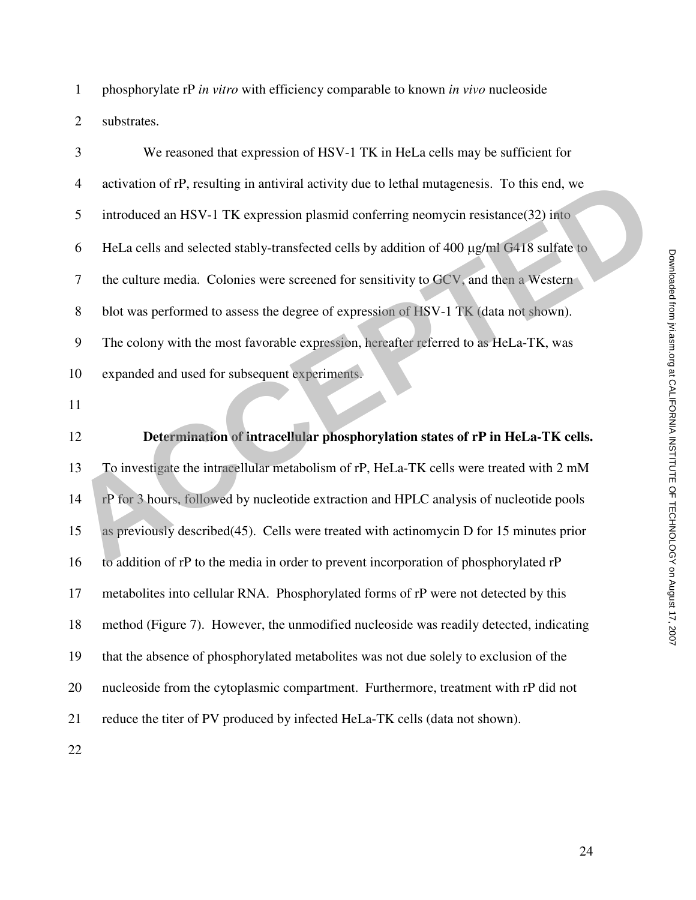phosphorylate rP *in vitro* with efficiency comparable to known *in vivo* nucleoside substrates.

We reasoned that expression of HSV-1 TK in HeLa cells may be sufficient for activation of rP, resulting in antiviral activity due to lethal mutagenesis. To this end, we introduced an HSV-1 TK expression plasmid conferring neomycin resistance(32) into HeLa cells and selected stably-transfected cells by addition of 400 μg/ml G418 sulfate to the culture media. Colonies were screened for sensitivity to GCV, and then a Western blot was performed to assess the degree of expression of HSV-1 TK (data not shown). The colony with the most favorable expression, hereafter referred to as HeLa-TK, was expanded and used for subsequent experiments.

**Determination of intracellular phosphorylation states of rP in HeLa-TK cells.** To investigate the intracellular metabolism of rP, HeLa-TK cells were treated with 2 mM rP for 3 hours, followed by nucleotide extraction and HPLC analysis of nucleotide pools as previously described(45). Cells were treated with actinomycin D for 15 minutes prior to addition of rP to the media in order to prevent incorporation of phosphorylated rP metabolites into cellular RNA. Phosphorylated forms of rP were not detected by this method (Figure 7). However, the unmodified nucleoside was readily detected, indicating that the absence of phosphorylated metabolites was not due solely to exclusion of the nucleoside from the cytoplasmic compartment. Furthermore, treatment with rP did not reduce the titer of PV produced by infected HeLa-TK cells (data not shown).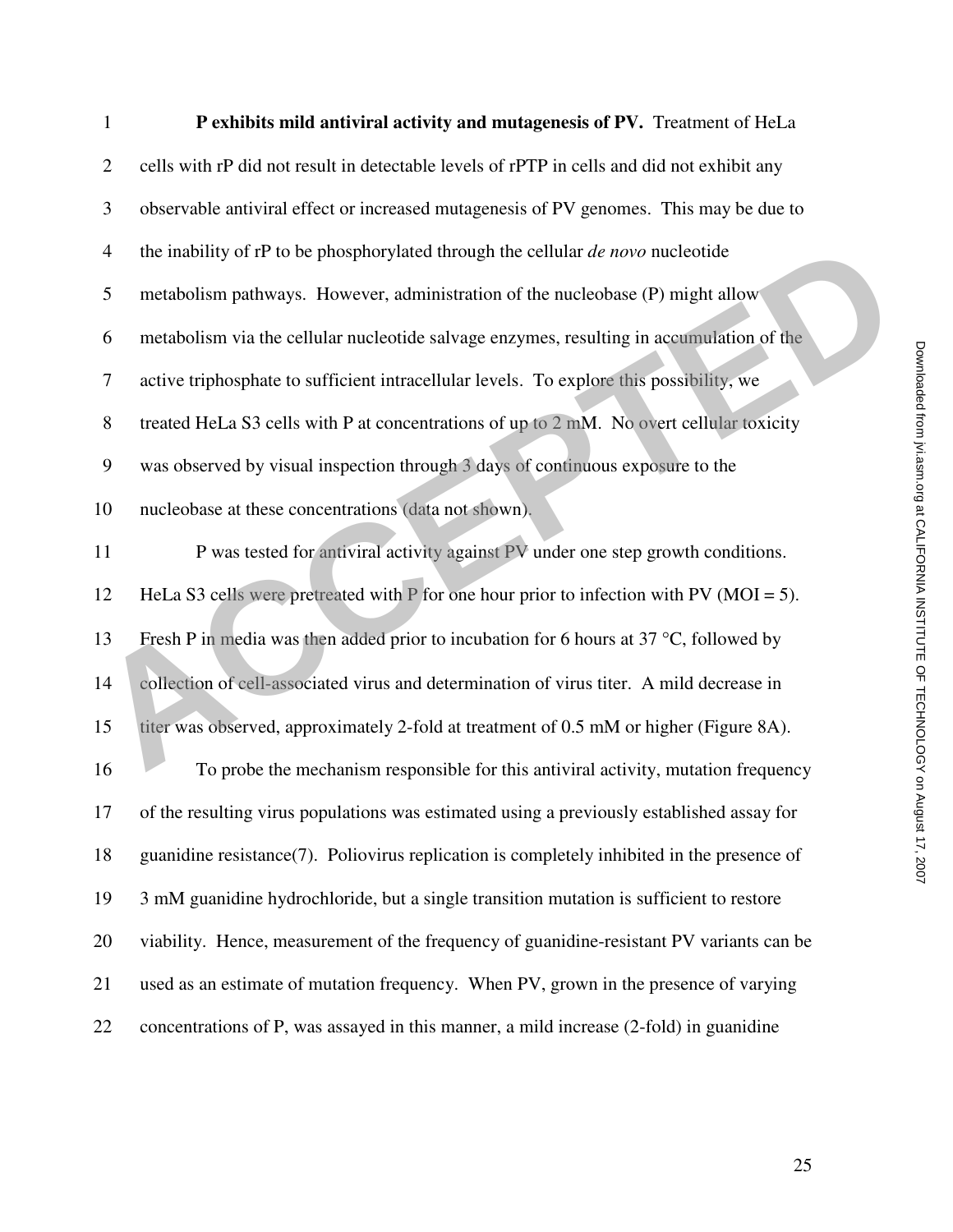**P exhibits mild antiviral activity and mutagenesis of PV.** Treatment of HeLa cells with rP did not result in detectable levels of rPTP in cells and did not exhibit any observable antiviral effect or increased mutagenesis of PV genomes. This may be due to the inability of rP to be phosphorylated through the cellular *de novo* nucleotide metabolism pathways. However, administration of the nucleobase (P) might allow metabolism via the cellular nucleotide salvage enzymes, resulting in accumulation of the active triphosphate to sufficient intracellular levels. To explore this possibility, we treated HeLa S3 cells with P at concentrations of up to 2 mM. No overt cellular toxicity was observed by visual inspection through 3 days of continuous exposure to the nucleobase at these concentrations (data not shown).

P was tested for antiviral activity against PV under one step growth conditions. HeLa S3 cells were pretreated with P for one hour prior to infection with PV (MOI = 5). Fresh P in media was then added prior to incubation for 6 hours at 37 °C, followed by collection of cell-associated virus and determination of virus titer. A mild decrease in titer was observed, approximately 2-fold at treatment of 0.5 mM or higher (Figure 8A).

To probe the mechanism responsible for this antiviral activity, mutation frequency of the resulting virus populations was estimated using a previously established assay for guanidine resistance(7). Poliovirus replication is completely inhibited in the presence of 3 mM guanidine hydrochloride, but a single transition mutation is sufficient to restore viability. Hence, measurement of the frequency of guanidine-resistant PV variants can be used as an estimate of mutation frequency. When PV, grown in the presence of varying concentrations of P, was assayed in this manner, a mild increase (2-fold) in guanidine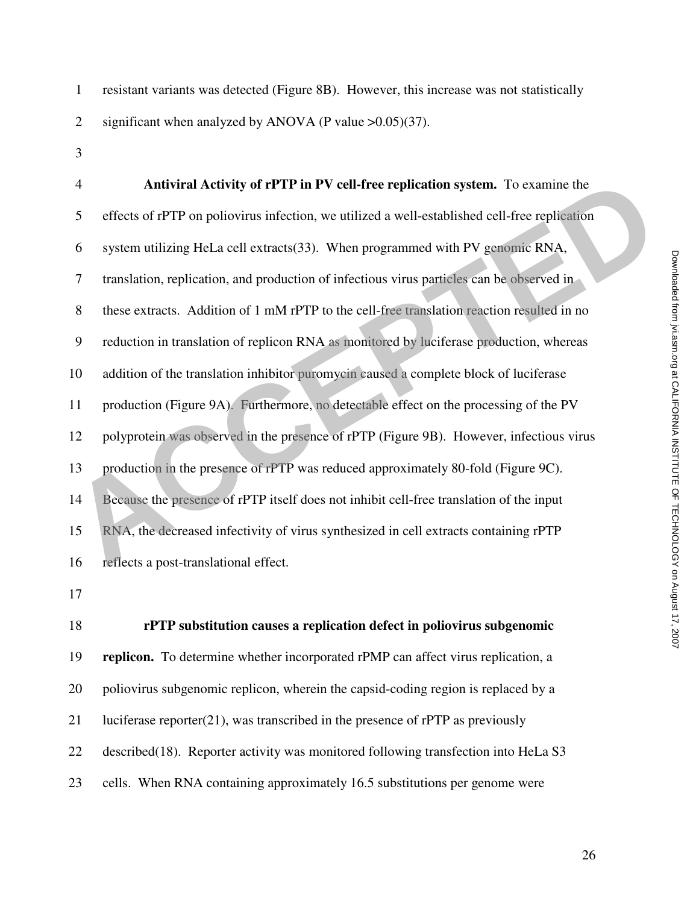resistant variants was detected (Figure 8B). However, this increase was not statistically significant when analyzed by ANOVA (P value >0.05)(37).

**Antiviral Activity of rPTP in PV cell-free replication system.** To examine the effects of rPTP on poliovirus infection, we utilized a well-established cell-free replication system utilizing HeLa cell extracts(33). When programmed with PV genomic RNA, translation, replication, and production of infectious virus particles can be observed in these extracts. Addition of 1 mM rPTP to the cell-free translation reaction resulted in no reduction in translation of replicon RNA as monitored by luciferase production, whereas addition of the translation inhibitor puromycin caused a complete block of luciferase production (Figure 9A). Furthermore, no detectable effect on the processing of the PV polyprotein was observed in the presence of rPTP (Figure 9B). However, infectious virus production in the presence of rPTP was reduced approximately 80-fold (Figure 9C). Because the presence of rPTP itself does not inhibit cell-free translation of the input RNA, the decreased infectivity of virus synthesized in cell extracts containing rPTP reflects a post-translational effect.

**rPTP substitution causes a replication defect in poliovirus subgenomic replicon.** To determine whether incorporated rPMP can affect virus replication, a poliovirus subgenomic replicon, wherein the capsid-coding region is replaced by a luciferase reporter(21), was transcribed in the presence of rPTP as previously described(18). Reporter activity was monitored following transfection into HeLa S3 cells. When RNA containing approximately 16.5 substitutions per genome were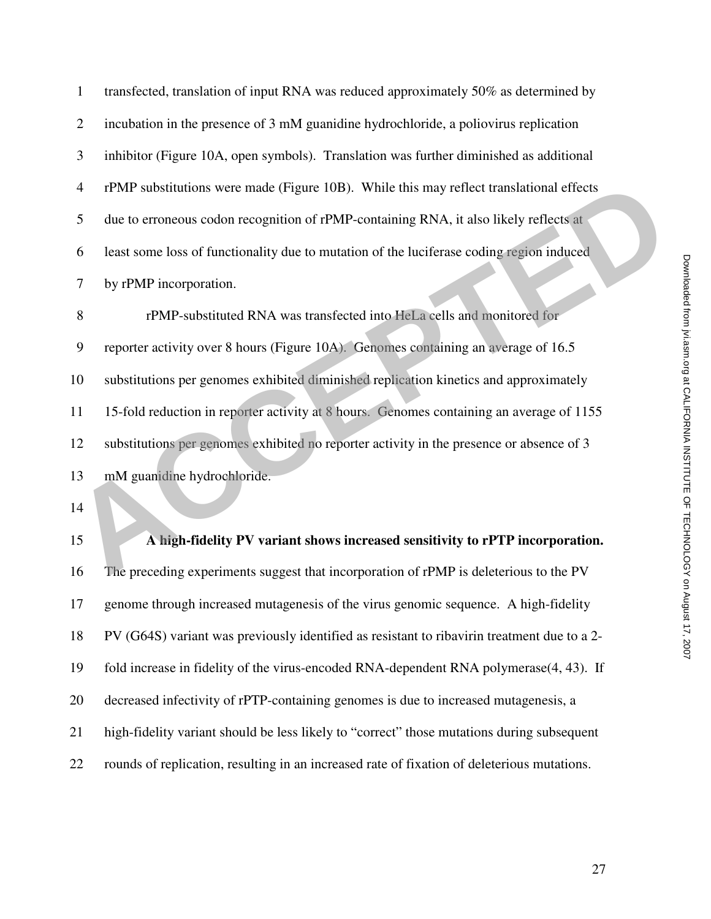transfected, translation of input RNA was reduced approximately 50% as determined by incubation in the presence of 3 mM guanidine hydrochloride, a poliovirus replication inhibitor (Figure 10A, open symbols). Translation was further diminished as additional rPMP substitutions were made (Figure 10B). While this may reflect translational effects due to erroneous codon recognition of rPMP-containing RNA, it also likely reflects at least some loss of functionality due to mutation of the luciferase coding region induced by rPMP incorporation.

rPMP-substituted RNA was transfected into HeLa cells and monitored for reporter activity over 8 hours (Figure 10A). Genomes containing an average of 16.5 substitutions per genomes exhibited diminished replication kinetics and approximately 15-fold reduction in reporter activity at 8 hours. Genomes containing an average of 1155 substitutions per genomes exhibited no reporter activity in the presence or absence of 3 mM guanidine hydrochloride.

**A high-fidelity PV variant shows increased sensitivity to rPTP incorporation.** The preceding experiments suggest that incorporation of rPMP is deleterious to the PV genome through increased mutagenesis of the virus genomic sequence. A high-fidelity PV (G64S) variant was previously identified as resistant to ribavirin treatment due to a 2-fold increase in fidelity of the virus-encoded RNA-dependent RNA polymerase(4, 43). If decreased infectivity of rPTP-containing genomes is due to increased mutagenesis, a high-fidelity variant should be less likely to "correct" those mutations during subsequent rounds of replication, resulting in an increased rate of fixation of deleterious mutations.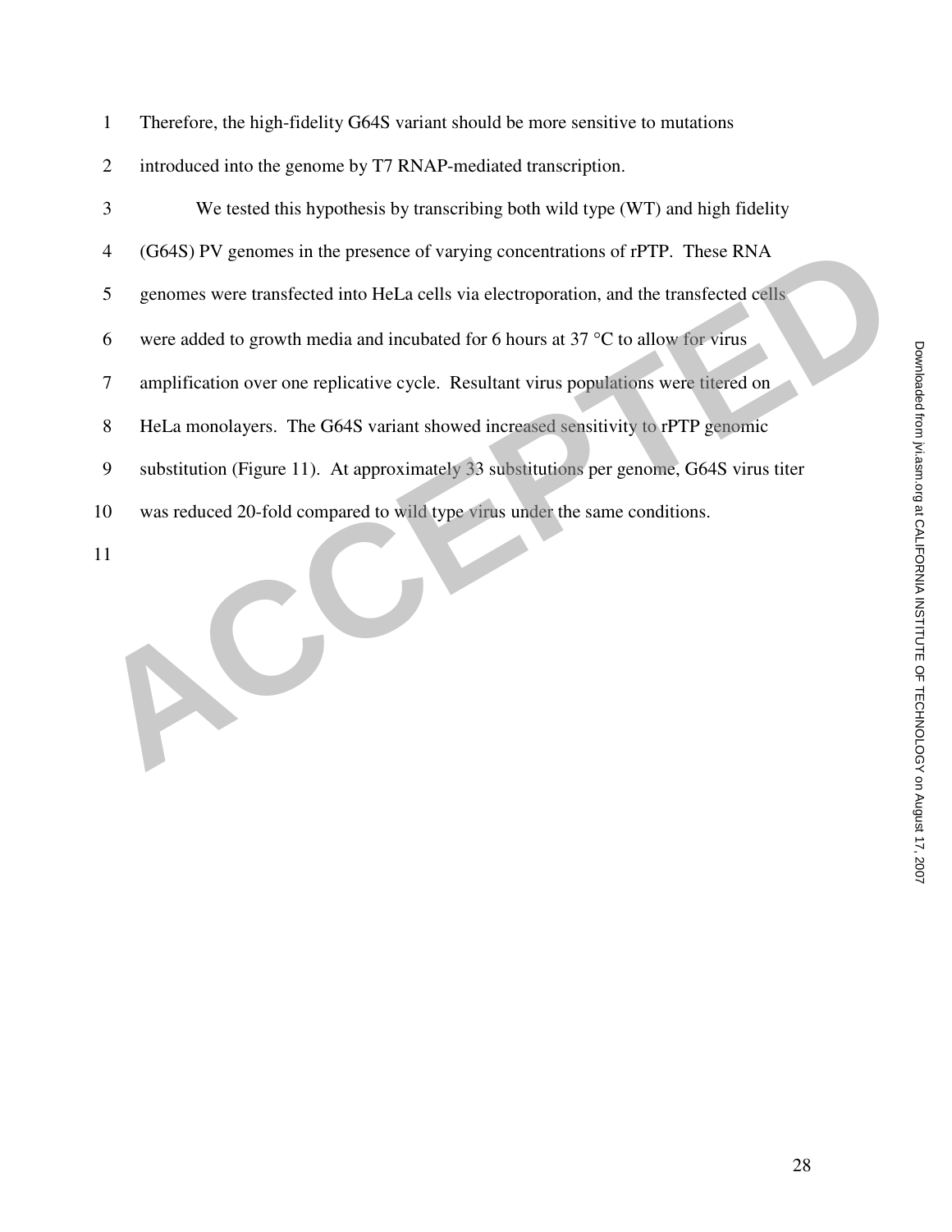Therefore, the high-fidelity G64S variant should be more sensitive to mutations introduced into the genome by T7 RNAP-mediated transcription.

We tested this hypothesis by transcribing both wild type (WT) and high fidelity (G64S) PV genomes in the presence of varying concentrations of rPTP. These RNA genomes were transfected into HeLa cells via electroporation, and the transfected cells were added to growth media and incubated for 6 hours at 37 °C to allow for virus amplification over one replicative cycle. Resultant virus populations were titered on HeLa monolayers. The G64S variant showed increased sensitivity to rPTP genomic substitution (Figure 11). At approximately 33 substitutions per genome, G64S virus titer was reduced 20-fold compared to wild type virus under the same conditions.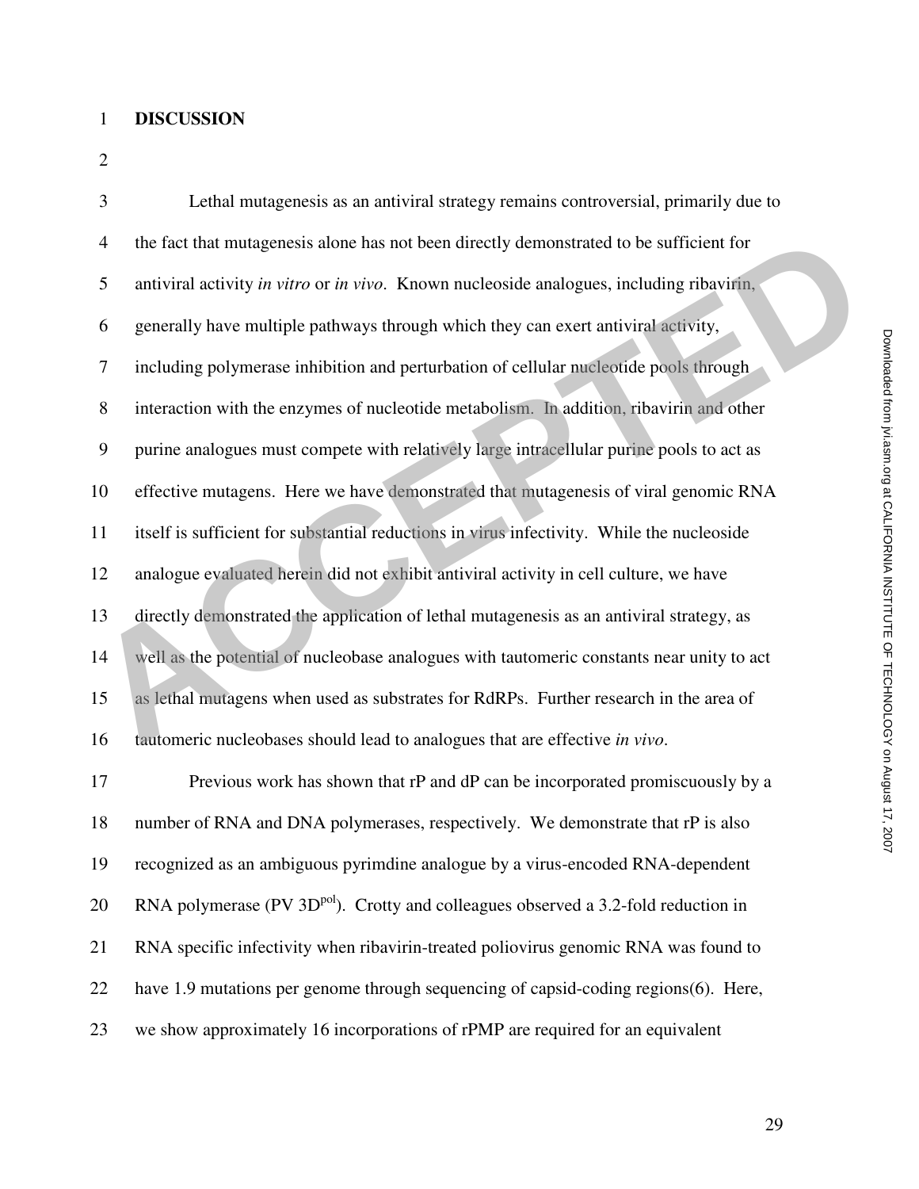# DISCUSSION

Lethal mutagenesis as an antiviral strategy remains controversial, primarily due to the fact that mutagenesis alone has not been directly demonstrated to be sufficient for antiviral activity *in vitro* or *in vivo*. Known nucleoside analogues, including ribavirin, generally have multiple pathways through which they can exert antiviral activity, including polymerase inhibition and perturbation of cellular nucleotide pools through interaction with the enzymes of nucleotide metabolism. In addition, ribavirin and other purine analogues must compete with relatively large intracellular purine pools to act as effective mutagens. Here we have demonstrated that mutagenesis of viral genomic RNA itself is sufficient for substantial reductions in virus infectivity. While the nucleoside analogue evaluated herein did not exhibit antiviral activity in cell culture, we have directly demonstrated the application of lethal mutagenesis as an antiviral strategy, as well as the potential of nucleobase analogues with tautomeric constants near unity to act as lethal mutagens when used as substrates for RdRPs. Further research in the area of tautomeric nucleobases should lead to analogues that are effective *in vivo*.

Previous work has shown that rP and dP can be incorporated promiscuously by a number of RNA and DNA polymerases, respectively. We demonstrate that rP is also recognized as an ambiguous pyrimdine analogue by a virus-encoded RNA-dependent RNA polymerase (PV $3D^{pol}$). Crotty and colleagues observed a 3.2-fold reduction in RNA specific infectivity when ribavirin-treated poliovirus genomic RNA was found to have 1.9 mutations per genome through sequencing of capsid-coding regions(6). Here, we show approximately 16 incorporations of rPMP are required for an equivalent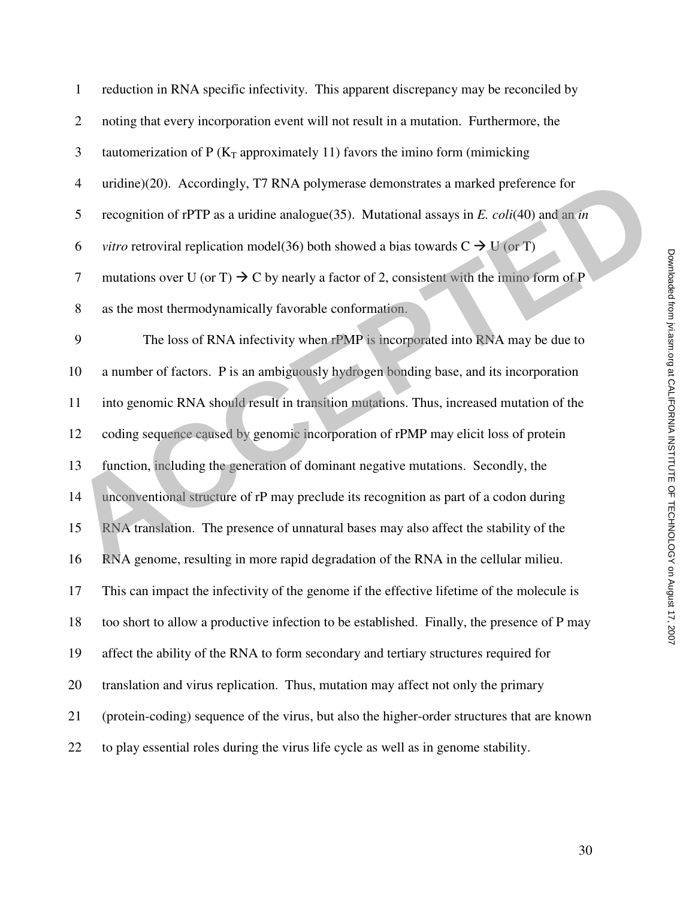reduction in RNA specific infectivity. This apparent discrepancy may be reconciled by noting that every incorporation event will not result in a mutation. Furthermore, the tautomerization of P ($K_T$ approximately 11) favors the imino form (mimicking uridine)(20). Accordingly, T7 RNA polymerase demonstrates a marked preference for recognition of rPTP as a uridine analogue(35). Mutational assays in *E. coli*(40) and an *in vitro* retroviral replication model(36) both showed a bias towards C → U (or T) mutations over U (or T) → C by nearly a factor of 2, consistent with the imino form of P as the most thermodynamically favorable conformation.

The loss of RNA infectivity when rPMP is incorporated into RNA may be due to a number of factors. P is an ambiguously hydrogen bonding base, and its incorporation into genomic RNA should result in transition mutations. Thus, increased mutation of the coding sequence caused by genomic incorporation of rPMP may elicit loss of protein function, including the generation of dominant negative mutations. Secondly, the unconventional structure of rP may preclude its recognition as part of a codon during RNA translation. The presence of unnatural bases may also affect the stability of the RNA genome, resulting in more rapid degradation of the RNA in the cellular milieu. This can impact the infectivity of the genome if the effective lifetime of the molecule is too short to allow a productive infection to be established. Finally, the presence of P may affect the ability of the RNA to form secondary and tertiary structures required for translation and virus replication. Thus, mutation may affect not only the primary (protein-coding) sequence of the virus, but also the higher-order structures that are known to play essential roles during the virus life cycle as well as in genome stability.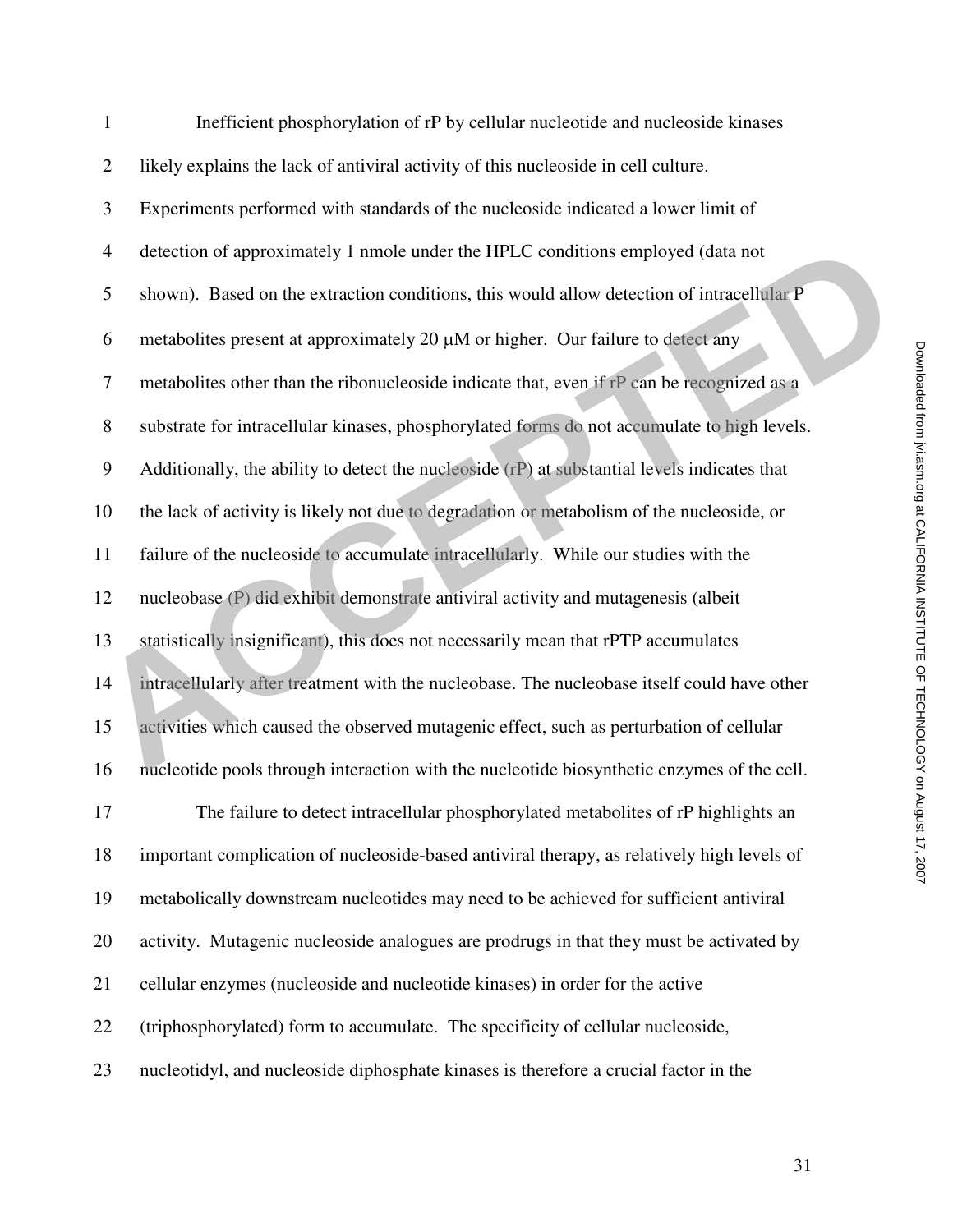Inefficient phosphorylation of rP by cellular nucleotide and nucleoside kinases likely explains the lack of antiviral activity of this nucleoside in cell culture. Experiments performed with standards of the nucleoside indicated a lower limit of detection of approximately 1 nmole under the HPLC conditions employed (data not shown). Based on the extraction conditions, this would allow detection of intracellular P metabolites present at approximately 20 μM or higher. Our failure to detect any metabolites other than the ribonucleoside indicate that, even if rP can be recognized as a substrate for intracellular kinases, phosphorylated forms do not accumulate to high levels. Additionally, the ability to detect the nucleoside (rP) at substantial levels indicates that the lack of activity is likely not due to degradation or metabolism of the nucleoside, or failure of the nucleoside to accumulate intracellularly. While our studies with the nucleobase (P) did exhibit demonstrate antiviral activity and mutagenesis (albeit statistically insignificant), this does not necessarily mean that rPTP accumulates intracellularly after treatment with the nucleobase. The nucleobase itself could have other activities which caused the observed mutagenic effect, such as perturbation of cellular nucleotide pools through interaction with the nucleotide biosynthetic enzymes of the cell.

The failure to detect intracellular phosphorylated metabolites of rP highlights an important complication of nucleoside-based antiviral therapy, as relatively high levels of metabolically downstream nucleotides may need to be achieved for sufficient antiviral activity. Mutagenic nucleoside analogues are prodrugs in that they must be activated by cellular enzymes (nucleoside and nucleotide kinases) in order for the active (triphosphorylated) form to accumulate. The specificity of cellular nucleoside, nucleotidyl, and nucleoside diphosphate kinases is therefore a crucial factor in the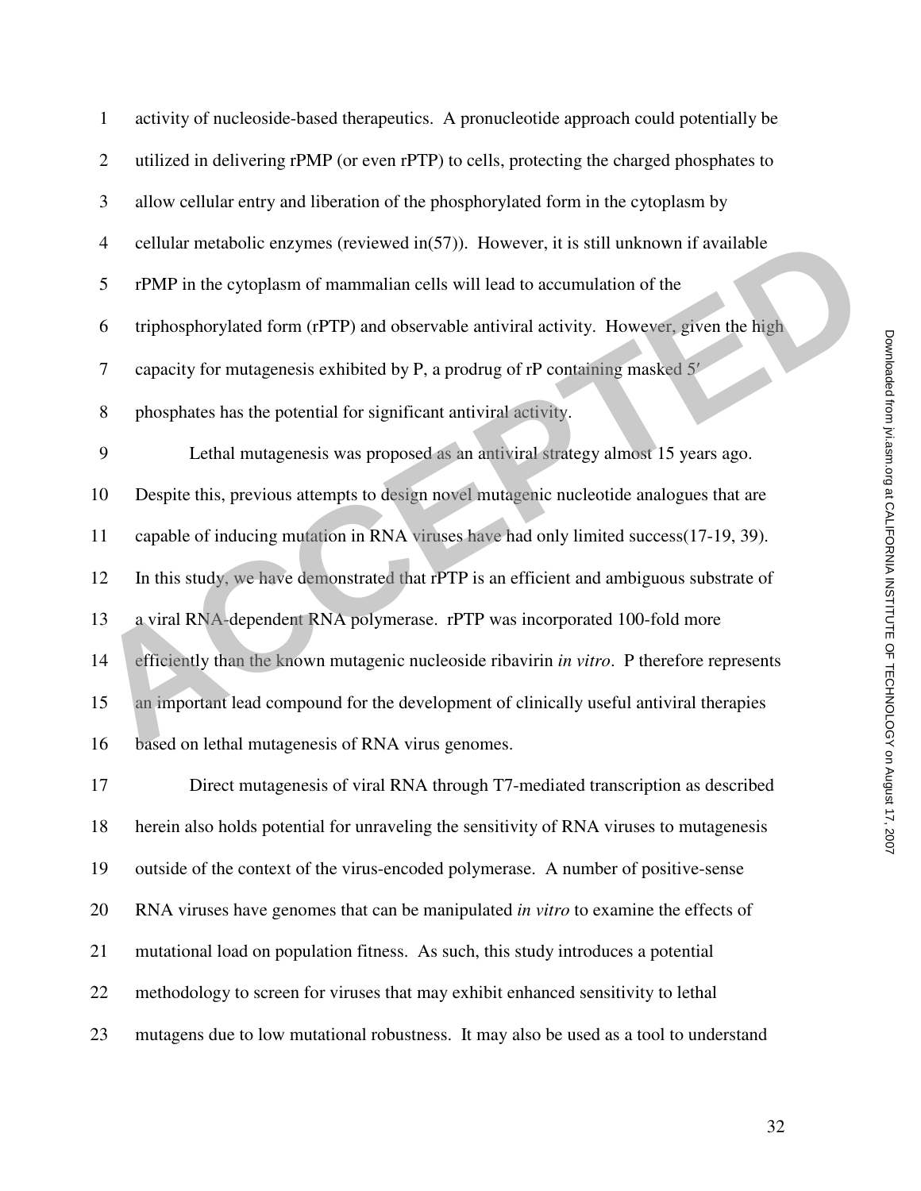activity of nucleoside-based therapeutics. A pronucleotide approach could potentially be utilized in delivering rPMP (or even rPTP) to cells, protecting the charged phosphates to allow cellular entry and liberation of the phosphorylated form in the cytoplasm by cellular metabolic enzymes (reviewed in(57)). However, it is still unknown if available rPMP in the cytoplasm of mammalian cells will lead to accumulation of the triphosphorylated form (rPTP) and observable antiviral activity. However, given the high capacity for mutagenesis exhibited by P, a prodrug of rP containing masked 5′ phosphates has the potential for significant antiviral activity.

Lethal mutagenesis was proposed as an antiviral strategy almost 15 years ago. Despite this, previous attempts to design novel mutagenic nucleotide analogues that are capable of inducing mutation in RNA viruses have had only limited success(17-19, 39). In this study, we have demonstrated that rPTP is an efficient and ambiguous substrate of a viral RNA-dependent RNA polymerase. rPTP was incorporated 100-fold more efficiently than the known mutagenic nucleoside ribavirin *in vitro*. P therefore represents an important lead compound for the development of clinically useful antiviral therapies based on lethal mutagenesis of RNA virus genomes.

Direct mutagenesis of viral RNA through T7-mediated transcription as described herein also holds potential for unraveling the sensitivity of RNA viruses to mutagenesis outside of the context of the virus-encoded polymerase. A number of positive-sense RNA viruses have genomes that can be manipulated *in vitro* to examine the effects of mutational load on population fitness. As such, this study introduces a potential methodology to screen for viruses that may exhibit enhanced sensitivity to lethal mutagens due to low mutational robustness. It may also be used as a tool to understand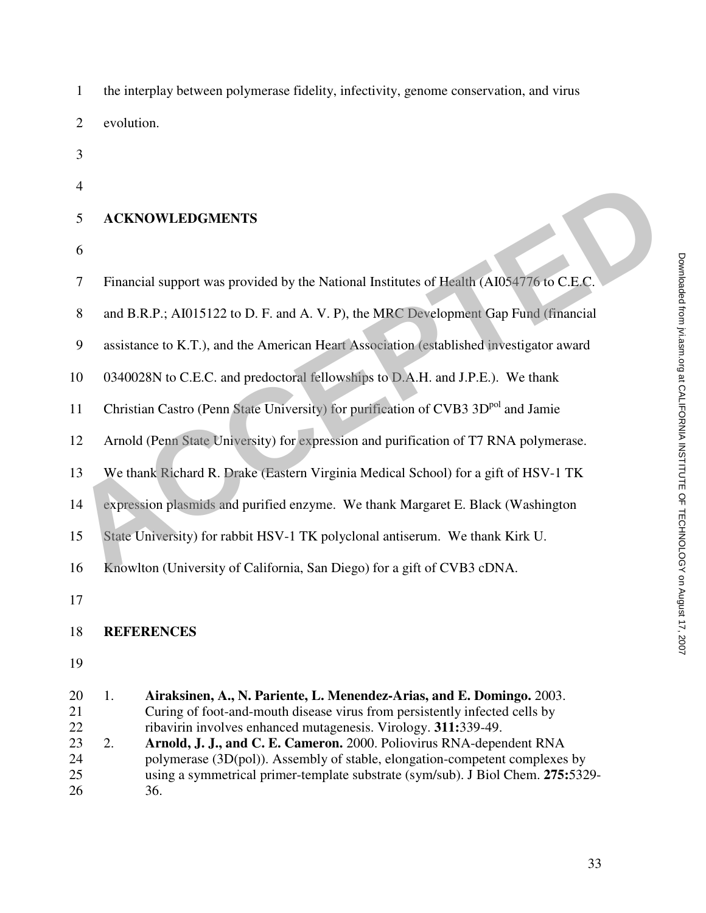the interplay between polymerase fidelity, infectivity, genome conservation, and virus evolution.

## ACKNOWLEDGMENTS

Financial support was provided by the National Institutes of Health (AI054776 to C.E.C. and B.R.P.; AI015122 to D. F. and A. V. P), the MRC Development Gap Fund (financial assistance to K.T.), and the American Heart Association (established investigator award 0340028N to C.E.C. and predoctoral fellowships to D.A.H. and J.P.E.). We thank Christian Castro (Penn State University) for purification of CVB3 $3D^{pol}$ and Jamie Arnold (Penn State University) for expression and purification of T7 RNA polymerase. We thank Richard R. Drake (Eastern Virginia Medical School) for a gift of HSV-1 TK expression plasmids and purified enzyme. We thank Margaret E. Black (Washington State University) for rabbit HSV-1 TK polyclonal antiserum. We thank Kirk U. Knowlton (University of California, San Diego) for a gift of CVB3 cDNA.

## REFERENCES

1. **Airaksinen, A., N. Pariente, L. Menendez-Arias, and E. Domingo.** 2003. Curing of foot-and-mouth disease virus from persistently infected cells by ribavirin involves enhanced mutagenesis. Virology. **311:**339-49.
2. **Arnold, J. J., and C. E. Cameron.** 2000. Poliovirus RNA-dependent RNA polymerase (3D(pol)). Assembly of stable, elongation-competent complexes by using a symmetrical primer-template substrate (sym/sub). J Biol Chem. **275:**5329-36.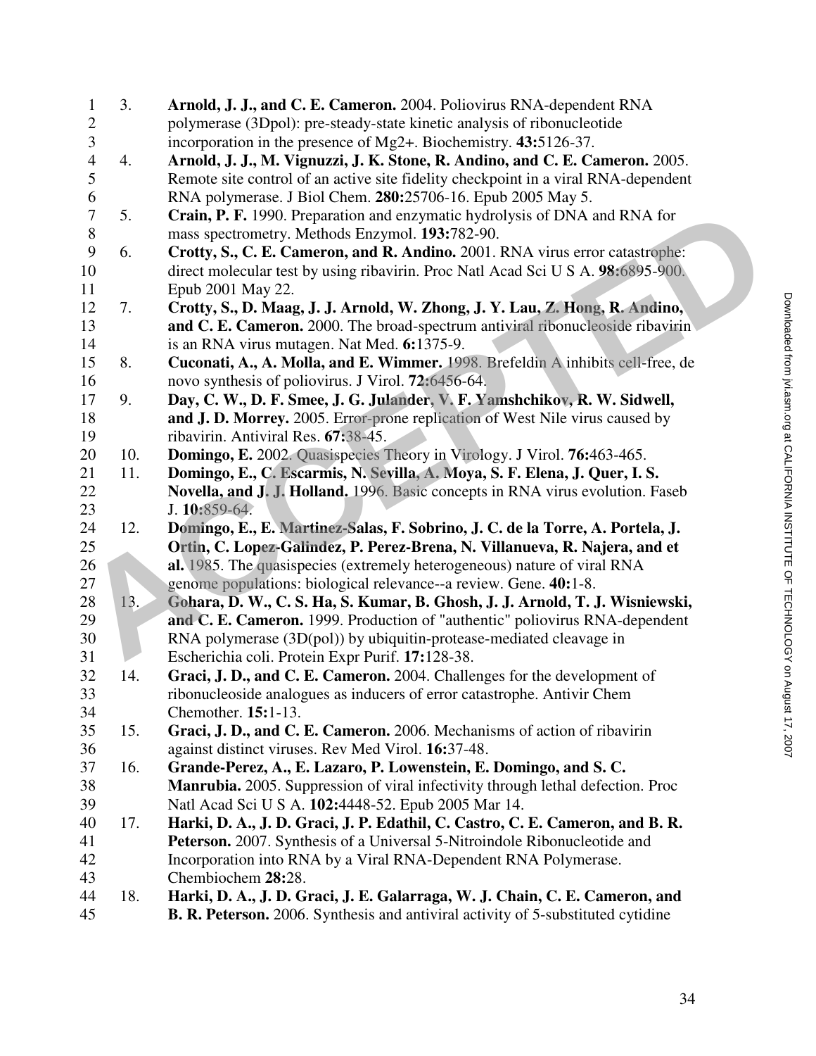3. **Arnold, J. J., and C. E. Cameron.** 2004. Poliovirus RNA-dependent RNA polymerase (3Dpol): pre-steady-state kinetic analysis of ribonucleotide incorporation in the presence of Mg2+. Biochemistry. **43:**5126-37.

4. **Arnold, J. J., M. Vignuzzi, J. K. Stone, R. Andino, and C. E. Cameron.** 2005. Remote site control of an active site fidelity checkpoint in a viral RNA-dependent RNA polymerase. J Biol Chem. **280:**25706-16. Epub 2005 May 5.

5. **Crain, P. F.** 1990. Preparation and enzymatic hydrolysis of DNA and RNA for mass spectrometry. Methods Enzymol. **193:**782-90.

6. **Crotty, S., C. E. Cameron, and R. Andino.** 2001. RNA virus error catastrophe: direct molecular test by using ribavirin. Proc Natl Acad Sci U S A. **98:**6895-900. Epub 2001 May 22.

7. **Crotty, S., D. Maag, J. J. Arnold, W. Zhong, J. Y. Lau, Z. Hong, R. Andino, and C. E. Cameron.** 2000. The broad-spectrum antiviral ribonucleoside ribavirin is an RNA virus mutagen. Nat Med. **6:**1375-9.

8. **Cuconati, A., A. Molla, and E. Wimmer.** 1998. Brefeldin A inhibits cell-free, de novo synthesis of poliovirus. J Virol. **72:**6456-64.

9. **Day, C. W., D. F. Smee, J. G. Julander, V. F. Yamshchikov, R. W. Sidwell, and J. D. Morrey.** 2005. Error-prone replication of West Nile virus caused by ribavirin. Antiviral Res. **67:**38-45.

10. **Domingo, E.** 2002. Quasispecies Theory in Virology. J Virol. **76:**463-465.

11. **Domingo, E., C. Escarmis, N. Sevilla, A. Moya, S. F. Elena, J. Quer, I. S. Novella, and J. J. Holland.** 1996. Basic concepts in RNA virus evolution. Faseb J. **10:**859-64.

12. **Domingo, E., E. Martinez-Salas, F. Sobrino, J. C. de la Torre, A. Portela, J. Ortin, C. Lopez-Galindez, P. Perez-Brena, N. Villanueva, R. Najera, and et al.** 1985. The quasispecies (extremely heterogeneous) nature of viral RNA genome populations: biological relevance--a review. Gene. **40:**1-8.

13. **Gohara, D. W., C. S. Ha, S. Kumar, B. Ghosh, J. J. Arnold, T. J. Wisniewski, and C. E. Cameron.** 1999. Production of "authentic" poliovirus RNA-dependent RNA polymerase (3D(pol)) by ubiquitin-protease-mediated cleavage in Escherichia coli. Protein Expr Purif. **17:**128-38.

14. **Graci, J. D., and C. E. Cameron.** 2004. Challenges for the development of ribonucleoside analogues as inducers of error catastrophe. Antivir Chem Chemother. **15:**1-13.

15. **Graci, J. D., and C. E. Cameron.** 2006. Mechanisms of action of ribavirin against distinct viruses. Rev Med Virol. **16:**37-48.

16. **Grande-Perez, A., E. Lazaro, P. Lowenstein, E. Domingo, and S. C. Manrubia.** 2005. Suppression of viral infectivity through lethal defection. Proc Natl Acad Sci U S A. **102:**4448-52. Epub 2005 Mar 14.

17. **Harki, D. A., J. D. Graci, J. P. Edathil, C. Castro, C. E. Cameron, and B. R. Peterson.** 2007. Synthesis of a Universal 5-Nitroindole Ribonucleotide and Incorporation into RNA by a Viral RNA-Dependent RNA Polymerase. Chembiochem **28:**28.

18. **Harki, D. A., J. D. Graci, J. E. Galarraga, W. J. Chain, C. E. Cameron, and B. R. Peterson.** 2006. Synthesis and antiviral activity of 5-substituted cytidine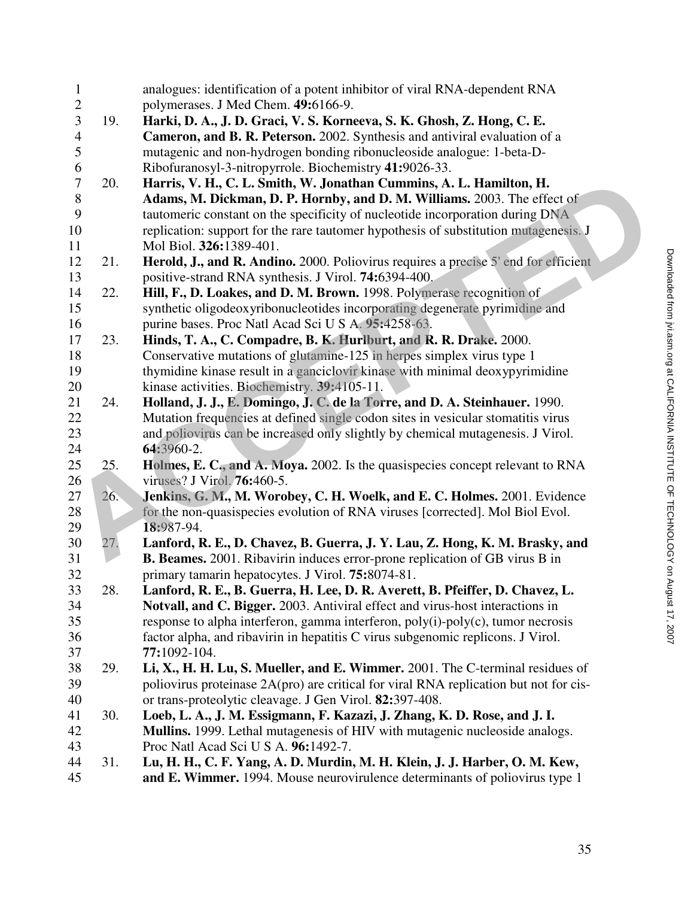analogues: identification of a potent inhibitor of viral RNA-dependent RNA polymerases. J Med Chem. **49:**6166-9.

19. **Harki, D. A., J. D. Graci, V. S. Korneeva, S. K. Ghosh, Z. Hong, C. E. Cameron, and B. R. Peterson.** 2002. Synthesis and antiviral evaluation of a mutagenic and non-hydrogen bonding ribonucleoside analogue: 1-beta-D-Ribofuranosyl-3-nitropyrrole. Biochemistry **41:**9026-33.
20. **Harris, V. H., C. L. Smith, W. Jonathan Cummins, A. L. Hamilton, H. Adams, M. Dickman, D. P. Hornby, and D. M. Williams.** 2003. The effect of tautomeric constant on the specificity of nucleotide incorporation during DNA replication: support for the rare tautomer hypothesis of substitution mutagenesis. J Mol Biol. **326:**1389-401.
21. **Herold, J., and R. Andino.** 2000. Poliovirus requires a precise 5' end for efficient positive-strand RNA synthesis. J Virol. **74:**6394-400.
22. **Hill, F., D. Loakes, and D. M. Brown.** 1998. Polymerase recognition of synthetic oligodeoxyribonucleotides incorporating degenerate pyrimidine and purine bases. Proc Natl Acad Sci U S A. **95:**4258-63.
23. **Hinds, T. A., C. Compadre, B. K. Hurlburt, and R. R. Drake.** 2000. Conservative mutations of glutamine-125 in herpes simplex virus type 1 thymidine kinase result in a ganciclovir kinase with minimal deoxypyrimidine kinase activities. Biochemistry. **39:**4105-11.
24. **Holland, J. J., E. Domingo, J. C. de la Torre, and D. A. Steinhauer.** 1990. Mutation frequencies at defined single codon sites in vesicular stomatitis virus and poliovirus can be increased only slightly by chemical mutagenesis. J Virol. **64:**3960-2.
25. **Holmes, E. C., and A. Moya.** 2002. Is the quasispecies concept relevant to RNA viruses? J Virol. **76:**460-5.
26. **Jenkins, G. M., M. Worobey, C. H. Woelk, and E. C. Holmes.** 2001. Evidence for the non-quasispecies evolution of RNA viruses [corrected]. Mol Biol Evol. **18:**987-94.
27. **Lanford, R. E., D. Chavez, B. Guerra, J. Y. Lau, Z. Hong, K. M. Brasky, and B. Beames.** 2001. Ribavirin induces error-prone replication of GB virus B in primary tamarin hepatocytes. J Virol. **75:**8074-81.
28. **Lanford, R. E., B. Guerra, H. Lee, D. R. Averett, B. Pfeiffer, D. Chavez, L. Notvall, and C. Bigger.** 2003. Antiviral effect and virus-host interactions in response to alpha interferon, gamma interferon, poly(i)-poly(c), tumor necrosis factor alpha, and ribavirin in hepatitis C virus subgenomic replicons. J Virol. **77:**1092-104.
29. **Li, X., H. H. Lu, S. Mueller, and E. Wimmer.** 2001. The C-terminal residues of poliovirus proteinase 2A(pro) are critical for viral RNA replication but not for cis- or trans-proteolytic cleavage. J Gen Virol. **82:**397-408.
30. **Loeb, L. A., J. M. Essigmann, F. Kazazi, J. Zhang, K. D. Rose, and J. I. Mullins.** 1999. Lethal mutagenesis of HIV with mutagenic nucleoside analogs. Proc Natl Acad Sci U S A. **96:**1492-7.
31. **Lu, H. H., C. F. Yang, A. D. Murdin, M. H. Klein, J. J. Harber, O. M. Kew, and E. Wimmer.** 1994. Mouse neurovirulence determinants of poliovirus type 1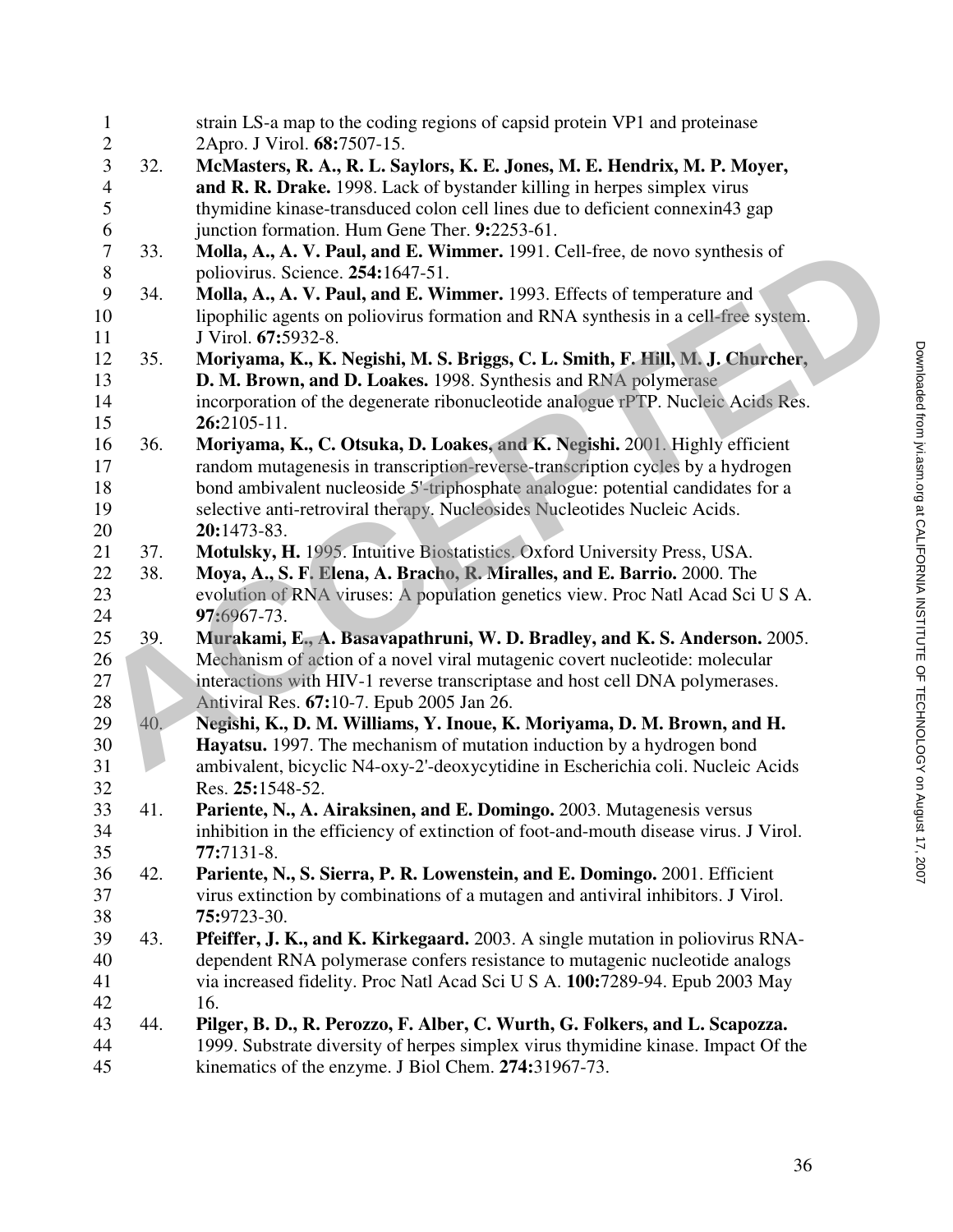strain LS-a map to the coding regions of capsid protein VP1 and proteinase 2Apro. J Virol. **68:**7507-15.

32. **McMasters, R. A., R. L. Saylors, K. E. Jones, M. E. Hendrix, M. P. Moyer, and R. R. Drake.** 1998. Lack of bystander killing in herpes simplex virus thymidine kinase-transduced colon cell lines due to deficient connexin43 gap junction formation. Hum Gene Ther. **9:**2253-61.
33. **Molla, A., A. V. Paul, and E. Wimmer.** 1991. Cell-free, de novo synthesis of poliovirus. Science. **254:**1647-51.
34. **Molla, A., A. V. Paul, and E. Wimmer.** 1993. Effects of temperature and lipophilic agents on poliovirus formation and RNA synthesis in a cell-free system. J Virol. **67:**5932-8.
35. **Moriyama, K., K. Negishi, M. S. Briggs, C. L. Smith, F. Hill, M. J. Churcher, D. M. Brown, and D. Loakes.** 1998. Synthesis and RNA polymerase incorporation of the degenerate ribonucleotide analogue rPTP. Nucleic Acids Res. **26:**2105-11.
36. **Moriyama, K., C. Otsuka, D. Loakes, and K. Negishi.** 2001. Highly efficient random mutagenesis in transcription-reverse-transcription cycles by a hydrogen bond ambivalent nucleoside 5'-triphosphate analogue: potential candidates for a selective anti-retroviral therapy. Nucleosides Nucleotides Nucleic Acids. **20:**1473-83.
37. **Motulsky, H.** 1995. Intuitive Biostatistics. Oxford University Press, USA.
38. **Moya, A., S. F. Elena, A. Bracho, R. Miralles, and E. Barrio.** 2000. The evolution of RNA viruses: A population genetics view. Proc Natl Acad Sci U S A. **97:**6967-73.
39. **Murakami, E., A. Basavapathruni, W. D. Bradley, and K. S. Anderson.** 2005. Mechanism of action of a novel viral mutagenic covert nucleotide: molecular interactions with HIV-1 reverse transcriptase and host cell DNA polymerases. Antiviral Res. **67:**10-7. Epub 2005 Jan 26.
40. **Negishi, K., D. M. Williams, Y. Inoue, K. Moriyama, D. M. Brown, and H. Hayatsu.** 1997. The mechanism of mutation induction by a hydrogen bond ambivalent, bicyclic N4-oxy-2'-deoxycytidine in Escherichia coli. Nucleic Acids Res. **25:**1548-52.
41. **Pariente, N., A. Airaksinen, and E. Domingo.** 2003. Mutagenesis versus inhibition in the efficiency of extinction of foot-and-mouth disease virus. J Virol. **77:**7131-8.
42. **Pariente, N., S. Sierra, P. R. Lowenstein, and E. Domingo.** 2001. Efficient virus extinction by combinations of a mutagen and antiviral inhibitors. J Virol. **75:**9723-30.
43. **Pfeiffer, J. K., and K. Kirkegaard.** 2003. A single mutation in poliovirus RNA-dependent RNA polymerase confers resistance to mutagenic nucleotide analogs via increased fidelity. Proc Natl Acad Sci U S A. **100:**7289-94. Epub 2003 May 16.
44. **Pilger, B. D., R. Perozzo, F. Alber, C. Wurth, G. Folkers, and L. Scapozza.** 1999. Substrate diversity of herpes simplex virus thymidine kinase. Impact Of the kinematics of the enzyme. J Biol Chem. **274:**31967-73.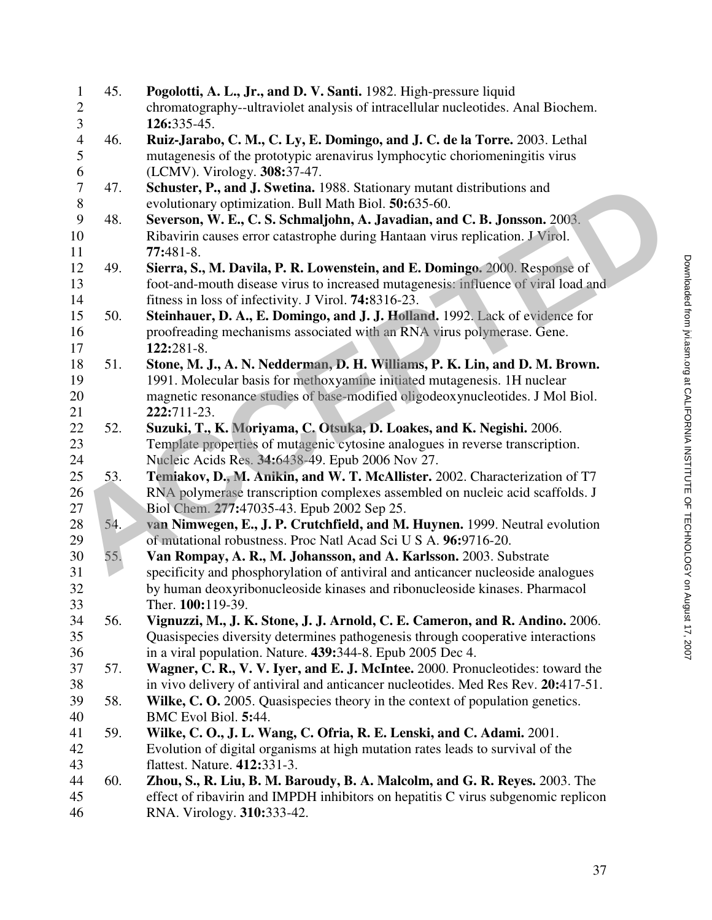45. **Pogolotti, A. L., Jr., and D. V. Santi.** 1982. High-pressure liquid chromatography--ultraviolet analysis of intracellular nucleotides. Anal Biochem. **126:**335-45.

46. **Ruiz-Jarabo, C. M., C. Ly, E. Domingo, and J. C. de la Torre.** 2003. Lethal mutagenesis of the prototypic arenavirus lymphocytic choriomeningitis virus (LCMV). Virology. **308:**37-47.

47. **Schuster, P., and J. Swetina.** 1988. Stationary mutant distributions and evolutionary optimization. Bull Math Biol. **50:**635-60.

48. **Severson, W. E., C. S. Schmaljohn, A. Javadian, and C. B. Jonsson.** 2003. Ribavirin causes error catastrophe during Hantaan virus replication. J Virol. **77:**481-8.

49. **Sierra, S., M. Davila, P. R. Lowenstein, and E. Domingo.** 2000. Response of foot-and-mouth disease virus to increased mutagenesis: influence of viral load and fitness in loss of infectivity. J Virol. **74:**8316-23.

50. **Steinhauer, D. A., E. Domingo, and J. J. Holland.** 1992. Lack of evidence for proofreading mechanisms associated with an RNA virus polymerase. Gene. **122:**281-8.

51. **Stone, M. J., A. N. Nedderman, D. H. Williams, P. K. Lin, and D. M. Brown.** 1991. Molecular basis for methoxyamine initiated mutagenesis. 1H nuclear magnetic resonance studies of base-modified oligodeoxynucleotides. J Mol Biol. **222:**711-23.

52. **Suzuki, T., K. Moriyama, C. Otsuka, D. Loakes, and K. Negishi.** 2006. Template properties of mutagenic cytosine analogues in reverse transcription. Nucleic Acids Res. **34:**6438-49. Epub 2006 Nov 27.

53. **Temiakov, D., M. Anikin, and W. T. McAllister.** 2002. Characterization of T7 RNA polymerase transcription complexes assembled on nucleic acid scaffolds. J Biol Chem. **277:**47035-43. Epub 2002 Sep 25.

54. **van Nimwegen, E., J. P. Crutchfield, and M. Huynen.** 1999. Neutral evolution of mutational robustness. Proc Natl Acad Sci U S A. **96:**9716-20.

55. **Van Rompay, A. R., M. Johansson, and A. Karlsson.** 2003. Substrate specificity and phosphorylation of antiviral and anticancer nucleoside analogues by human deoxyribonucleoside kinases and ribonucleoside kinases. Pharmacol Ther. **100:**119-39.

56. **Vignuzzi, M., J. K. Stone, J. J. Arnold, C. E. Cameron, and R. Andino.** 2006. Quasispecies diversity determines pathogenesis through cooperative interactions in a viral population. Nature. **439:**344-8. Epub 2005 Dec 4.

57. **Wagner, C. R., V. V. Iyer, and E. J. McIntee.** 2000. Pronucleotides: toward the in vivo delivery of antiviral and anticancer nucleotides. Med Res Rev. **20:**417-51.

58. **Wilke, C. O.** 2005. Quasispecies theory in the context of population genetics. BMC Evol Biol. **5:**44.

59. **Wilke, C. O., J. L. Wang, C. Ofria, R. E. Lenski, and C. Adami.** 2001. Evolution of digital organisms at high mutation rates leads to survival of the flattest. Nature. **412:**331-3.

60. **Zhou, S., R. Liu, B. M. Baroudy, B. A. Malcolm, and G. R. Reyes.** 2003. The effect of ribavirin and IMPDH inhibitors on hepatitis C virus subgenomic replicon RNA. Virology. **310:**333-42.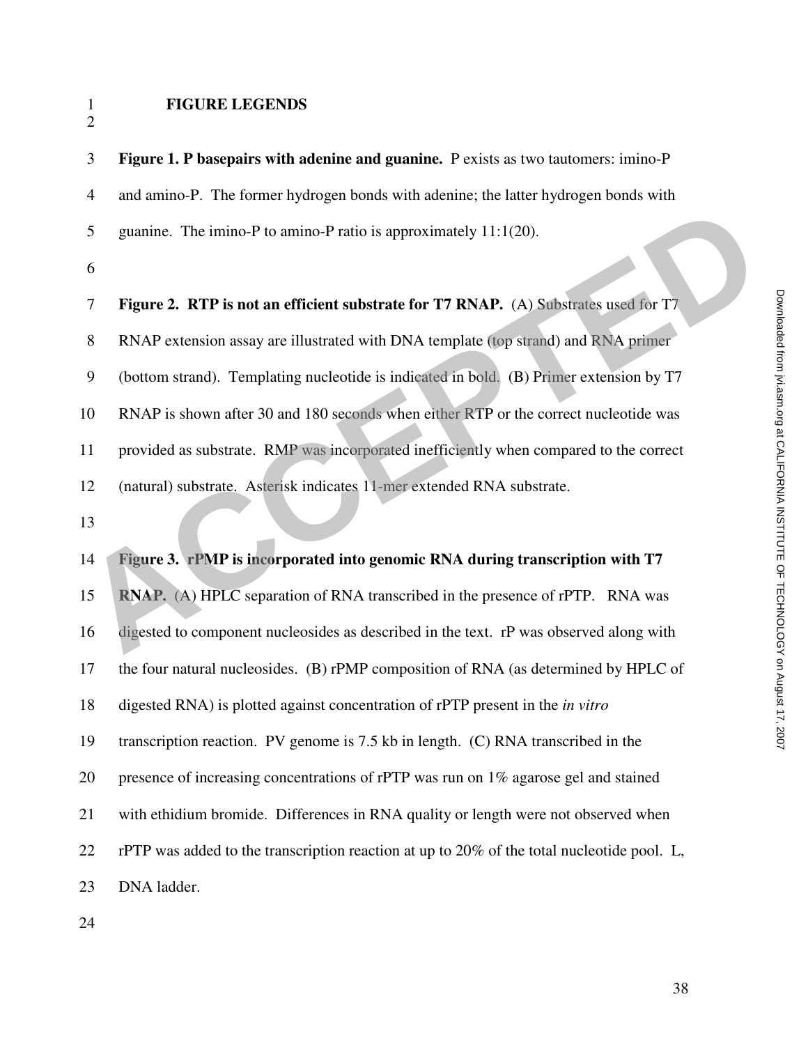## FIGURE LEGENDS

**Figure 1. P basepairs with adenine and guanine.** P exists as two tautomers: imino-P and amino-P. The former hydrogen bonds with adenine; the latter hydrogen bonds with guanine. The imino-P to amino-P ratio is approximately 11:1(20).

**Figure 2. RTP is not an efficient substrate for T7 RNAP.** (A) Substrates used for T7 RNAP extension assay are illustrated with DNA template (top strand) and RNA primer (bottom strand). Templating nucleotide is indicated in bold. (B) Primer extension by T7 RNAP is shown after 30 and 180 seconds when either RTP or the correct nucleotide was provided as substrate. RMP was incorporated inefficiently when compared to the correct (natural) substrate. Asterisk indicates 11-mer extended RNA substrate.

**Figure 3. rPMP is incorporated into genomic RNA during transcription with T7 RNAP.** (A) HPLC separation of RNA transcribed in the presence of rPTP. RNA was digested to component nucleosides as described in the text. rP was observed along with the four natural nucleosides. (B) rPMP composition of RNA (as determined by HPLC of digested RNA) is plotted against concentration of rPTP present in the *in vitro* transcription reaction. PV genome is 7.5 kb in length. (C) RNA transcribed in the presence of increasing concentrations of rPTP was run on 1% agarose gel and stained with ethidium bromide. Differences in RNA quality or length were not observed when rPTP was added to the transcription reaction at up to 20% of the total nucleotide pool. L, DNA ladder.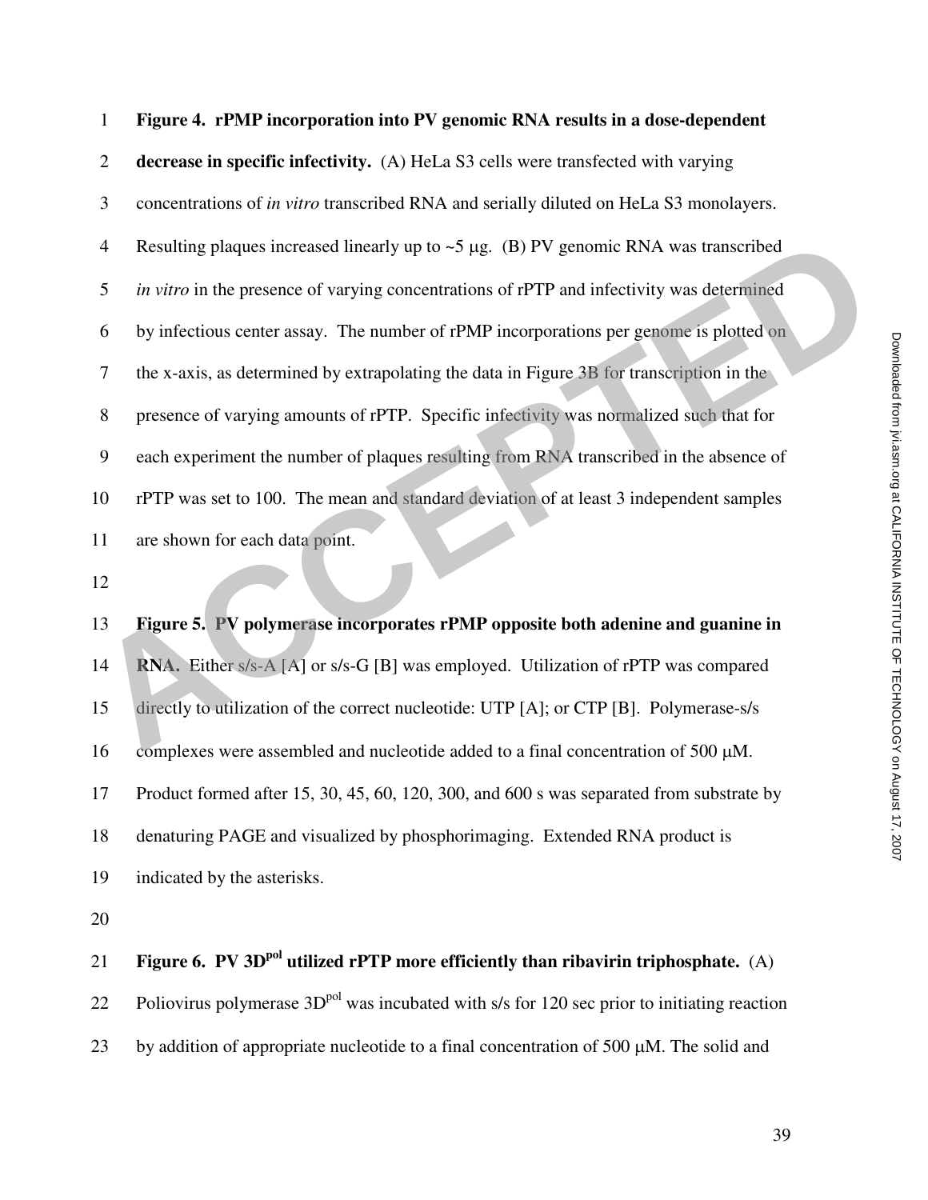**Figure 4. rPMP incorporation into PV genomic RNA results in a dose-dependent decrease in specific infectivity.** (A) HeLa S3 cells were transfected with varying concentrations of *in vitro* transcribed RNA and serially diluted on HeLa S3 monolayers. Resulting plaques increased linearly up to ~5 μg. (B) PV genomic RNA was transcribed *in vitro* in the presence of varying concentrations of rPTP and infectivity was determined by infectious center assay. The number of rPMP incorporations per genome is plotted on the x-axis, as determined by extrapolating the data in Figure 3B for transcription in the presence of varying amounts of rPTP. Specific infectivity was normalized such that for each experiment the number of plaques resulting from RNA transcribed in the absence of rPTP was set to 100. The mean and standard deviation of at least 3 independent samples are shown for each data point.

**Figure 5. PV polymerase incorporates rPMP opposite both adenine and guanine in RNA.** Either s/s-A [A] or s/s-G [B] was employed. Utilization of rPTP was compared directly to utilization of the correct nucleotide: UTP [A]; or CTP [B]. Polymerase-s/s complexes were assembled and nucleotide added to a final concentration of 500 μM. Product formed after 15, 30, 45, 60, 120, 300, and 600 s was separated from substrate by denaturing PAGE and visualized by phosphorimaging. Extended RNA product is indicated by the asterisks.

**Figure 6. PV 3D$^{pol}$ utilized rPTP more efficiently than ribavirin triphosphate.** (A) Poliovirus polymerase 3D$^{pol}$ was incubated with s/s for 120 sec prior to initiating reaction by addition of appropriate nucleotide to a final concentration of 500 μM. The solid and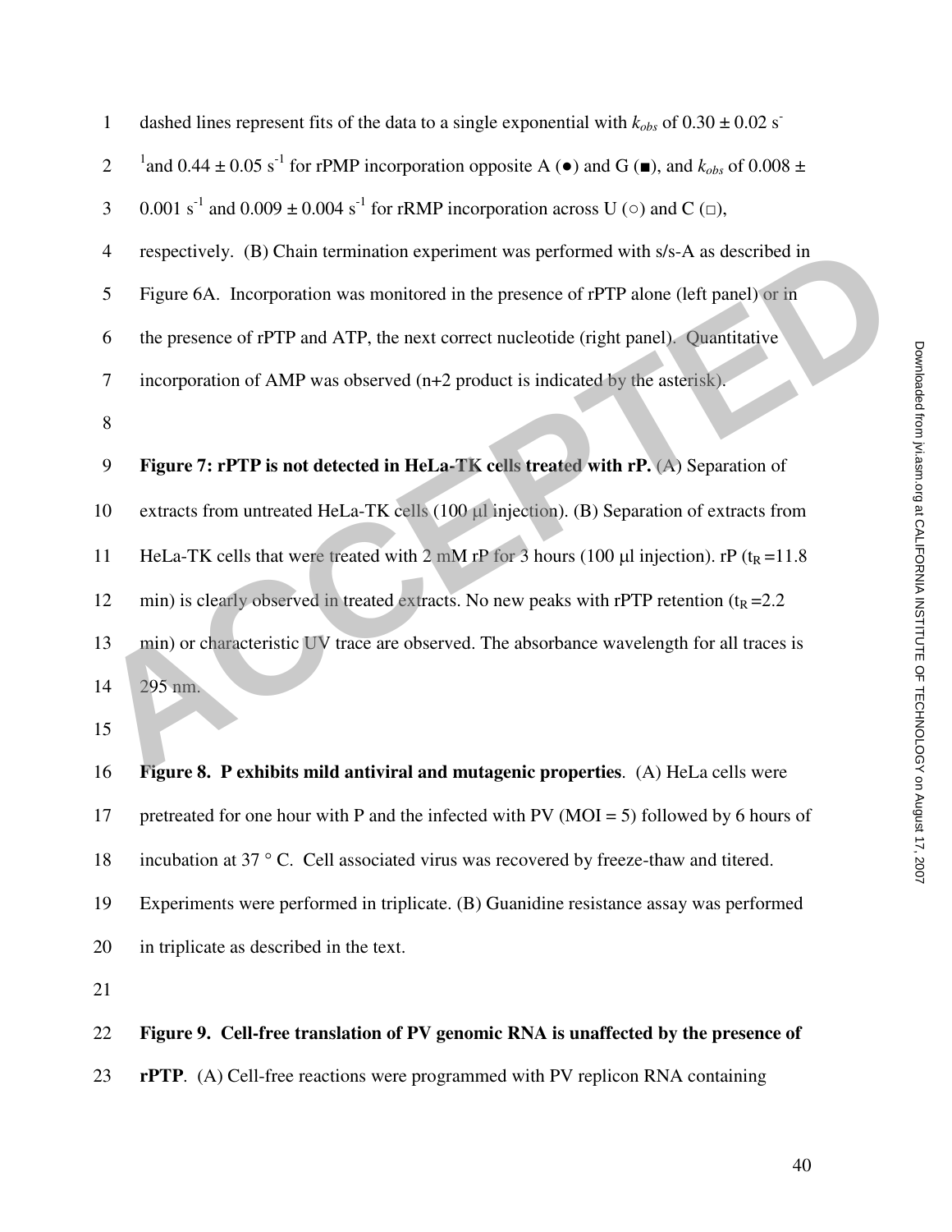dashed lines represent fits of the data to a single exponential with $k_{obs}$ of 0.30 ± 0.02 $s^{-1}$ and 0.44 ± 0.05 $s^{-1}$ for rPMP incorporation opposite A (●) and G (■), and $k_{obs}$ of 0.008 ± 0.001 $s^{-1}$ and 0.009 ± 0.004 $s^{-1}$ for rRMP incorporation across U (○) and C (□), respectively. (B) Chain termination experiment was performed with s/s-A as described in Figure 6A. Incorporation was monitored in the presence of rPTP alone (left panel) or in the presence of rPTP and ATP, the next correct nucleotide (right panel). Quantitative incorporation of AMP was observed (n+2 product is indicated by the asterisk).

**Figure 7: rPTP is not detected in HeLa-TK cells treated with rP.** (A) Separation of extracts from untreated HeLa-TK cells (100 µl injection). (B) Separation of extracts from HeLa-TK cells that were treated with 2 mM rP for 3 hours (100 µl injection). rP ($t_R$ =11.8 min) is clearly observed in treated extracts. No new peaks with rPTP retention ($t_R$ =2.2 min) or characteristic UV trace are observed. The absorbance wavelength for all traces is 295 nm.

**Figure 8. P exhibits mild antiviral and mutagenic properties**. (A) HeLa cells were pretreated for one hour with P and the infected with PV (MOI = 5) followed by 6 hours of incubation at 37 ° C. Cell associated virus was recovered by freeze-thaw and titered. Experiments were performed in triplicate. (B) Guanidine resistance assay was performed in triplicate as described in the text.

**Figure 9. Cell-free translation of PV genomic RNA is unaffected by the presence of rPTP**. (A) Cell-free reactions were programmed with PV replicon RNA containing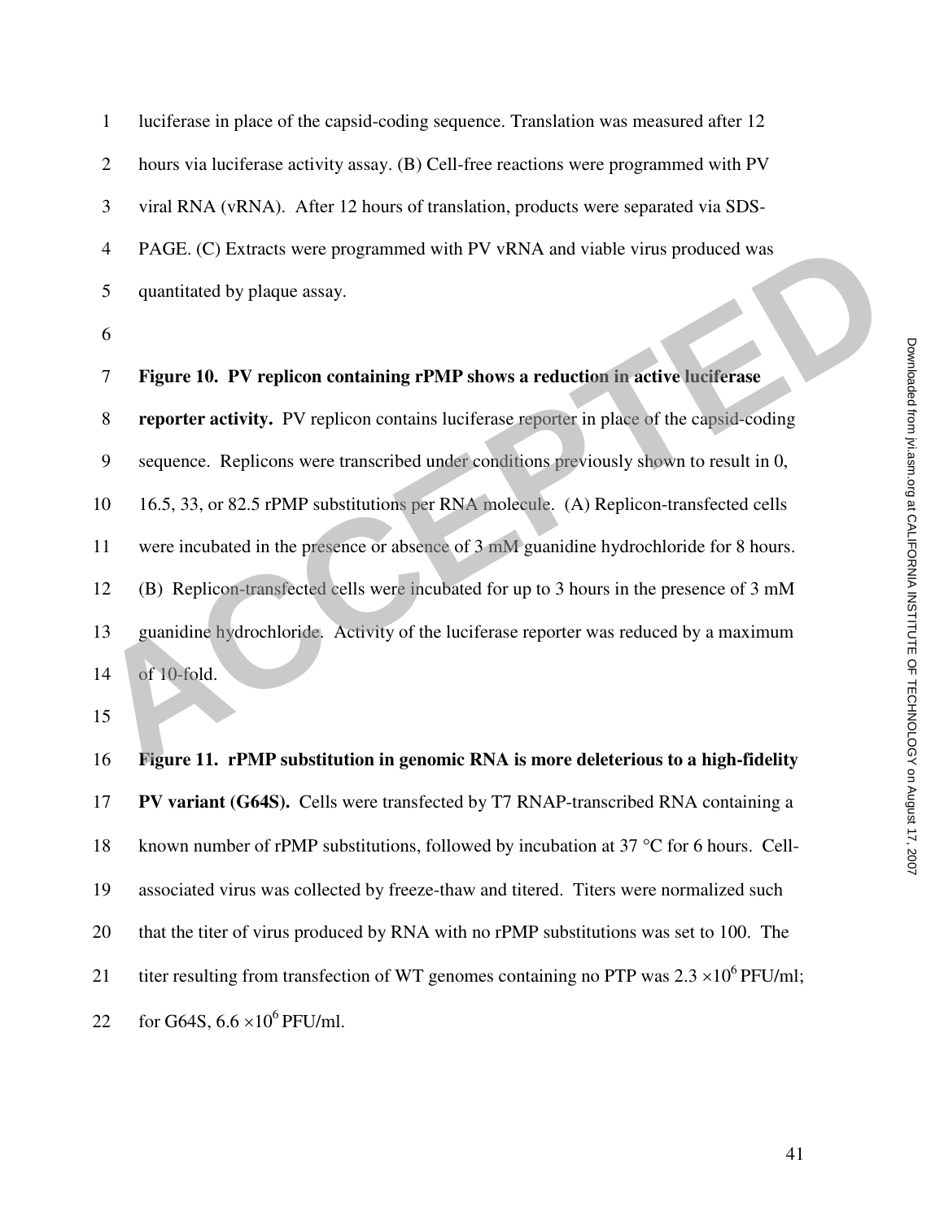luciferase in place of the capsid-coding sequence. Translation was measured after 12 hours via luciferase activity assay. (B) Cell-free reactions were programmed with PV viral RNA (vRNA). After 12 hours of translation, products were separated via SDS-PAGE. (C) Extracts were programmed with PV vRNA and viable virus produced was quantitated by plaque assay.

**Figure 10. PV replicon containing rPMP shows a reduction in active luciferase reporter activity.** PV replicon contains luciferase reporter in place of the capsid-coding sequence. Replicons were transcribed under conditions previously shown to result in 0, 16.5, 33, or 82.5 rPMP substitutions per RNA molecule. (A) Replicon-transfected cells were incubated in the presence or absence of 3 mM guanidine hydrochloride for 8 hours. (B) Replicon-transfected cells were incubated for up to 3 hours in the presence of 3 mM guanidine hydrochloride. Activity of the luciferase reporter was reduced by a maximum of 10-fold.

**Figure 11. rPMP substitution in genomic RNA is more deleterious to a high-fidelity PV variant (G64S).** Cells were transfected by T7 RNAP-transcribed RNA containing a known number of rPMP substitutions, followed by incubation at 37 °C for 6 hours. Cell-associated virus was collected by freeze-thaw and titered. Titers were normalized such that the titer of virus produced by RNA with no rPMP substitutions was set to 100. The titer resulting from transfection of WT genomes containing no PTP was $2.3 \times 10^6$ PFU/ml; for G64S, $6.6 \times 10^6$ PFU/ml.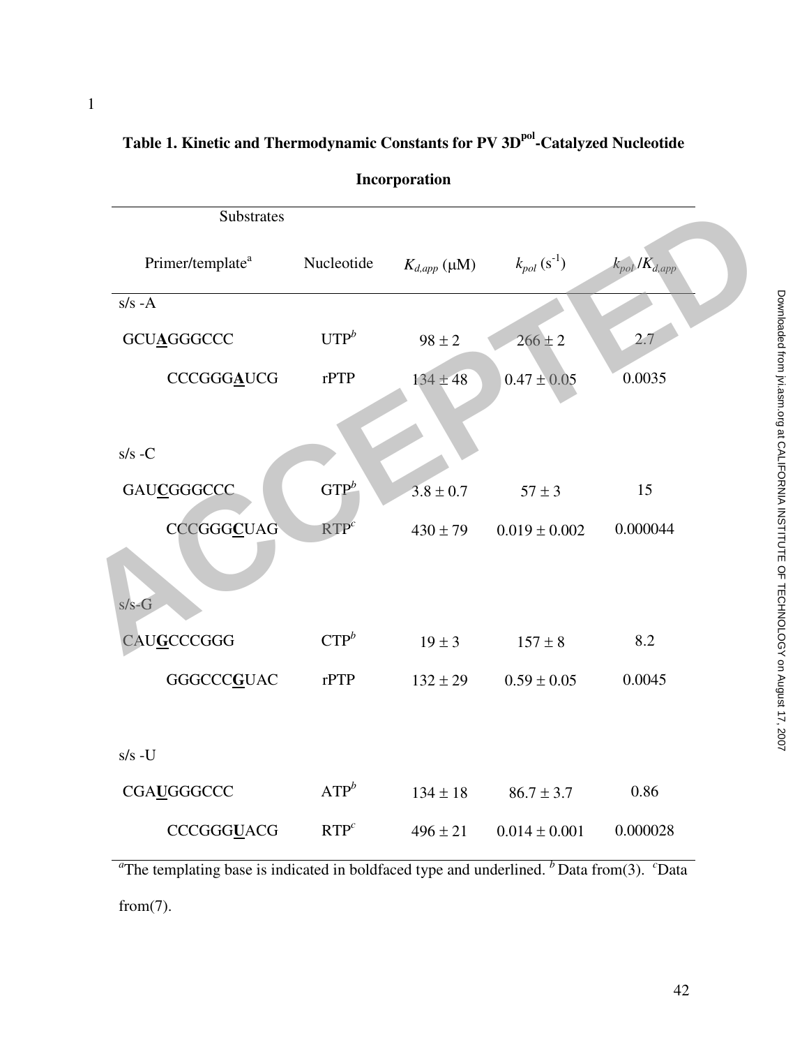**Table 1. Kinetic and Thermodynamic Constants for PV $3D^{pol}$-Catalyzed Nucleotide Incorporation**

| Substrates | | | | |
|---|---|---|---|---|
| Primer/template[a] | Nucleotide | $K_{d,app}$ (μM) | $k_{pol}$ ($s^{-1}$) | $k_{pol}/K_{d,app}$ |
| s/s -A | | | | |
| GCU**A**GGGCCC | UTP[b] | 98 ± 2 | 266 ± 2 | 2.7 |
| CCCGGG**A**UCG | rPTP | 134 ± 48 | 0.47 ± 0.05 | 0.0035 |
| s/s -C | | | | |
| GAU**C**GGGCCC | GTP[b] | 3.8 ± 0.7 | 57 ± 3 | 15 |
| CCCGGG**C**UAG | RTP[c] | 430 ± 79 | 0.019 ± 0.002 | 0.000044 |
| s/s-G | | | | |
| CAU**G**CCCGGG | CTP[b] | 19 ± 3 | 157 ± 8 | 8.2 |
| GGGCCC**G**UAC | rPTP | 132 ± 29 | 0.59 ± 0.05 | 0.0045 |
| s/s -U | | | | |
| CGA**U**GGGCCC | ATP[b] | 134 ± 18 | 86.7 ± 3.7 | 0.86 |
| CCCGGG**U**ACG | RTP[c] | 496 ± 21 | 0.014 ± 0.001 | 0.000028 |

[a]The templating base is indicated in boldfaced type and underlined. [b] Data from(3). [c]Data from(7).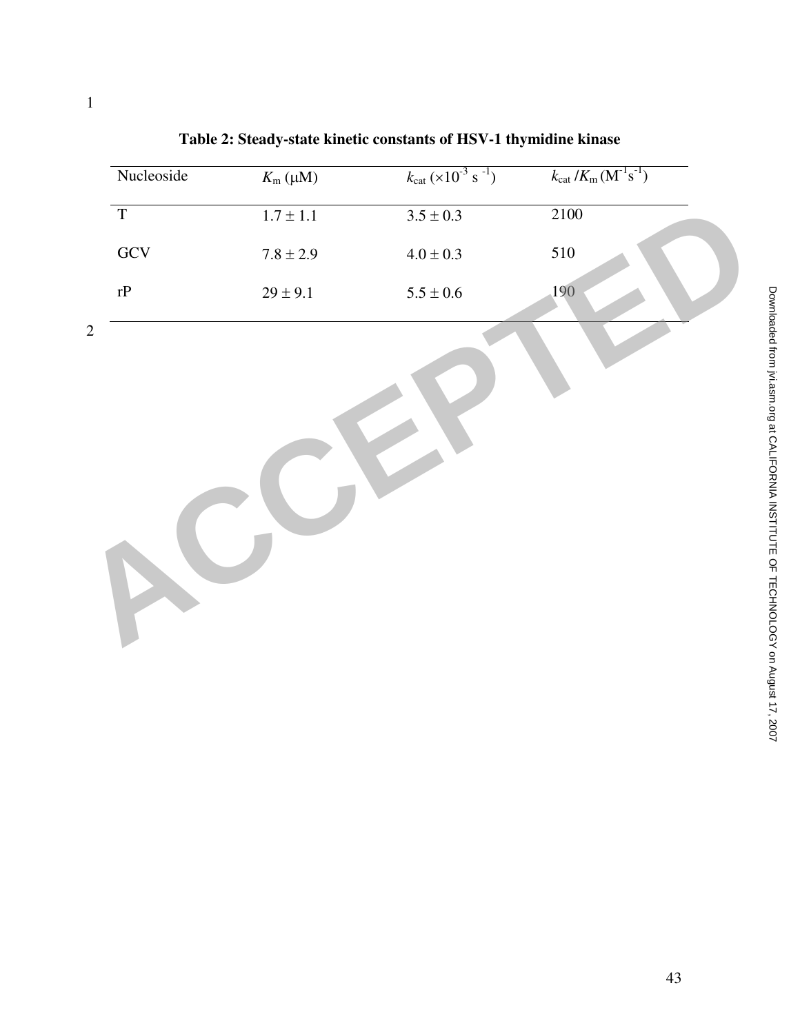**Table 2: Steady-state kinetic constants of HSV-1 thymidine kinase**

| Nucleoside | $K_m$ (μM) | $k_{cat}$ ($\times 10^{-3}$ s $^{-1}$) | $k_{cat}/K_m$ ($M^{-1}s^{-1}$) |
|---|---|---|---|
| T | 1.7 ± 1.1 | 3.5 ± 0.3 | 2100 |
| GCV | 7.8 ± 2.9 | 4.0 ± 0.3 | 510 |
| rP | 29 ± 9.1 | 5.5 ± 0.6 | 190 |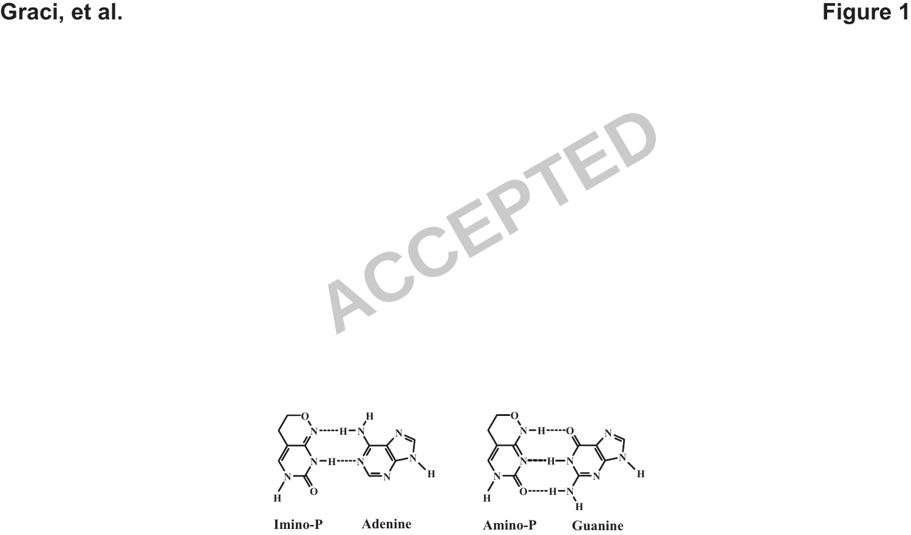Imino-P   Adenine

Amino-P   Guanine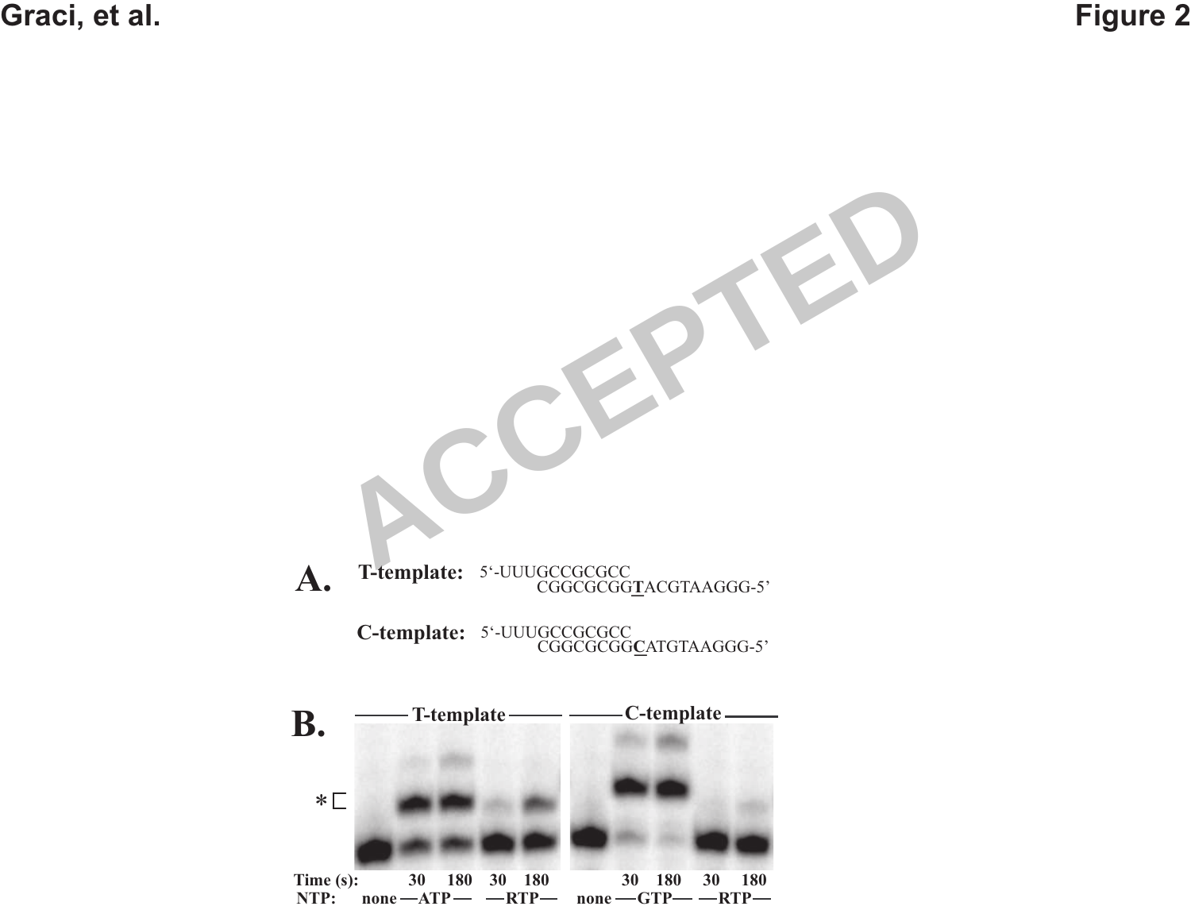**A.**

**T-template:** 5'-UUUGCCGCGCC
CGGCGCGG**T**ACGTAAGGG-5'

**C-template:** 5'-UUUGCCGCGCC
CGGCGCGG**C**ATGTAAGGG-5'

**B.**

| | T-template | | | | C-template | | | |
|---|---|---|---|---|---|---|---|---|
| Time (s): | | 30 | 180 | 30 | 180 | | 30 | 180 | 30 | 180 |
| NTP: | none | ATP | ATP | RTP | RTP | none | GTP | GTP | RTP | RTP |

*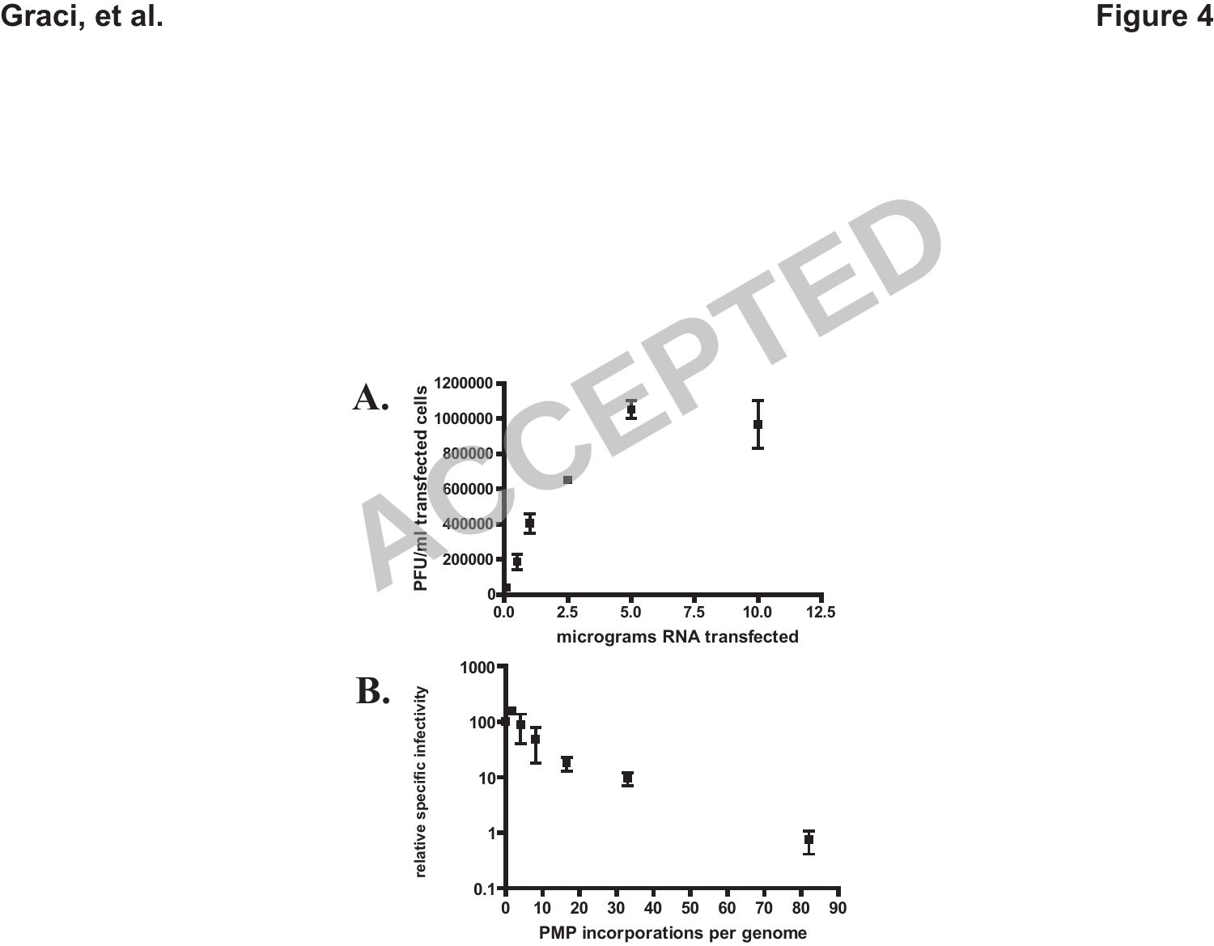# Figure 4

**A.**

PFU/ml transfected cells: 0, 200000, 400000, 600000, 800000, 1000000, 1200000

micrograms RNA transfected: 0.0, 2.5, 5.0, 7.5, 10.0, 12.5

**B.**

relative specific infectivity: 0.1, 1, 10, 100, 1000

PMP incorporations per genome: 0, 10, 20, 30, 40, 50, 60, 70, 80, 90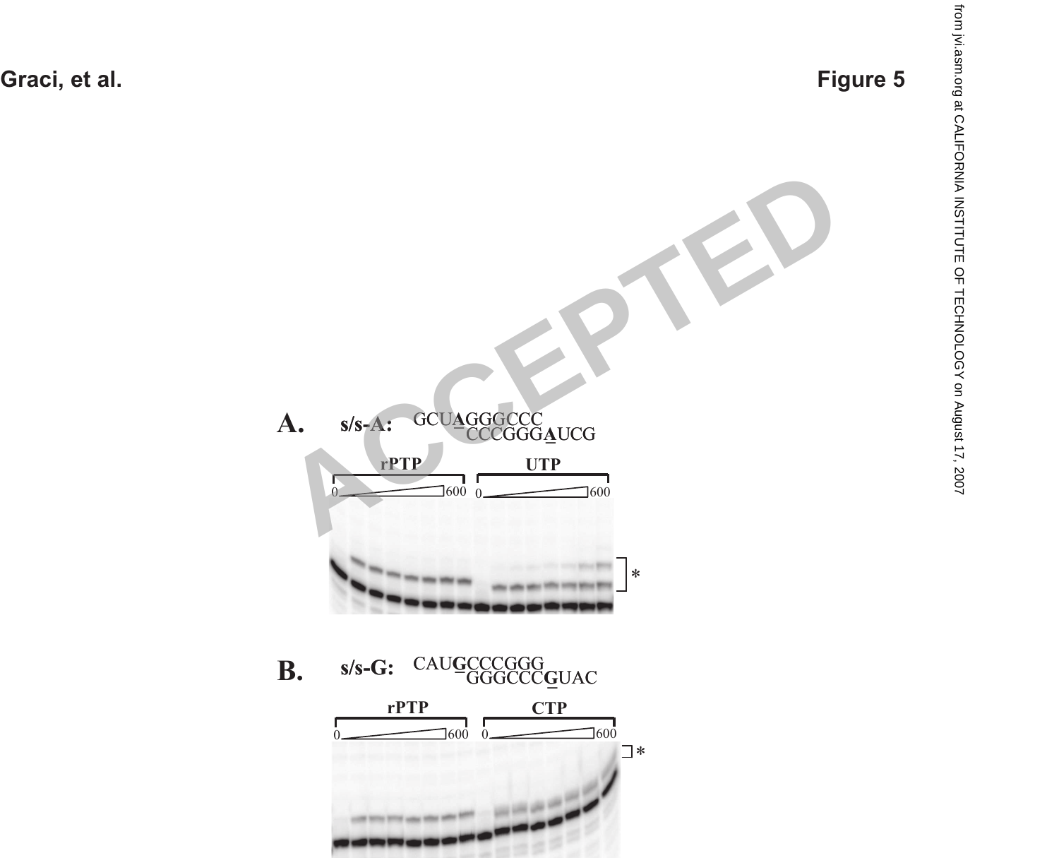Figure 5

**A.** s/s-A: GCUAGGGCCC / CCCGGGAUCG

rPTP 0 – 600 | UTP 0 – 600

*

**B.** s/s-G: CAUGCCCGGG / GGGCCCGUAC

rPTP 0 – 600 | CTP 0 – 600

*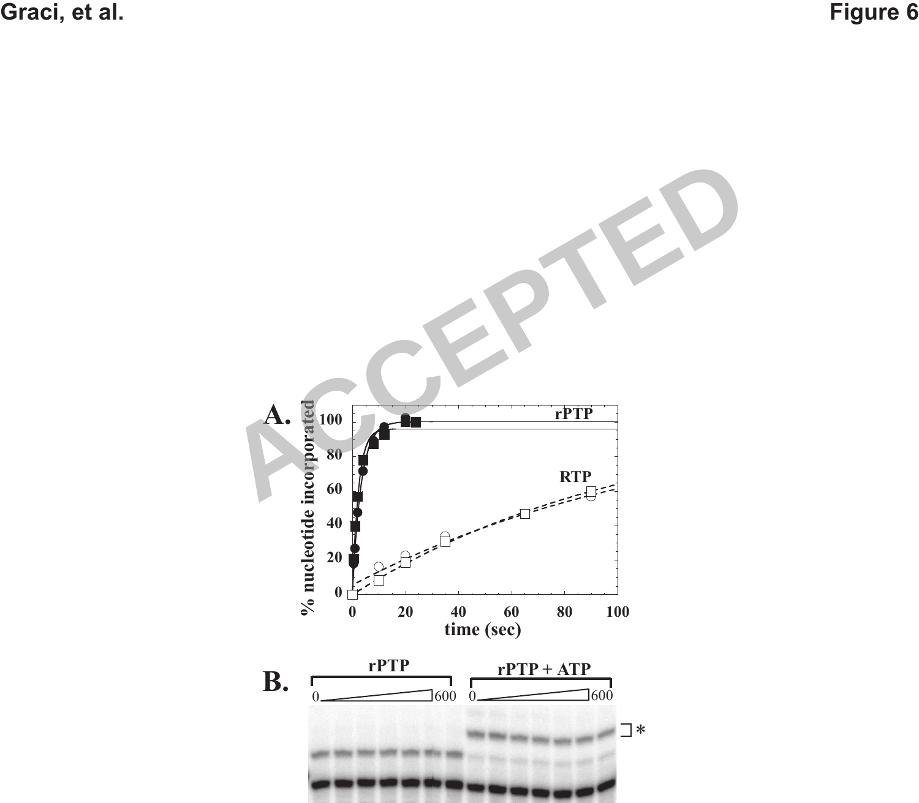Figure 6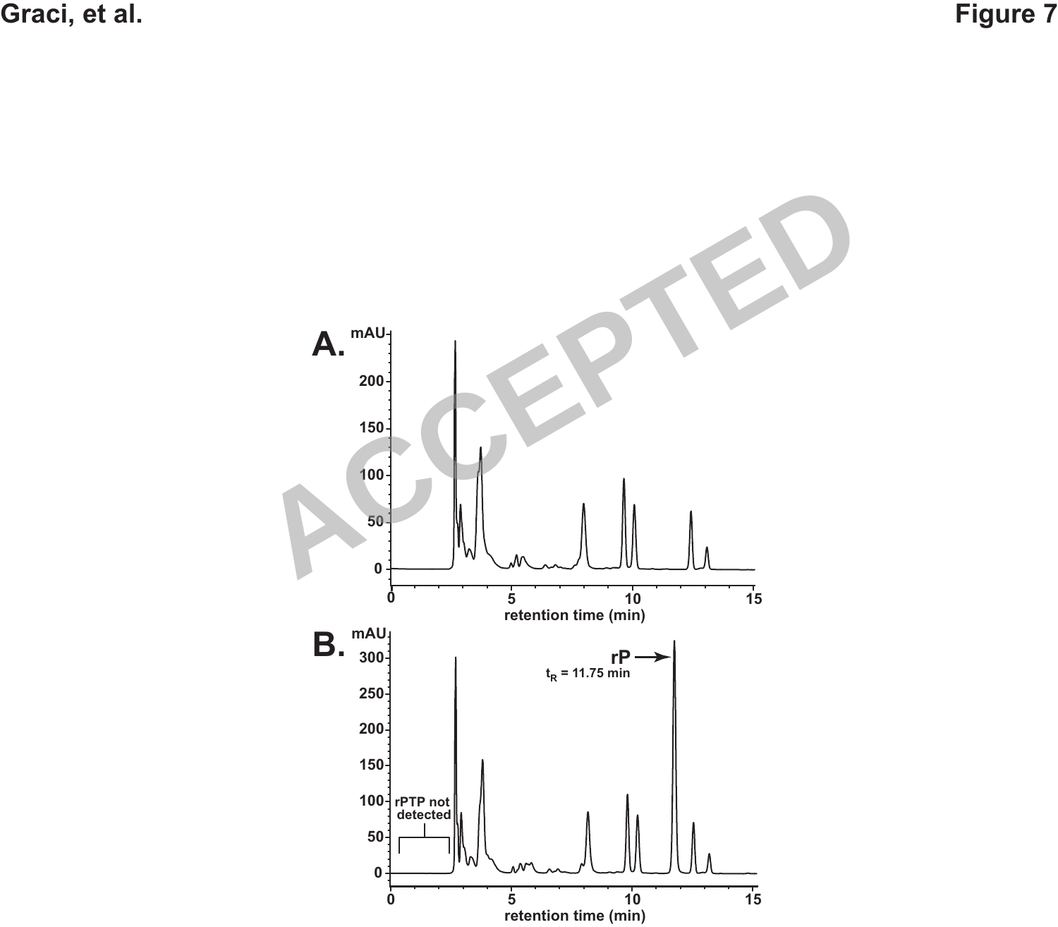Figure 7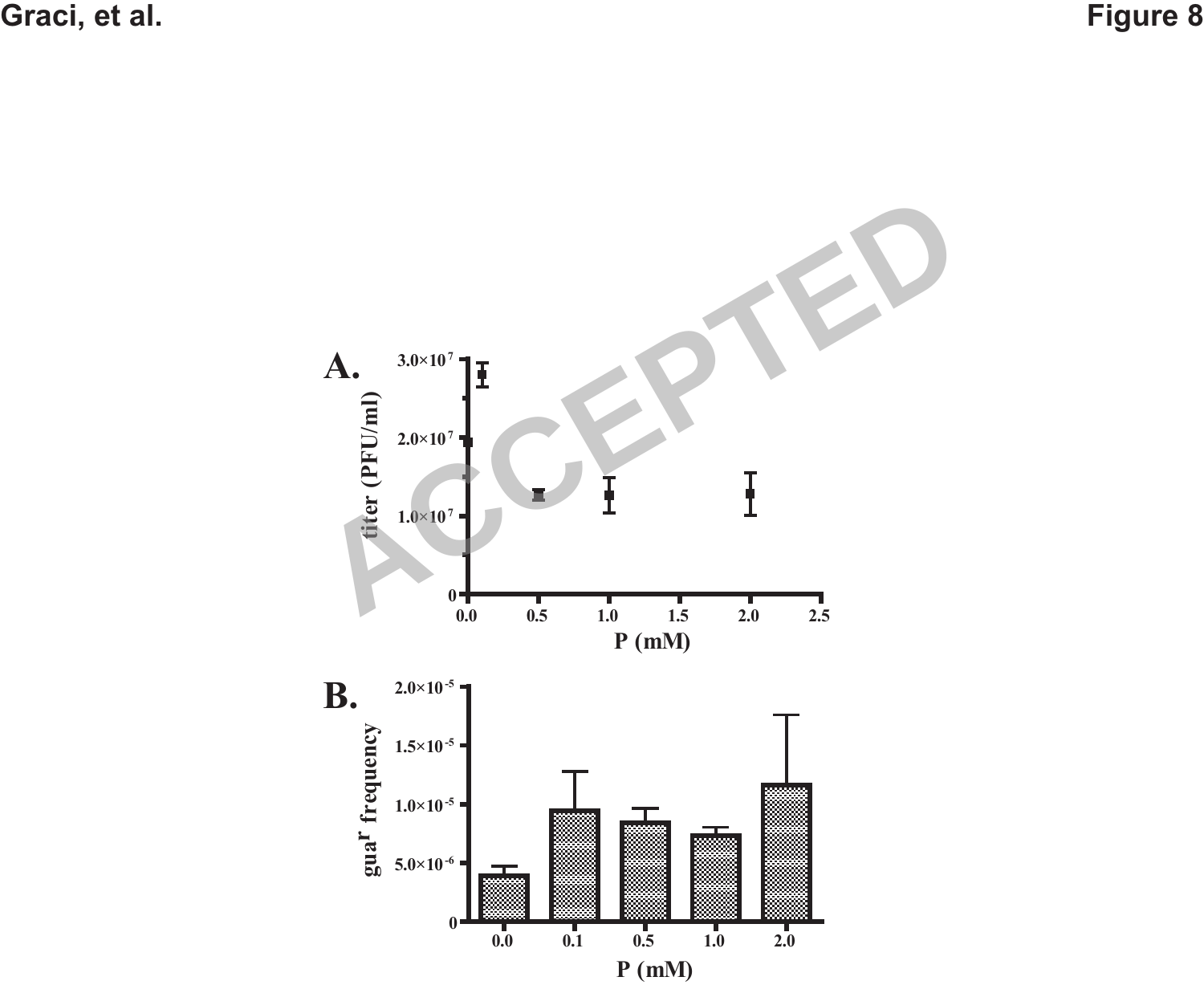**Figure 8**

**A.**

**B.**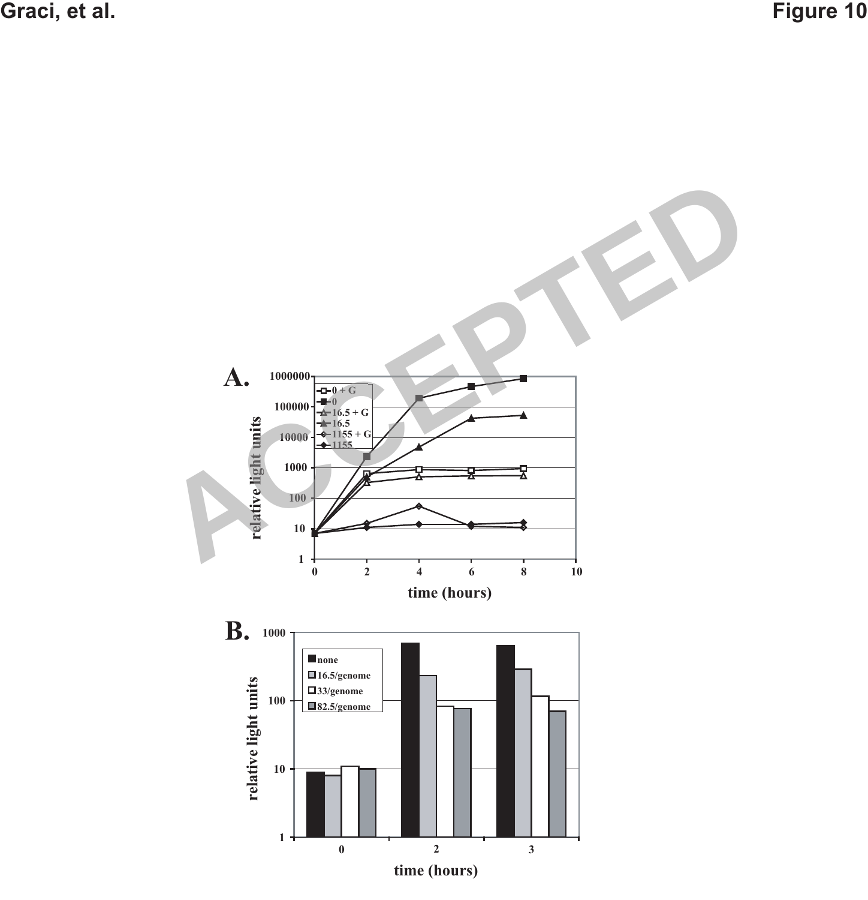Figure 10

**A.**

relative light units

time (hours)

- 0 + G
- 0
- 16.5 + G
- 16.5
- 1155 + G
- 1155

**B.**

relative light units

time (hours)

- none
- 16.5/genome
- 33/genome
- 82.5/genome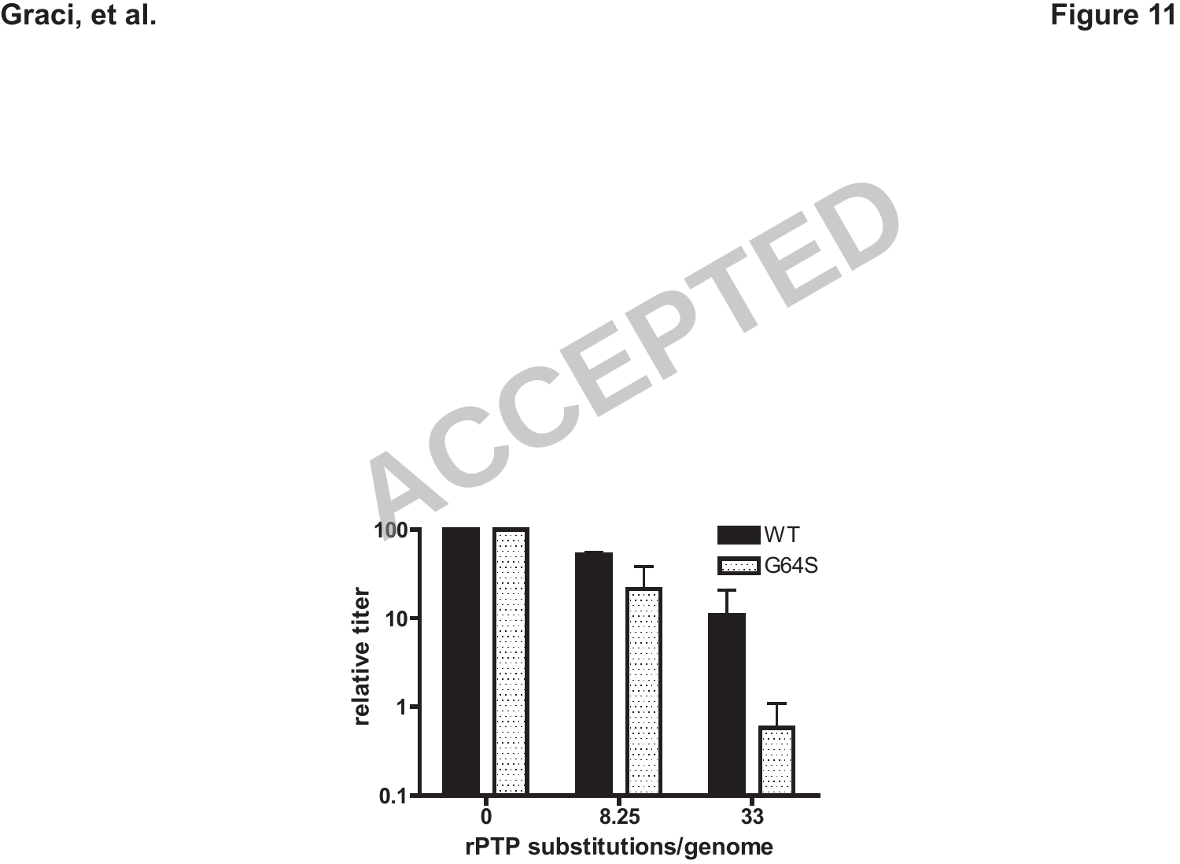Figure 11

100
10
1
0.1

relative titer

WT
G64S

0
8.25
33

rPTP substitutions/genome